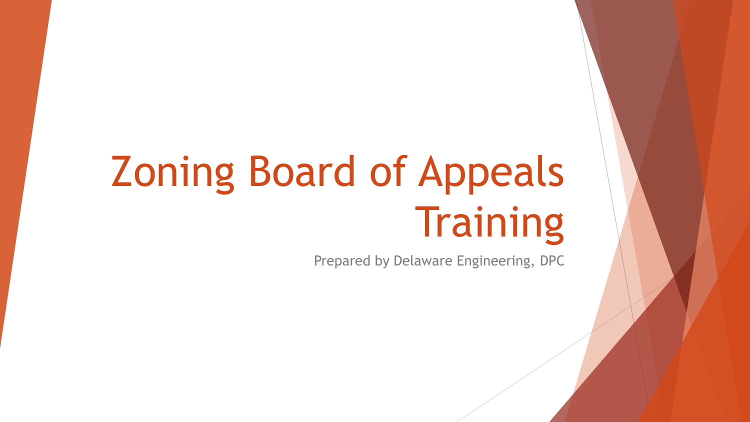# Zoning Board of Appeals Training

Prepared by Delaware Engineering, DPC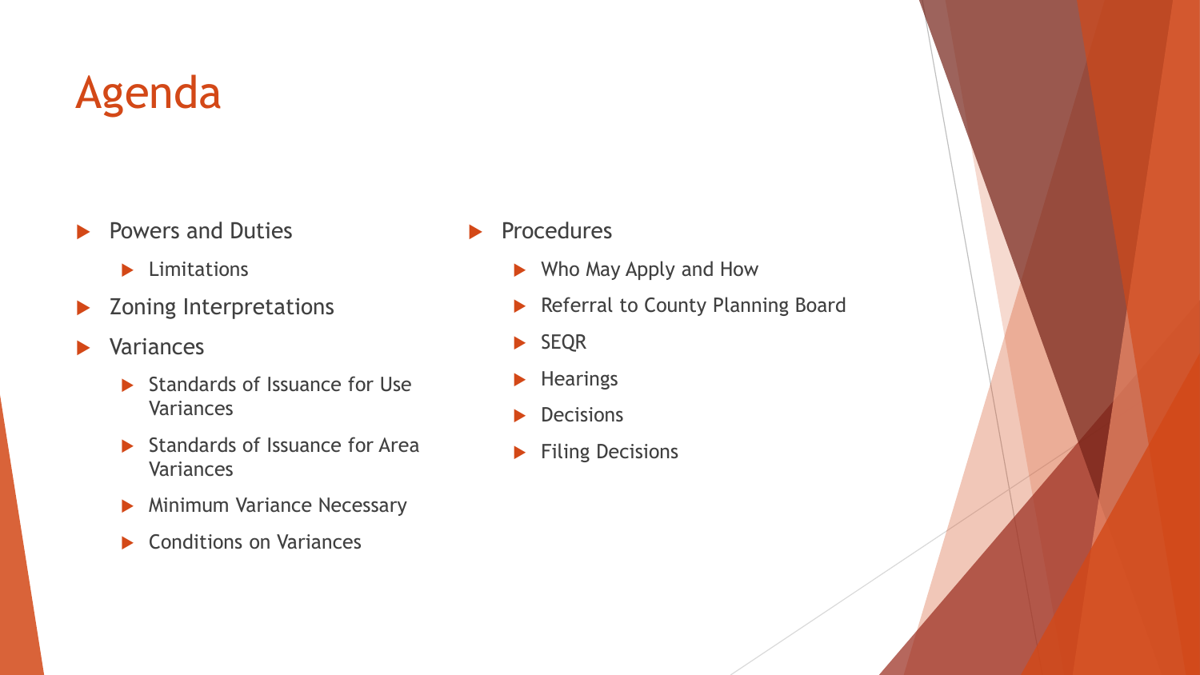# Agenda

- Powers and Duties
  - Limitations
- Zoning Interpretations
- Variances
  - Standards of Issuance for Use Variances
  - Standards of Issuance for Area Variances
  - Minimum Variance Necessary
  - Conditions on Variances
- Procedures
  - Who May Apply and How
  - Referral to County Planning Board
  - SEQR
  - Hearings
  - Decisions
  - Filing Decisions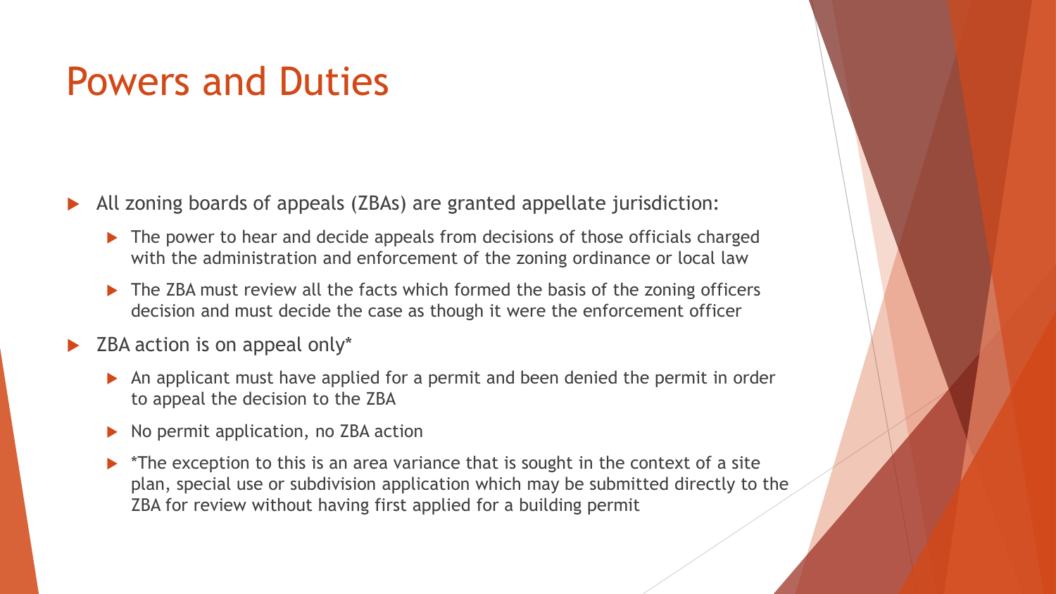# Powers and Duties

- All zoning boards of appeals (ZBAs) are granted appellate jurisdiction:
  - The power to hear and decide appeals from decisions of those officials charged with the administration and enforcement of the zoning ordinance or local law
  - The ZBA must review all the facts which formed the basis of the zoning officers decision and must decide the case as though it were the enforcement officer
- ZBA action is on appeal only*
  - An applicant must have applied for a permit and been denied the permit in order to appeal the decision to the ZBA
  - No permit application, no ZBA action
  - *The exception to this is an area variance that is sought in the context of a site plan, special use or subdivision application which may be submitted directly to the ZBA for review without having first applied for a building permit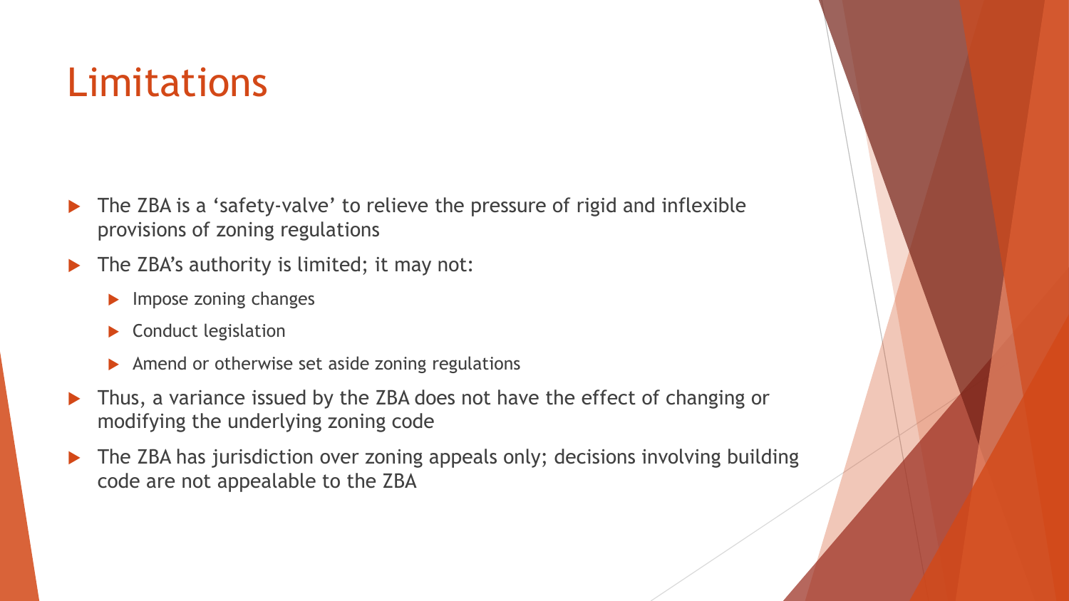# Limitations

- The ZBA is a ‘safety-valve’ to relieve the pressure of rigid and inflexible provisions of zoning regulations
- The ZBA’s authority is limited; it may not:
  - Impose zoning changes
  - Conduct legislation
  - Amend or otherwise set aside zoning regulations
- Thus, a variance issued by the ZBA does not have the effect of changing or modifying the underlying zoning code
- The ZBA has jurisdiction over zoning appeals only; decisions involving building code are not appealable to the ZBA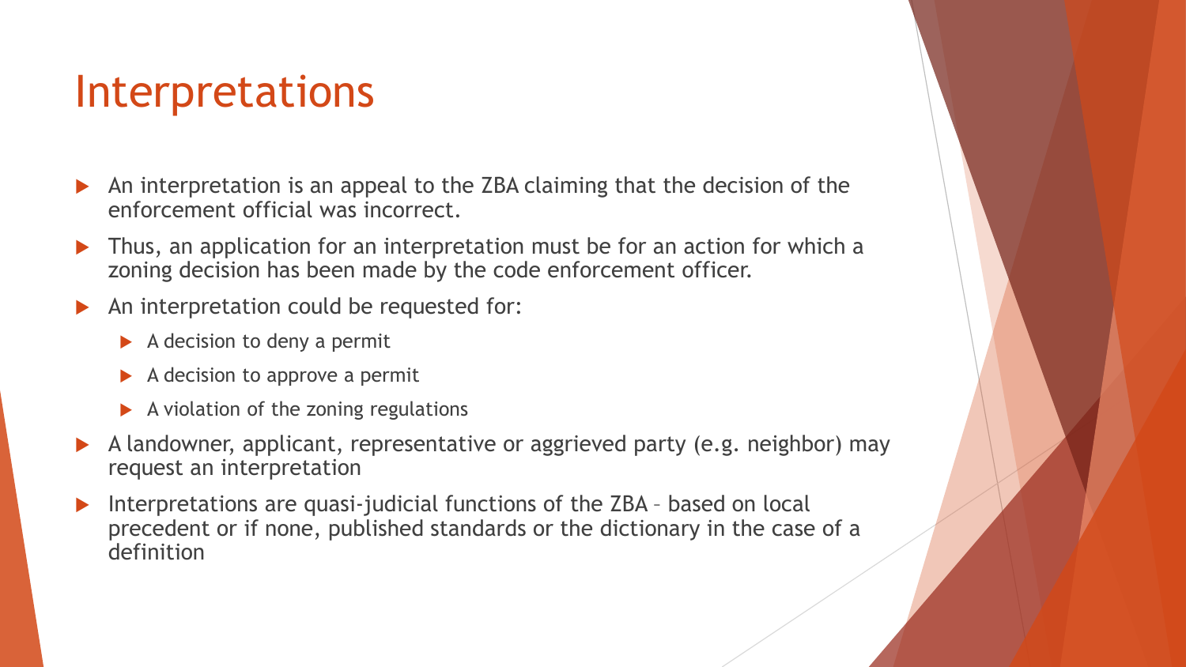# Interpretations

- An interpretation is an appeal to the ZBA claiming that the decision of the enforcement official was incorrect.
- Thus, an application for an interpretation must be for an action for which a zoning decision has been made by the code enforcement officer.
- An interpretation could be requested for:
  - A decision to deny a permit
  - A decision to approve a permit
  - A violation of the zoning regulations
- A landowner, applicant, representative or aggrieved party (e.g. neighbor) may request an interpretation
- Interpretations are quasi-judicial functions of the ZBA – based on local precedent or if none, published standards or the dictionary in the case of a definition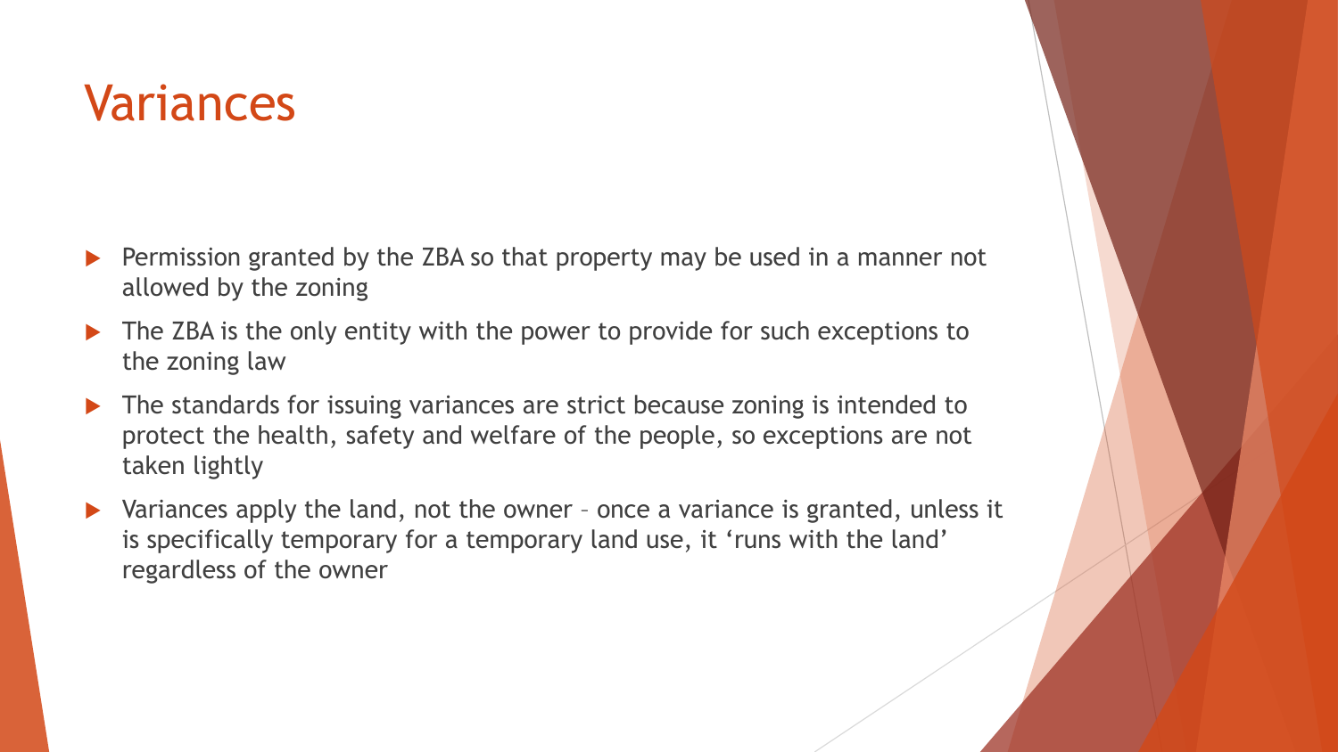# Variances

- Permission granted by the ZBA so that property may be used in a manner not allowed by the zoning
- The ZBA is the only entity with the power to provide for such exceptions to the zoning law
- The standards for issuing variances are strict because zoning is intended to protect the health, safety and welfare of the people, so exceptions are not taken lightly
- Variances apply the land, not the owner – once a variance is granted, unless it is specifically temporary for a temporary land use, it 'runs with the land' regardless of the owner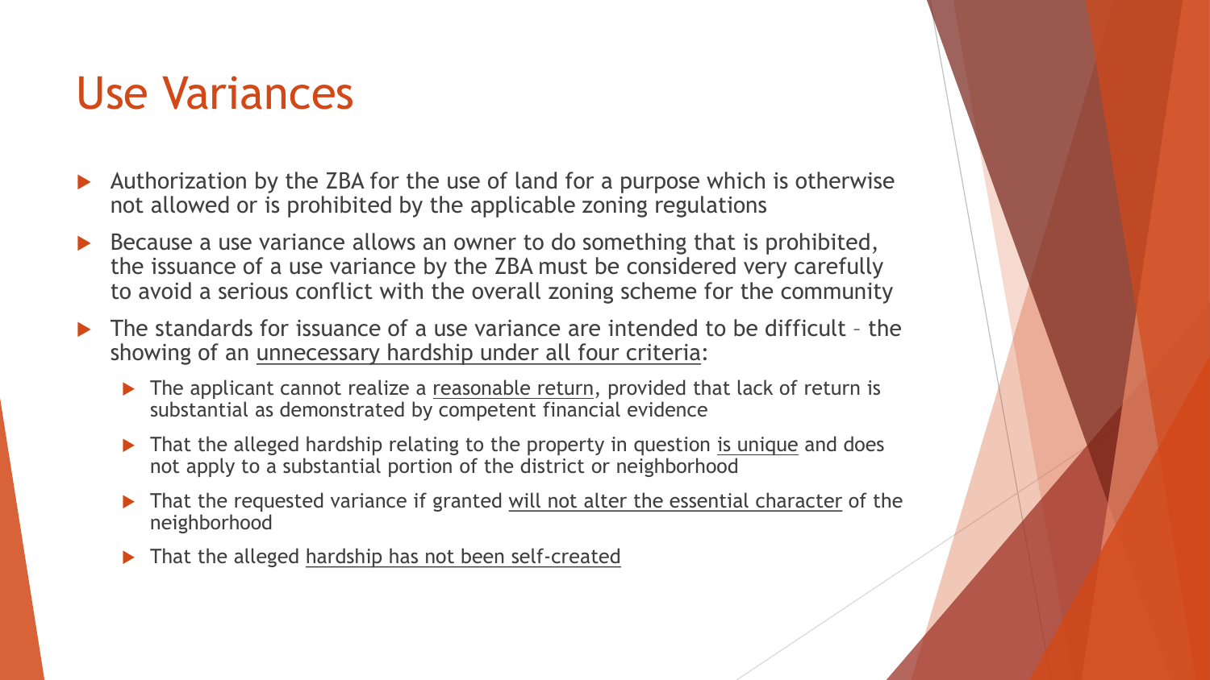# Use Variances

- Authorization by the ZBA for the use of land for a purpose which is otherwise not allowed or is prohibited by the applicable zoning regulations
- Because a use variance allows an owner to do something that is prohibited, the issuance of a use variance by the ZBA must be considered very carefully to avoid a serious conflict with the overall zoning scheme for the community
- The standards for issuance of a use variance are intended to be difficult – the showing of an <u>unnecessary hardship under all four criteria</u>:
  - The applicant cannot realize a <u>reasonable return</u>, provided that lack of return is substantial as demonstrated by competent financial evidence
  - That the alleged hardship relating to the property in question <u>is unique</u> and does not apply to a substantial portion of the district or neighborhood
  - That the requested variance if granted <u>will not alter the essential character</u> of the neighborhood
  - That the alleged <u>hardship has not been self-created</u>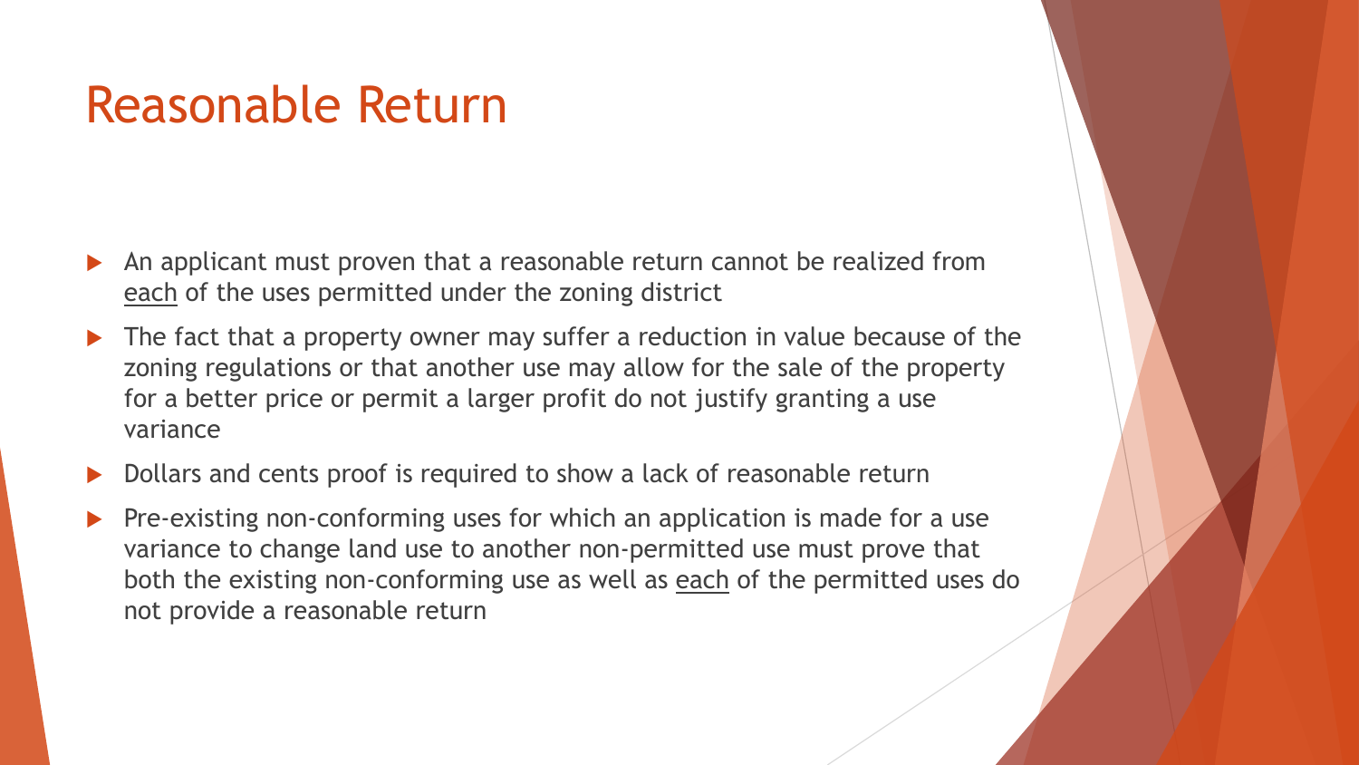# Reasonable Return

- An applicant must proven that a reasonable return cannot be realized from <u>each</u> of the uses permitted under the zoning district
- The fact that a property owner may suffer a reduction in value because of the zoning regulations or that another use may allow for the sale of the property for a better price or permit a larger profit do not justify granting a use variance
- Dollars and cents proof is required to show a lack of reasonable return
- Pre-existing non-conforming uses for which an application is made for a use variance to change land use to another non-permitted use must prove that both the existing non-conforming use as well as <u>each</u> of the permitted uses do not provide a reasonable return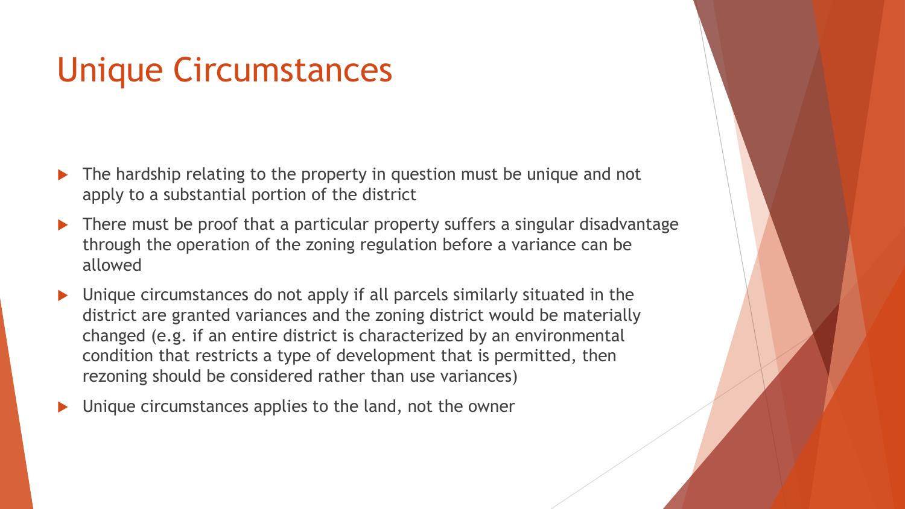# Unique Circumstances

- The hardship relating to the property in question must be unique and not apply to a substantial portion of the district
- There must be proof that a particular property suffers a singular disadvantage through the operation of the zoning regulation before a variance can be allowed
- Unique circumstances do not apply if all parcels similarly situated in the district are granted variances and the zoning district would be materially changed (e.g. if an entire district is characterized by an environmental condition that restricts a type of development that is permitted, then rezoning should be considered rather than use variances)
- Unique circumstances applies to the land, not the owner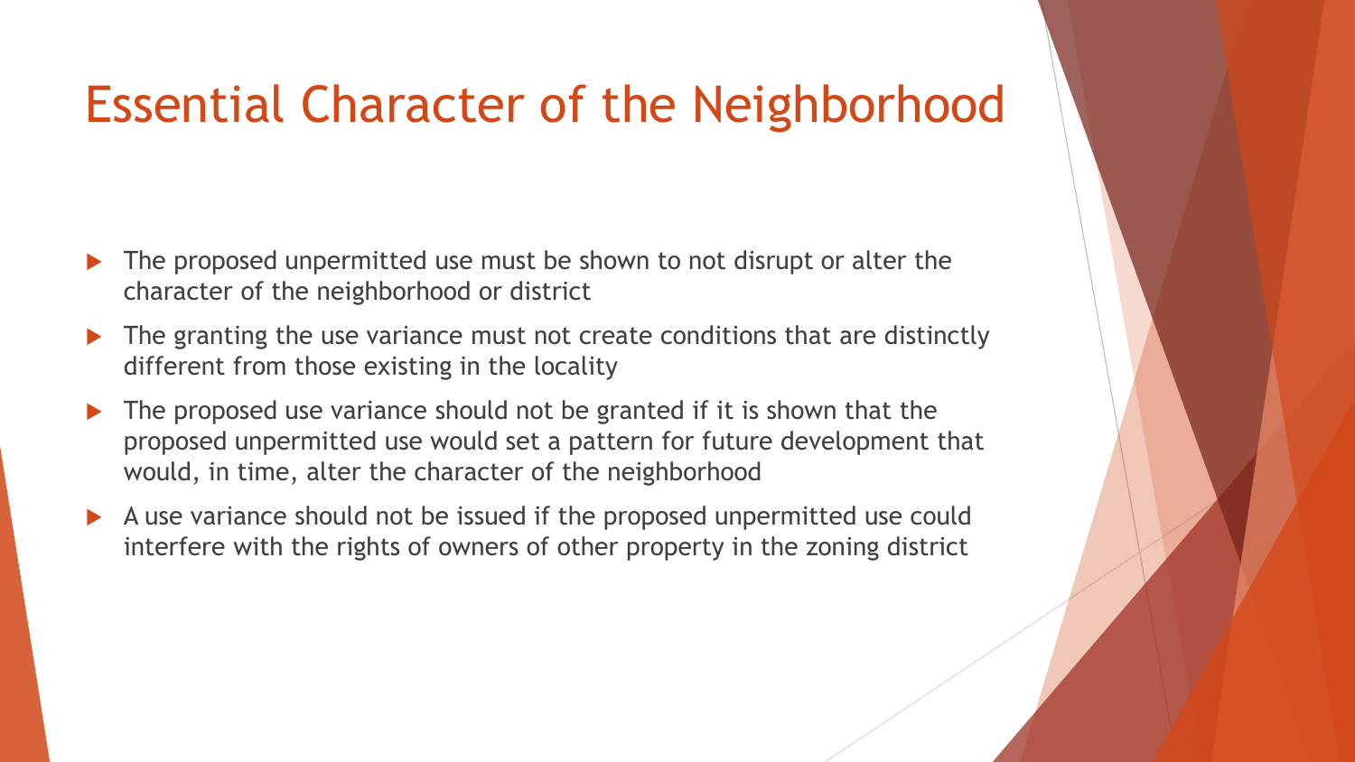# Essential Character of the Neighborhood

- The proposed unpermitted use must be shown to not disrupt or alter the character of the neighborhood or district
- The granting the use variance must not create conditions that are distinctly different from those existing in the locality
- The proposed use variance should not be granted if it is shown that the proposed unpermitted use would set a pattern for future development that would, in time, alter the character of the neighborhood
- A use variance should not be issued if the proposed unpermitted use could interfere with the rights of owners of other property in the zoning district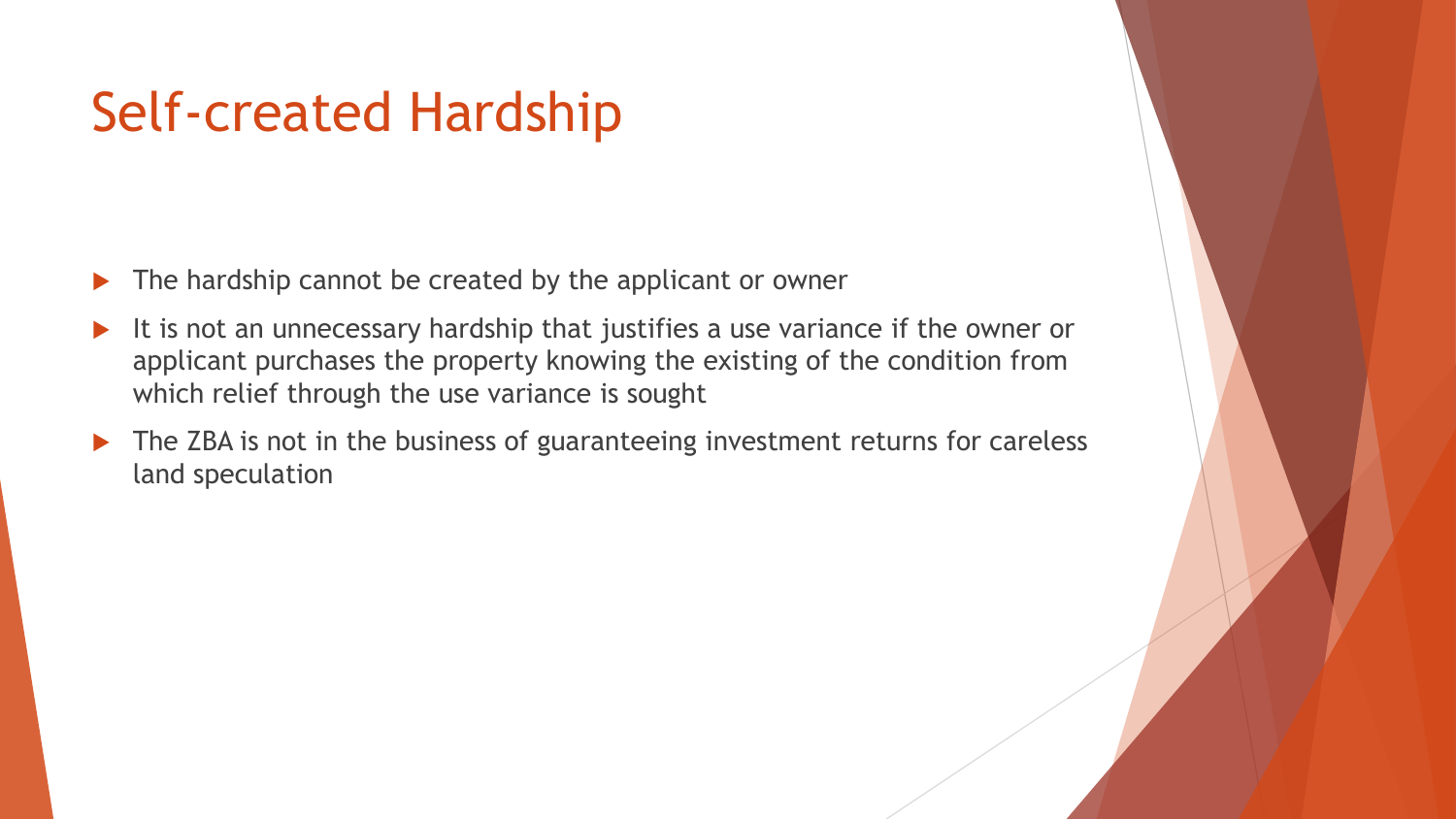# Self-created Hardship

- The hardship cannot be created by the applicant or owner
- It is not an unnecessary hardship that justifies a use variance if the owner or applicant purchases the property knowing the existing of the condition from which relief through the use variance is sought
- The ZBA is not in the business of guaranteeing investment returns for careless land speculation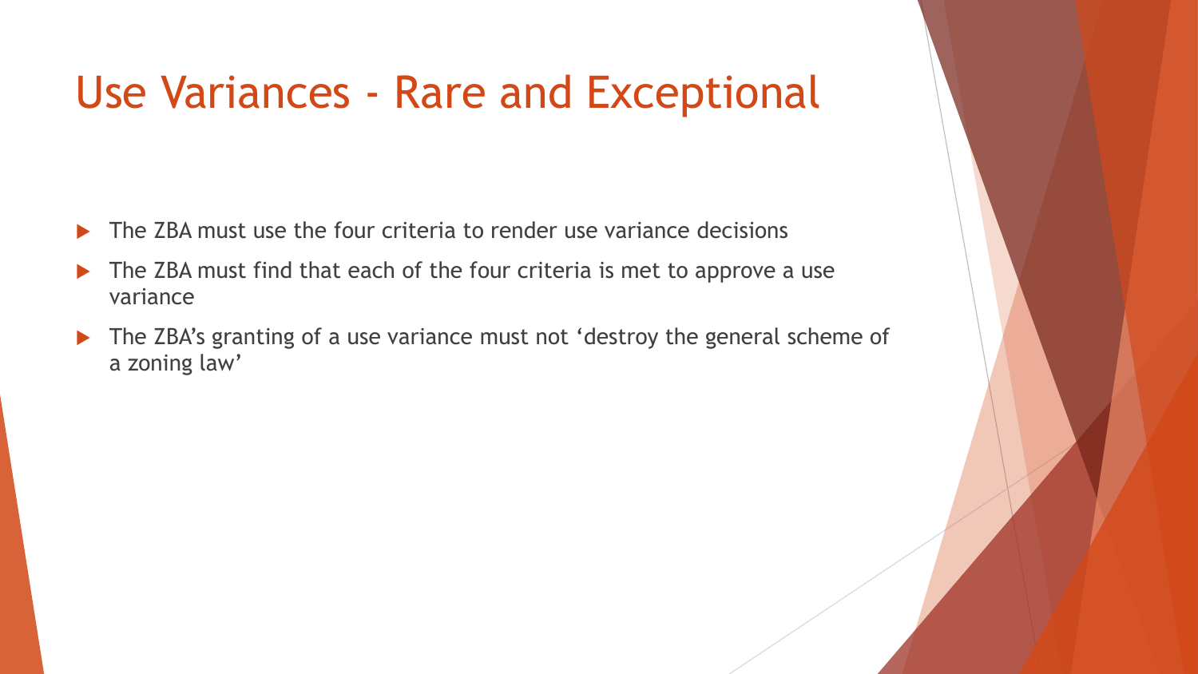# Use Variances - Rare and Exceptional

- The ZBA must use the four criteria to render use variance decisions
- The ZBA must find that each of the four criteria is met to approve a use variance
- The ZBA's granting of a use variance must not 'destroy the general scheme of a zoning law'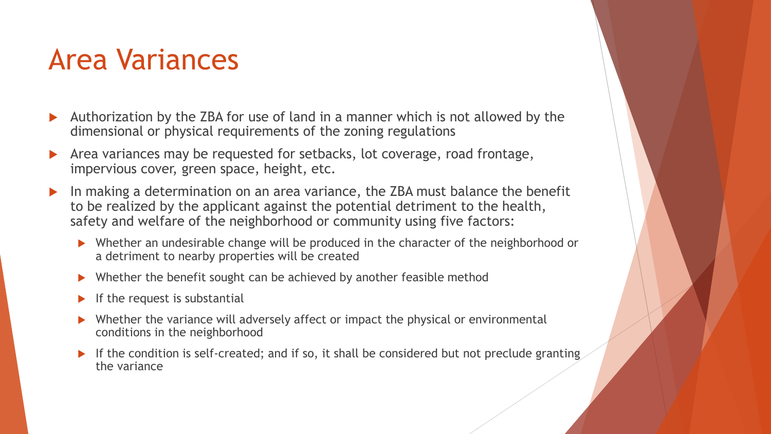# Area Variances

- Authorization by the ZBA for use of land in a manner which is not allowed by the dimensional or physical requirements of the zoning regulations
- Area variances may be requested for setbacks, lot coverage, road frontage, impervious cover, green space, height, etc.
- In making a determination on an area variance, the ZBA must balance the benefit to be realized by the applicant against the potential detriment to the health, safety and welfare of the neighborhood or community using five factors:
  - Whether an undesirable change will be produced in the character of the neighborhood or a detriment to nearby properties will be created
  - Whether the benefit sought can be achieved by another feasible method
  - If the request is substantial
  - Whether the variance will adversely affect or impact the physical or environmental conditions in the neighborhood
  - If the condition is self-created; and if so, it shall be considered but not preclude granting the variance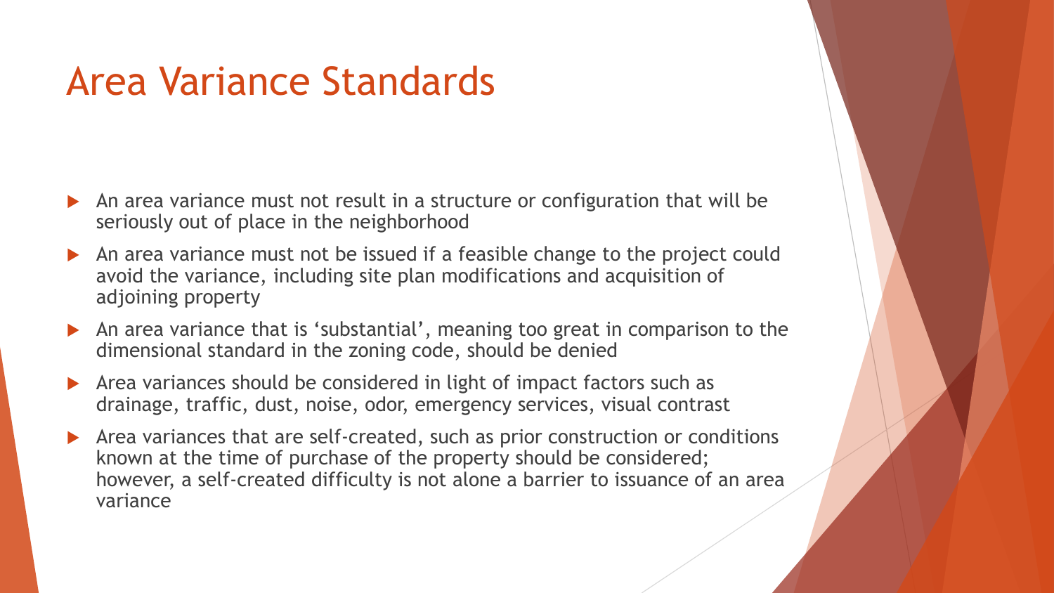# Area Variance Standards

- An area variance must not result in a structure or configuration that will be seriously out of place in the neighborhood
- An area variance must not be issued if a feasible change to the project could avoid the variance, including site plan modifications and acquisition of adjoining property
- An area variance that is 'substantial', meaning too great in comparison to the dimensional standard in the zoning code, should be denied
- Area variances should be considered in light of impact factors such as drainage, traffic, dust, noise, odor, emergency services, visual contrast
- Area variances that are self-created, such as prior construction or conditions known at the time of purchase of the property should be considered; however, a self-created difficulty is not alone a barrier to issuance of an area variance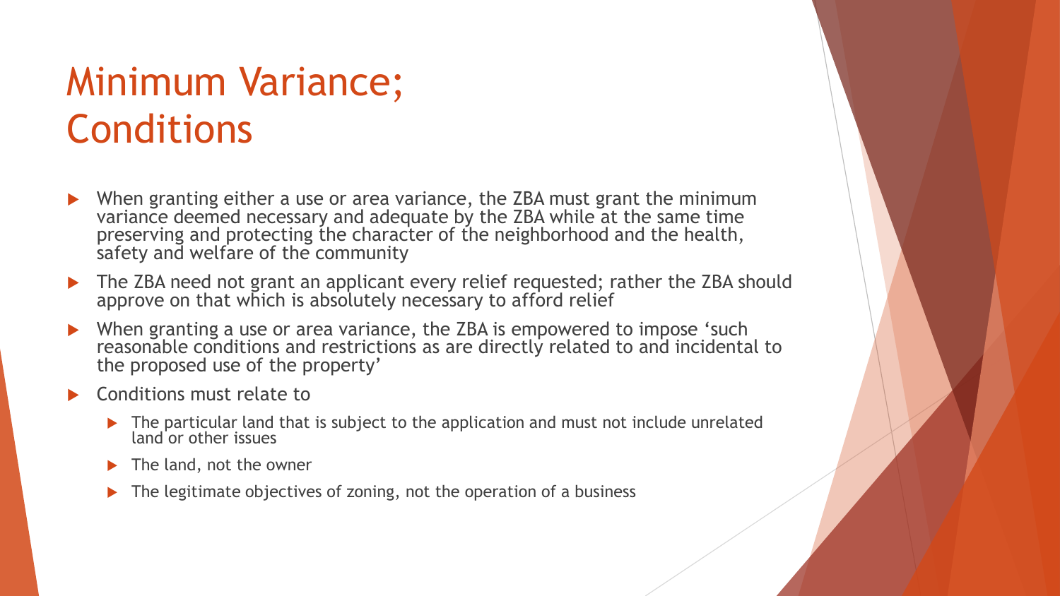# Minimum Variance; Conditions

- When granting either a use or area variance, the ZBA must grant the minimum variance deemed necessary and adequate by the ZBA while at the same time preserving and protecting the character of the neighborhood and the health, safety and welfare of the community
- The ZBA need not grant an applicant every relief requested; rather the ZBA should approve on that which is absolutely necessary to afford relief
- When granting a use or area variance, the ZBA is empowered to impose 'such reasonable conditions and restrictions as are directly related to and incidental to the proposed use of the property'
- Conditions must relate to
  - The particular land that is subject to the application and must not include unrelated land or other issues
  - The land, not the owner
  - The legitimate objectives of zoning, not the operation of a business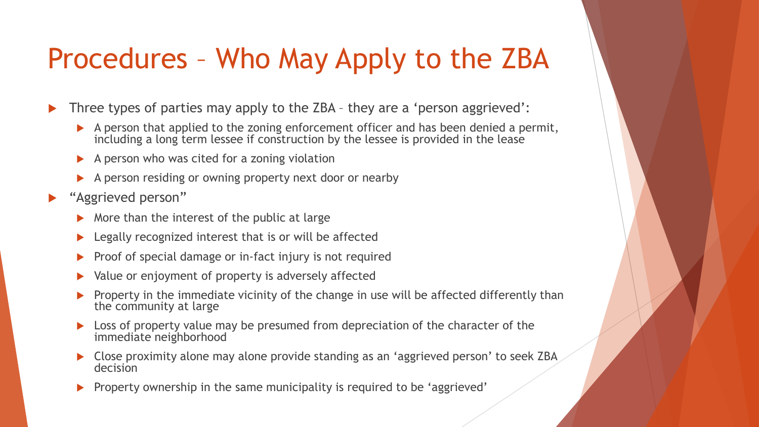# Procedures – Who May Apply to the ZBA

- Three types of parties may apply to the ZBA – they are a 'person aggrieved':
  - A person that applied to the zoning enforcement officer and has been denied a permit, including a long term lessee if construction by the lessee is provided in the lease
  - A person who was cited for a zoning violation
  - A person residing or owning property next door or nearby
- "Aggrieved person"
  - More than the interest of the public at large
  - Legally recognized interest that is or will be affected
  - Proof of special damage or in-fact injury is not required
  - Value or enjoyment of property is adversely affected
  - Property in the immediate vicinity of the change in use will be affected differently than the community at large
  - Loss of property value may be presumed from depreciation of the character of the immediate neighborhood
  - Close proximity alone may alone provide standing as an 'aggrieved person' to seek ZBA decision
  - Property ownership in the same municipality is required to be 'aggrieved'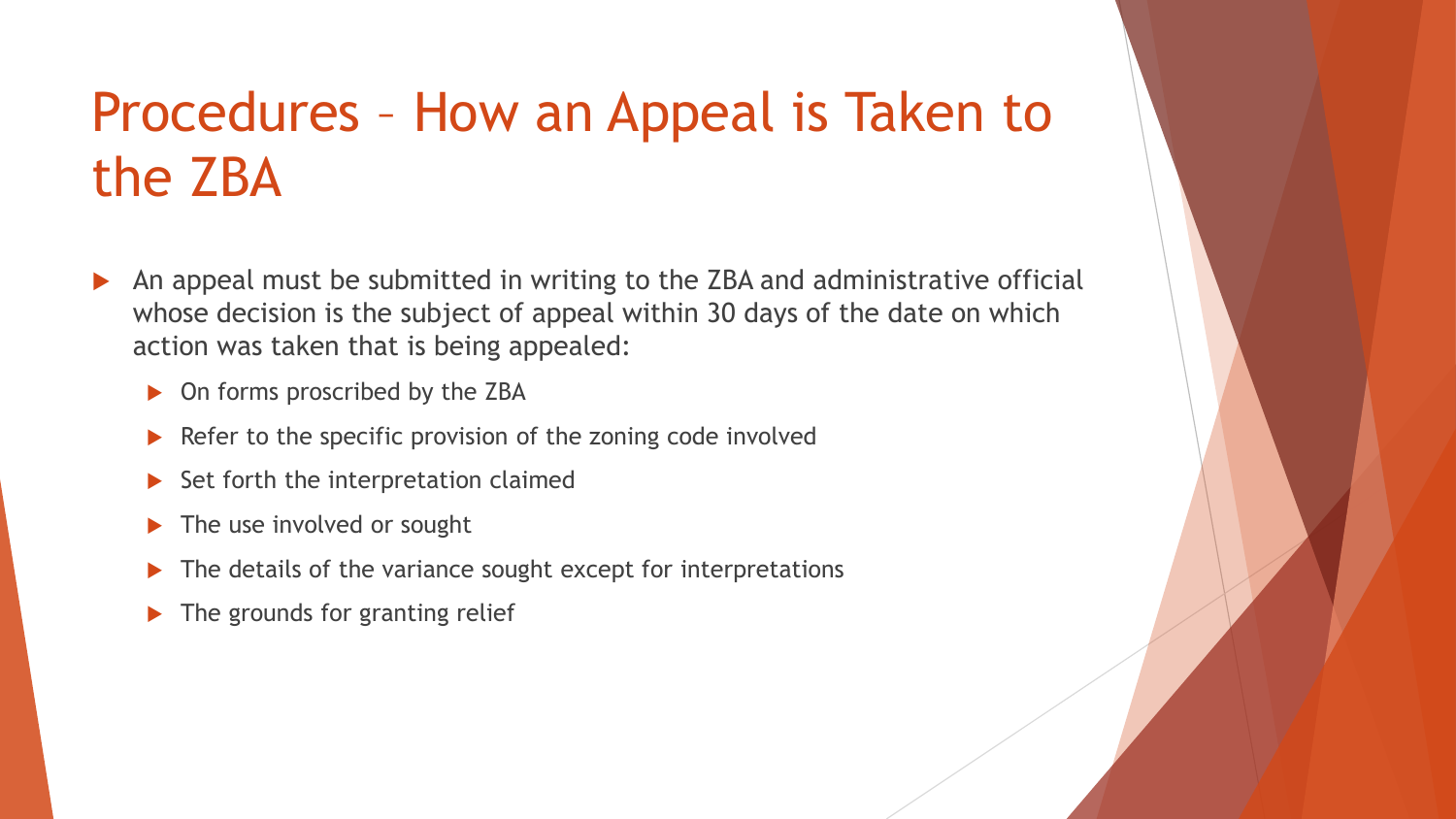# Procedures – How an Appeal is Taken to the ZBA

- An appeal must be submitted in writing to the ZBA and administrative official whose decision is the subject of appeal within 30 days of the date on which action was taken that is being appealed:
  - On forms proscribed by the ZBA
  - Refer to the specific provision of the zoning code involved
  - Set forth the interpretation claimed
  - The use involved or sought
  - The details of the variance sought except for interpretations
  - The grounds for granting relief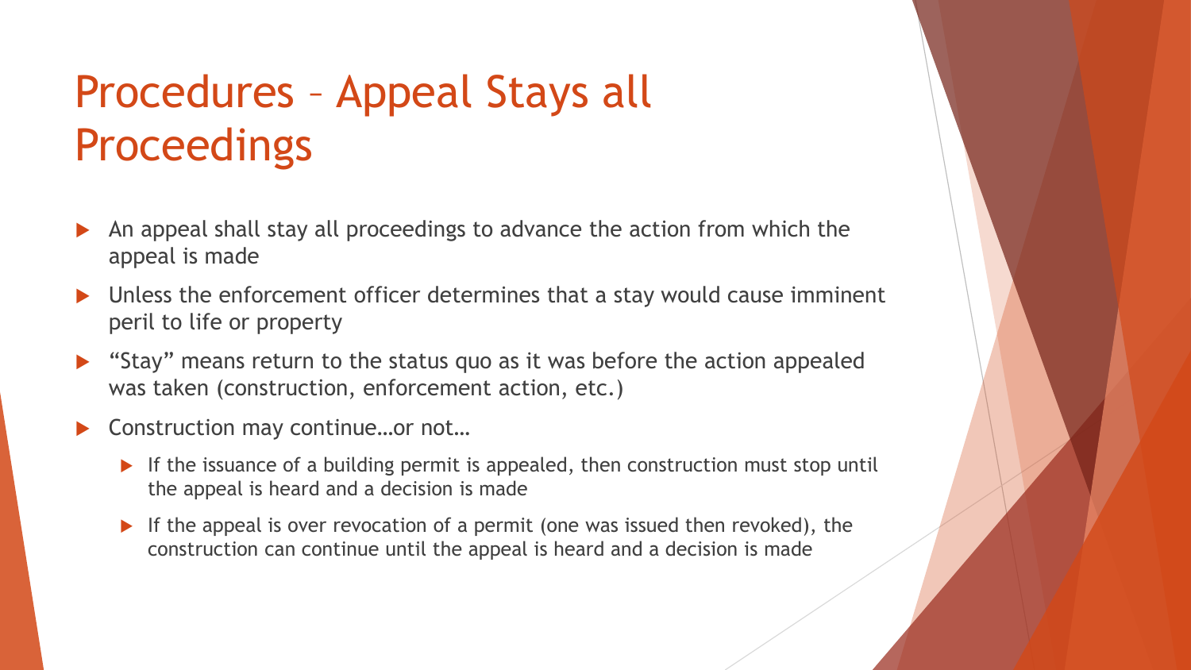# Procedures – Appeal Stays all Proceedings

- An appeal shall stay all proceedings to advance the action from which the appeal is made
- Unless the enforcement officer determines that a stay would cause imminent peril to life or property
- "Stay" means return to the status quo as it was before the action appealed was taken (construction, enforcement action, etc.)
- Construction may continue…or not…
  - If the issuance of a building permit is appealed, then construction must stop until the appeal is heard and a decision is made
  - If the appeal is over revocation of a permit (one was issued then revoked), the construction can continue until the appeal is heard and a decision is made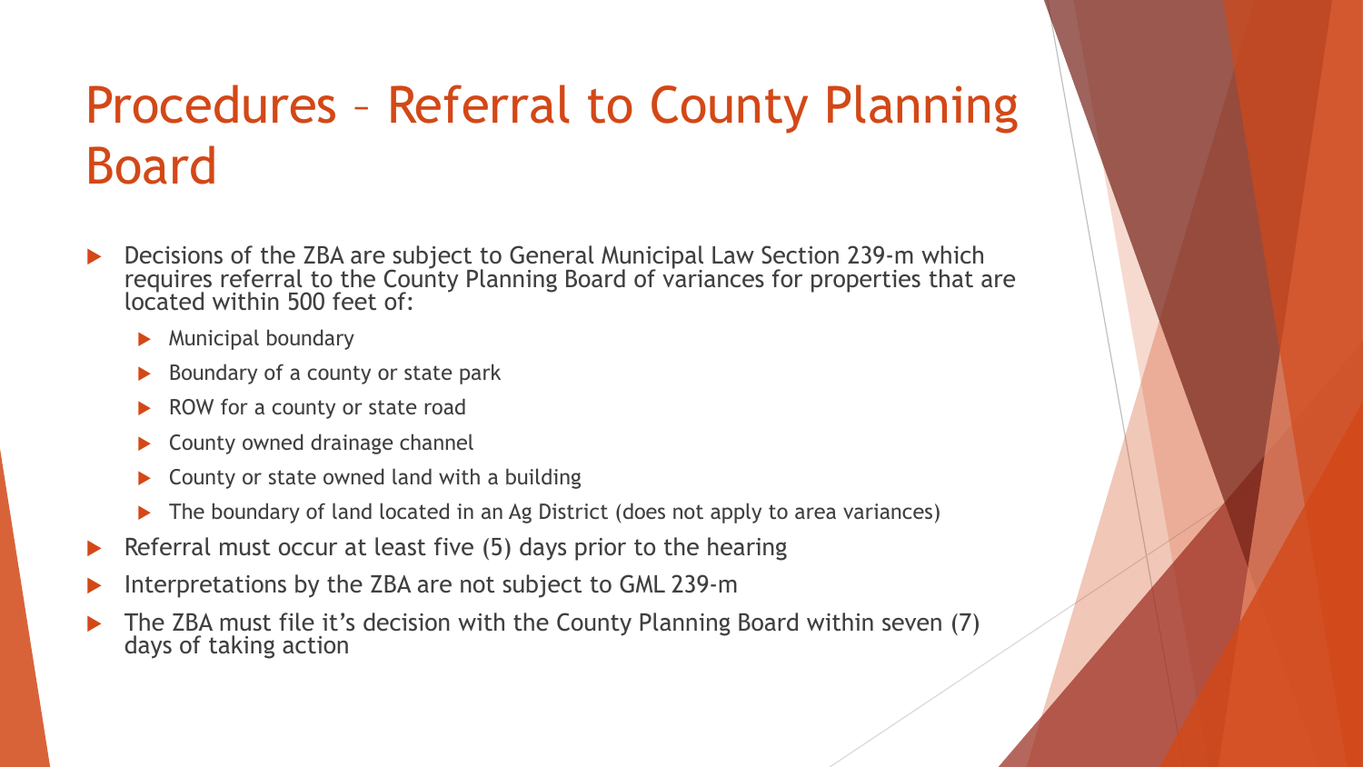# Procedures – Referral to County Planning Board

- Decisions of the ZBA are subject to General Municipal Law Section 239-m which requires referral to the County Planning Board of variances for properties that are located within 500 feet of:
  - Municipal boundary
  - Boundary of a county or state park
  - ROW for a county or state road
  - County owned drainage channel
  - County or state owned land with a building
  - The boundary of land located in an Ag District (does not apply to area variances)
- Referral must occur at least five (5) days prior to the hearing
- Interpretations by the ZBA are not subject to GML 239-m
- The ZBA must file it's decision with the County Planning Board within seven (7) days of taking action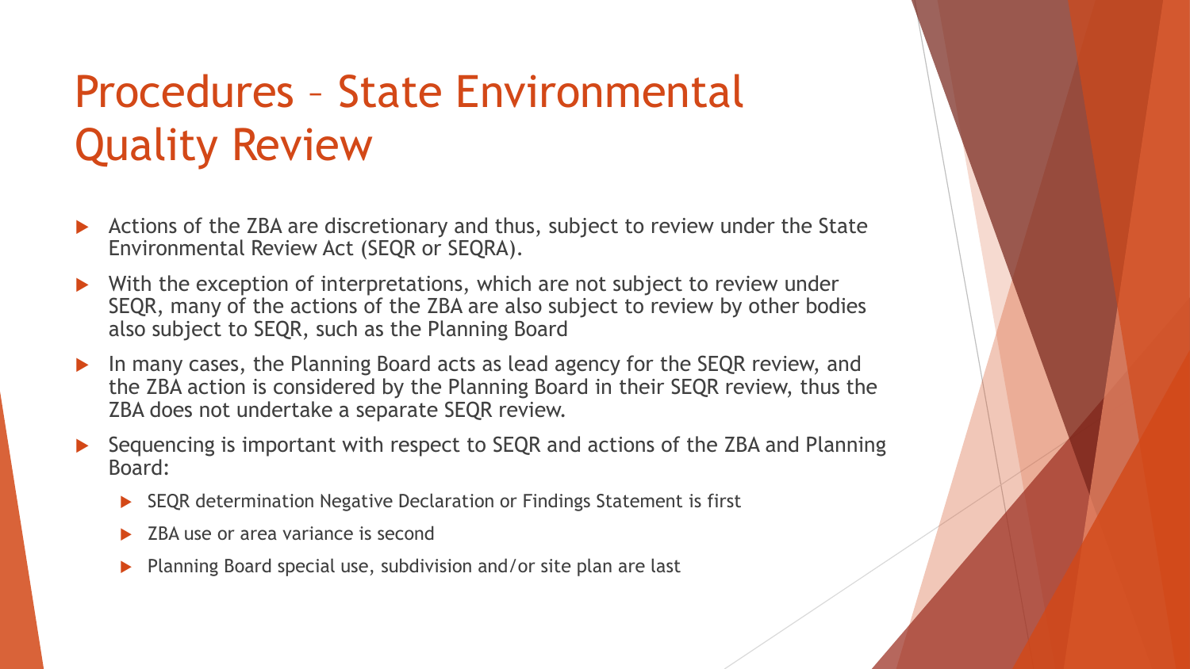# Procedures – State Environmental Quality Review

- Actions of the ZBA are discretionary and thus, subject to review under the State Environmental Review Act (SEQR or SEQRA).
- With the exception of interpretations, which are not subject to review under SEQR, many of the actions of the ZBA are also subject to review by other bodies also subject to SEQR, such as the Planning Board
- In many cases, the Planning Board acts as lead agency for the SEQR review, and the ZBA action is considered by the Planning Board in their SEQR review, thus the ZBA does not undertake a separate SEQR review.
- Sequencing is important with respect to SEQR and actions of the ZBA and Planning Board:
  - SEQR determination Negative Declaration or Findings Statement is first
  - ZBA use or area variance is second
  - Planning Board special use, subdivision and/or site plan are last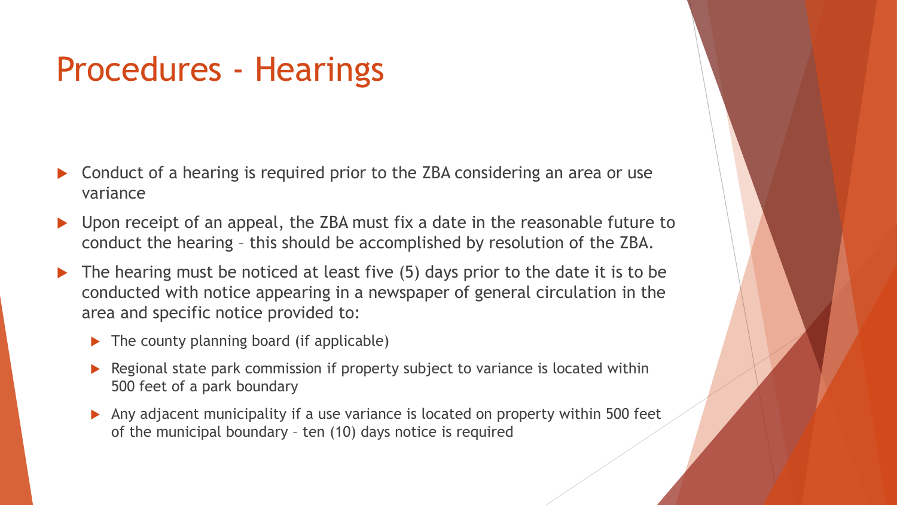# Procedures - Hearings

- Conduct of a hearing is required prior to the ZBA considering an area or use variance
- Upon receipt of an appeal, the ZBA must fix a date in the reasonable future to conduct the hearing – this should be accomplished by resolution of the ZBA.
- The hearing must be noticed at least five (5) days prior to the date it is to be conducted with notice appearing in a newspaper of general circulation in the area and specific notice provided to:
  - The county planning board (if applicable)
  - Regional state park commission if property subject to variance is located within 500 feet of a park boundary
  - Any adjacent municipality if a use variance is located on property within 500 feet of the municipal boundary – ten (10) days notice is required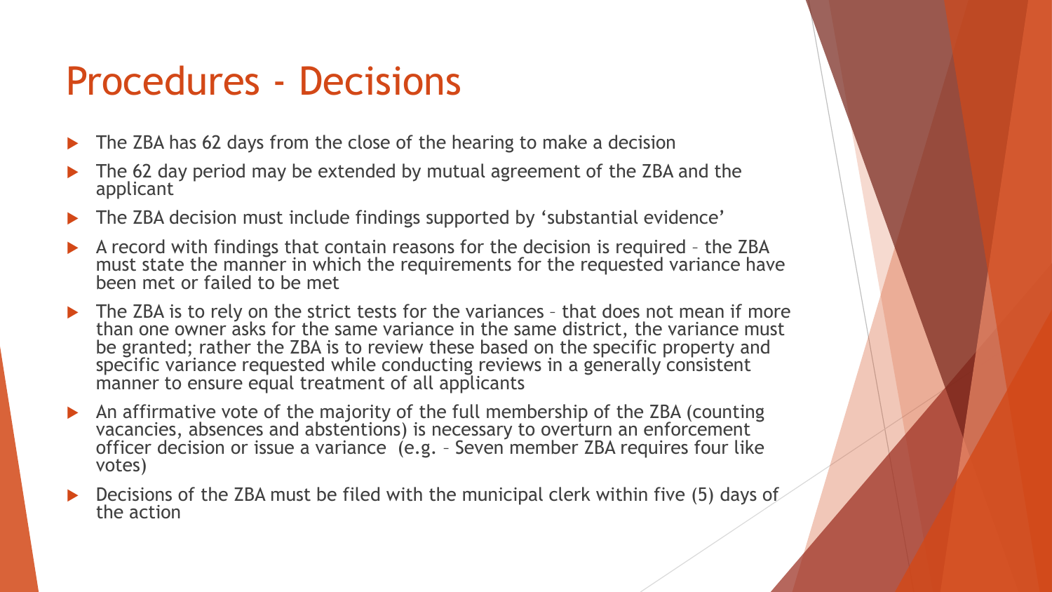# Procedures - Decisions

- The ZBA has 62 days from the close of the hearing to make a decision
- The 62 day period may be extended by mutual agreement of the ZBA and the applicant
- The ZBA decision must include findings supported by 'substantial evidence'
- A record with findings that contain reasons for the decision is required – the ZBA must state the manner in which the requirements for the requested variance have been met or failed to be met
- The ZBA is to rely on the strict tests for the variances – that does not mean if more than one owner asks for the same variance in the same district, the variance must be granted; rather the ZBA is to review these based on the specific property and specific variance requested while conducting reviews in a generally consistent manner to ensure equal treatment of all applicants
- An affirmative vote of the majority of the full membership of the ZBA (counting vacancies, absences and abstentions) is necessary to overturn an enforcement officer decision or issue a variance (e.g. – Seven member ZBA requires four like votes)
- Decisions of the ZBA must be filed with the municipal clerk within five (5) days of the action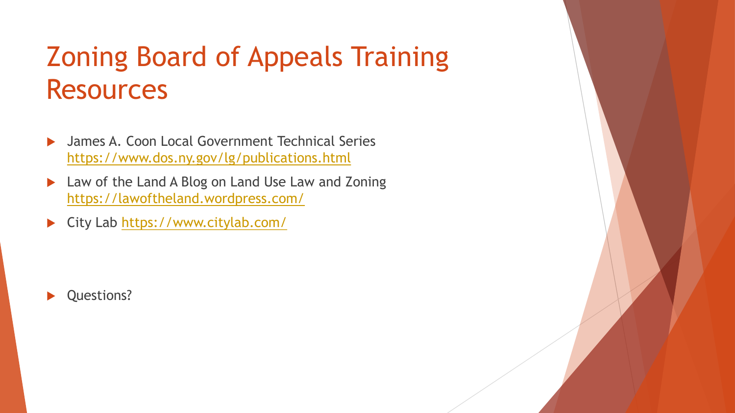# Zoning Board of Appeals Training Resources

- James A. Coon Local Government Technical Series https://www.dos.ny.gov/lg/publications.html
- Law of the Land A Blog on Land Use Law and Zoning https://lawoftheland.wordpress.com/
- City Lab https://www.citylab.com/

- Questions?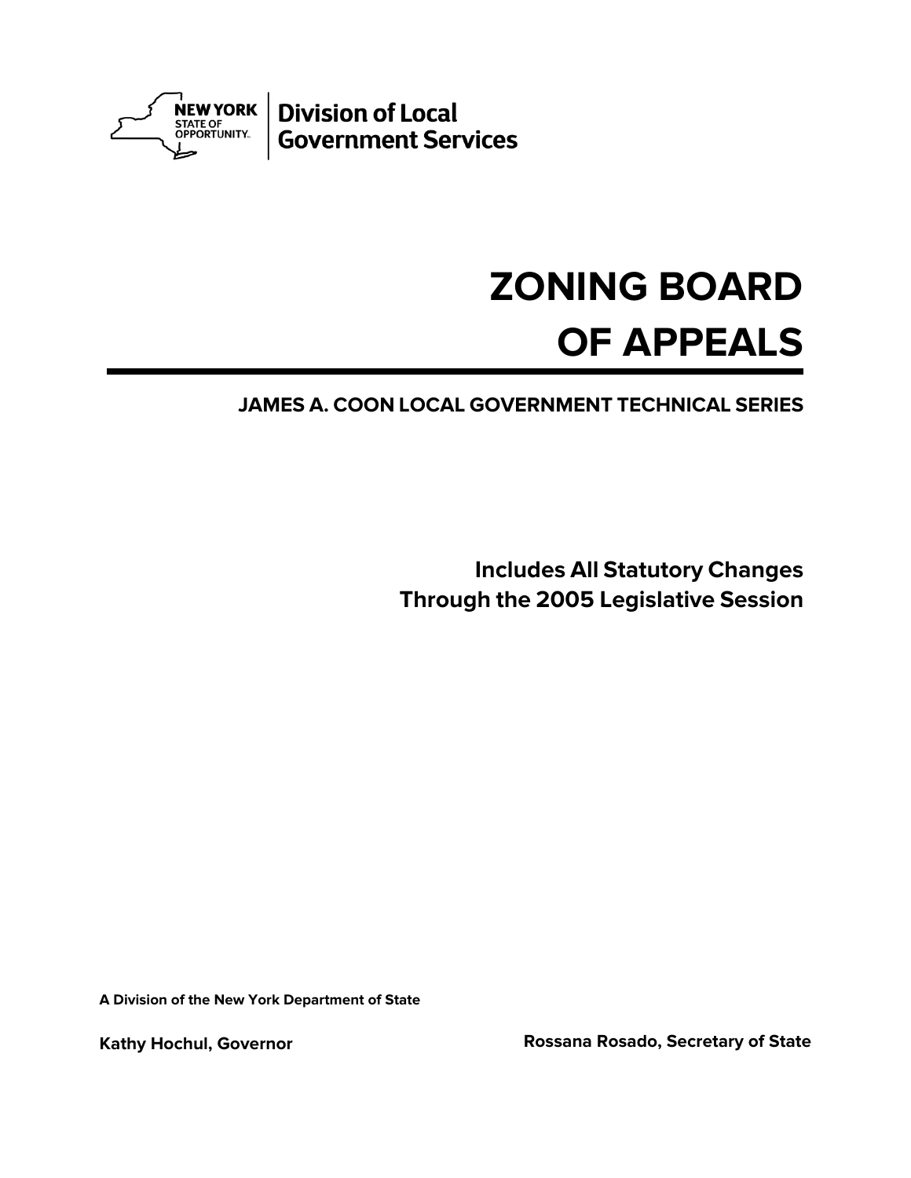**NEW YORK**
STATE OF
OPPORTUNITY.

**Division of Local Government Services**

# ZONING BOARD OF APPEALS

**JAMES A. COON LOCAL GOVERNMENT TECHNICAL SERIES**

**Includes All Statutory Changes Through the 2005 Legislative Session**

**A Division of the New York Department of State**

**Kathy Hochul, Governor**

**Rossana Rosado, Secretary of State**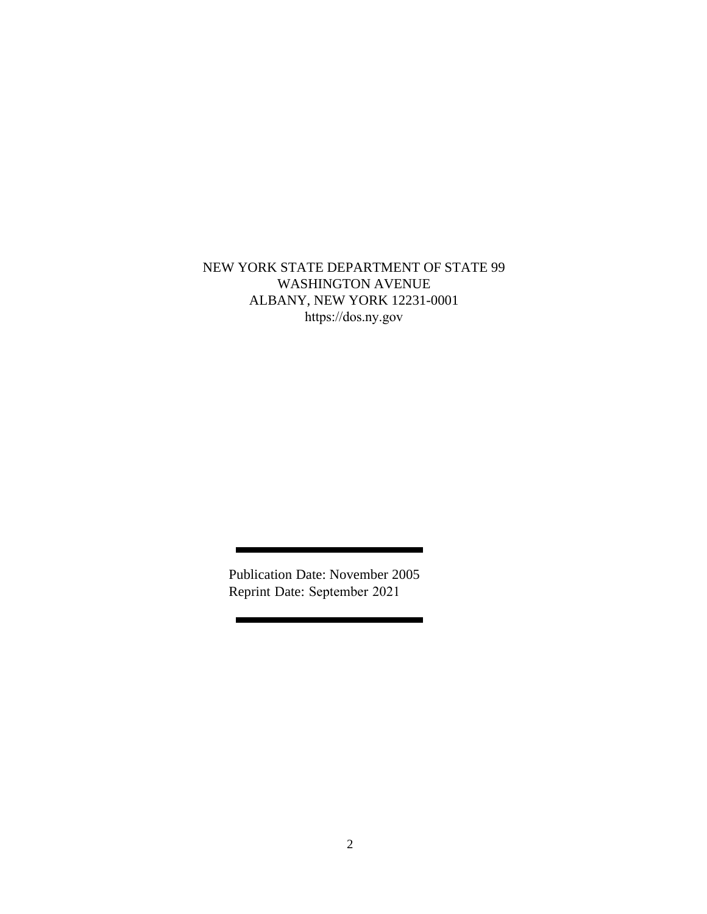NEW YORK STATE DEPARTMENT OF STATE 99
WASHINGTON AVENUE
ALBANY, NEW YORK 12231-0001
https://dos.ny.gov

---

Publication Date: November 2005
Reprint Date: September 2021

---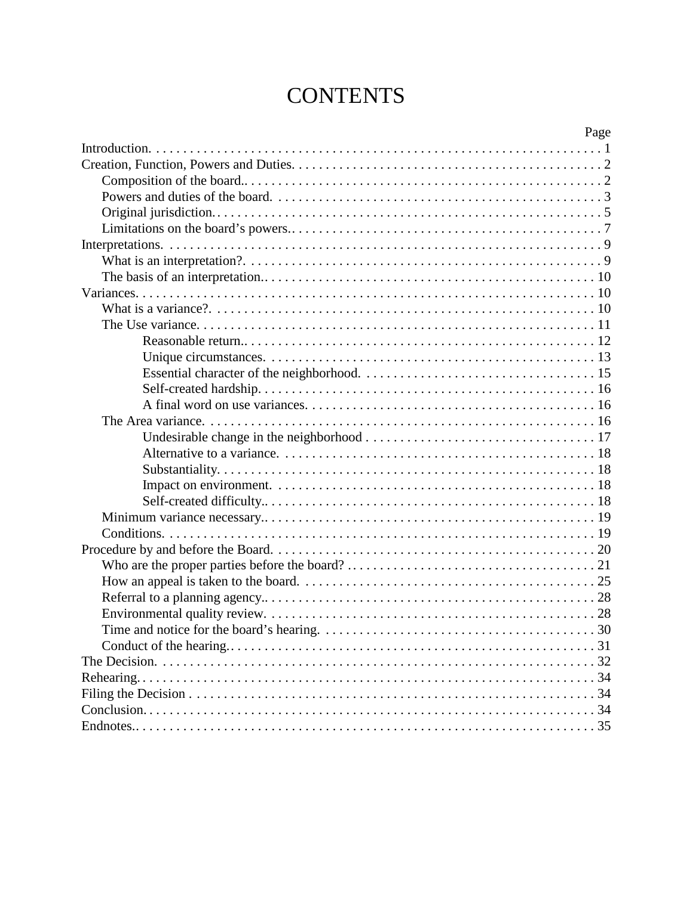# CONTENTS

| | Page |
|---|---|
| Introduction. | 1 |
| Creation, Function, Powers and Duties. | 2 |
| Composition of the board.. | 2 |
| Powers and duties of the board. | 3 |
| Original jurisdiction.. | 5 |
| Limitations on the board's powers.. | 7 |
| Interpretations. | 9 |
| What is an interpretation?. | 9 |
| The basis of an interpretation.. | 10 |
| Variances. | 10 |
| What is a variance?. | 10 |
| The Use variance. | 11 |
| Reasonable return.. | 12 |
| Unique circumstances. | 13 |
| Essential character of the neighborhood. | 15 |
| Self-created hardship. | 16 |
| A final word on use variances. | 16 |
| The Area variance. | 16 |
| Undesirable change in the neighborhood | 17 |
| Alternative to a variance. | 18 |
| Substantiality. | 18 |
| Impact on environment. | 18 |
| Self-created difficulty.. | 18 |
| Minimum variance necessary.. | 19 |
| Conditions. | 19 |
| Procedure by and before the Board. | 20 |
| Who are the proper parties before the board? | 21 |
| How an appeal is taken to the board. | 25 |
| Referral to a planning agency.. | 28 |
| Environmental quality review. | 28 |
| Time and notice for the board's hearing. | 30 |
| Conduct of the hearing.. | 31 |
| The Decision. | 32 |
| Rehearing. | 34 |
| Filing the Decision | 34 |
| Conclusion. | 34 |
| Endnotes.. | 35 |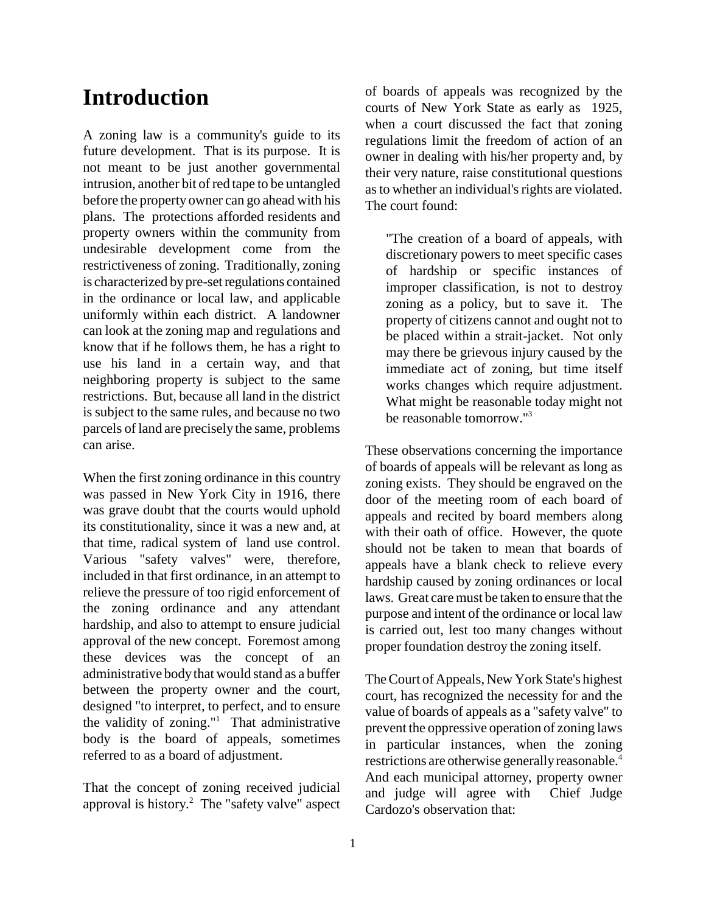# Introduction

A zoning law is a community's guide to its future development. That is its purpose. It is not meant to be just another governmental intrusion, another bit of red tape to be untangled before the property owner can go ahead with his plans. The protections afforded residents and property owners within the community from undesirable development come from the restrictiveness of zoning. Traditionally, zoning is characterized by pre-set regulations contained in the ordinance or local law, and applicable uniformly within each district. A landowner can look at the zoning map and regulations and know that if he follows them, he has a right to use his land in a certain way, and that neighboring property is subject to the same restrictions. But, because all land in the district is subject to the same rules, and because no two parcels of land are precisely the same, problems can arise.

When the first zoning ordinance in this country was passed in New York City in 1916, there was grave doubt that the courts would uphold its constitutionality, since it was a new and, at that time, radical system of land use control. Various "safety valves" were, therefore, included in that first ordinance, in an attempt to relieve the pressure of too rigid enforcement of the zoning ordinance and any attendant hardship, and also to attempt to ensure judicial approval of the new concept. Foremost among these devices was the concept of an administrative body that would stand as a buffer between the property owner and the court, designed "to interpret, to perfect, and to ensure the validity of zoning."[1] That administrative body is the board of appeals, sometimes referred to as a board of adjustment.

That the concept of zoning received judicial approval is history.[2] The "safety valve" aspect of boards of appeals was recognized by the courts of New York State as early as 1925, when a court discussed the fact that zoning regulations limit the freedom of action of an owner in dealing with his/her property and, by their very nature, raise constitutional questions as to whether an individual's rights are violated. The court found:

> "The creation of a board of appeals, with discretionary powers to meet specific cases of hardship or specific instances of improper classification, is not to destroy zoning as a policy, but to save it. The property of citizens cannot and ought not to be placed within a strait-jacket. Not only may there be grievous injury caused by the immediate act of zoning, but time itself works changes which require adjustment. What might be reasonable today might not be reasonable tomorrow."[3]

These observations concerning the importance of boards of appeals will be relevant as long as zoning exists. They should be engraved on the door of the meeting room of each board of appeals and recited by board members along with their oath of office. However, the quote should not be taken to mean that boards of appeals have a blank check to relieve every hardship caused by zoning ordinances or local laws. Great care must be taken to ensure that the purpose and intent of the ordinance or local law is carried out, lest too many changes without proper foundation destroy the zoning itself.

The Court of Appeals, New York State's highest court, has recognized the necessity for and the value of boards of appeals as a "safety valve" to prevent the oppressive operation of zoning laws in particular instances, when the zoning restrictions are otherwise generally reasonable.[4] And each municipal attorney, property owner and judge will agree with Chief Judge Cardozo's observation that: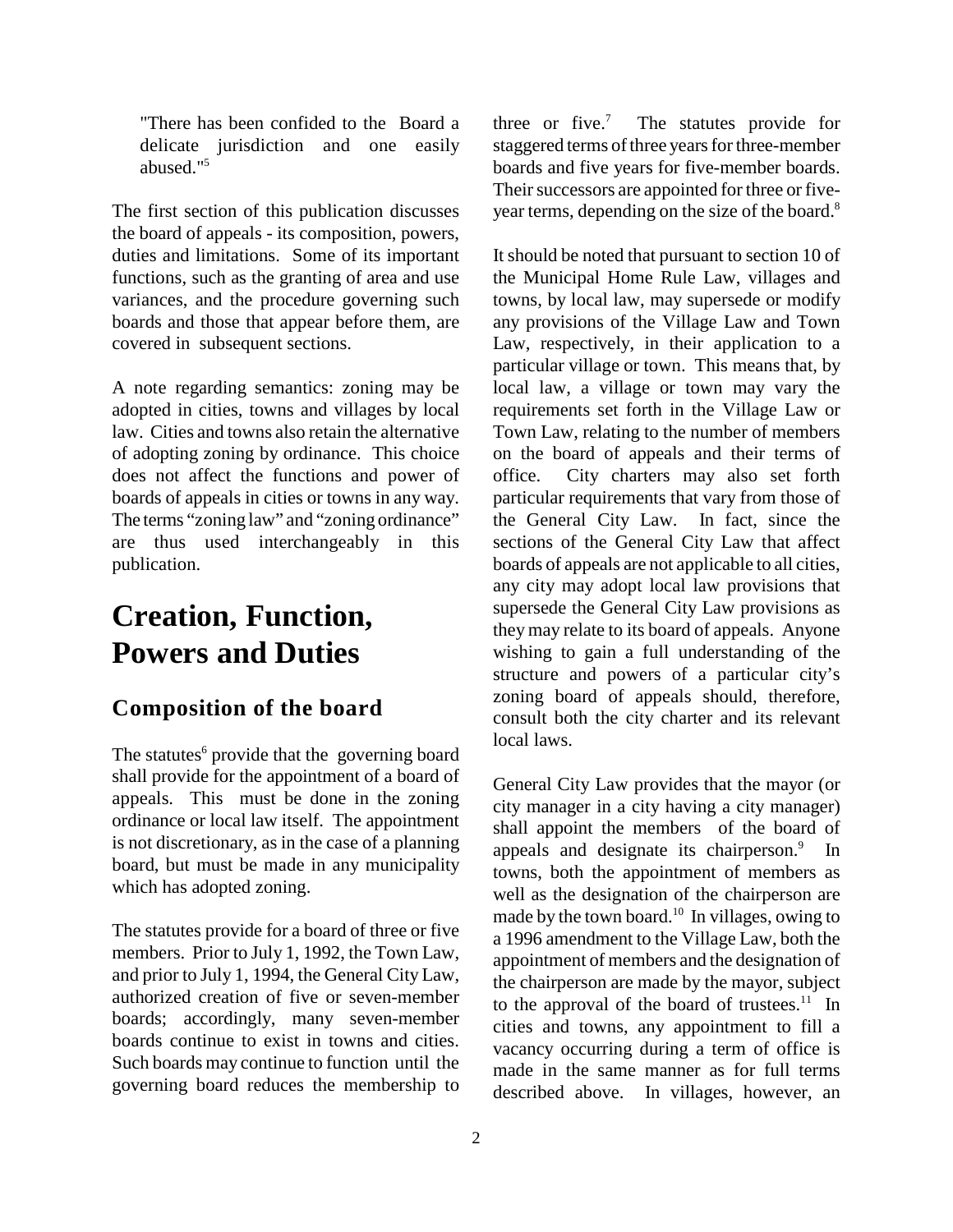"There has been confided to the Board a delicate jurisdiction and one easily abused."[5]

The first section of this publication discusses the board of appeals - its composition, powers, duties and limitations. Some of its important functions, such as the granting of area and use variances, and the procedure governing such boards and those that appear before them, are covered in subsequent sections.

A note regarding semantics: zoning may be adopted in cities, towns and villages by local law. Cities and towns also retain the alternative of adopting zoning by ordinance. This choice does not affect the functions and power of boards of appeals in cities or towns in any way. The terms "zoning law" and "zoning ordinance" are thus used interchangeably in this publication.

# Creation, Function, Powers and Duties

## Composition of the board

The statutes[6] provide that the governing board shall provide for the appointment of a board of appeals. This must be done in the zoning ordinance or local law itself. The appointment is not discretionary, as in the case of a planning board, but must be made in any municipality which has adopted zoning.

The statutes provide for a board of three or five members. Prior to July 1, 1992, the Town Law, and prior to July 1, 1994, the General City Law, authorized creation of five or seven-member boards; accordingly, many seven-member boards continue to exist in towns and cities. Such boards may continue to function until the governing board reduces the membership to three or five.[7] The statutes provide for staggered terms of three years for three-member boards and five years for five-member boards. Their successors are appointed for three or five-year terms, depending on the size of the board.[8]

It should be noted that pursuant to section 10 of the Municipal Home Rule Law, villages and towns, by local law, may supersede or modify any provisions of the Village Law and Town Law, respectively, in their application to a particular village or town. This means that, by local law, a village or town may vary the requirements set forth in the Village Law or Town Law, relating to the number of members on the board of appeals and their terms of office. City charters may also set forth particular requirements that vary from those of the General City Law. In fact, since the sections of the General City Law that affect boards of appeals are not applicable to all cities, any city may adopt local law provisions that supersede the General City Law provisions as they may relate to its board of appeals. Anyone wishing to gain a full understanding of the structure and powers of a particular city's zoning board of appeals should, therefore, consult both the city charter and its relevant local laws.

General City Law provides that the mayor (or city manager in a city having a city manager) shall appoint the members of the board of appeals and designate its chairperson.[9] In towns, both the appointment of members as well as the designation of the chairperson are made by the town board.[10] In villages, owing to a 1996 amendment to the Village Law, both the appointment of members and the designation of the chairperson are made by the mayor, subject to the approval of the board of trustees.[11] In cities and towns, any appointment to fill a vacancy occurring during a term of office is made in the same manner as for full terms described above. In villages, however, an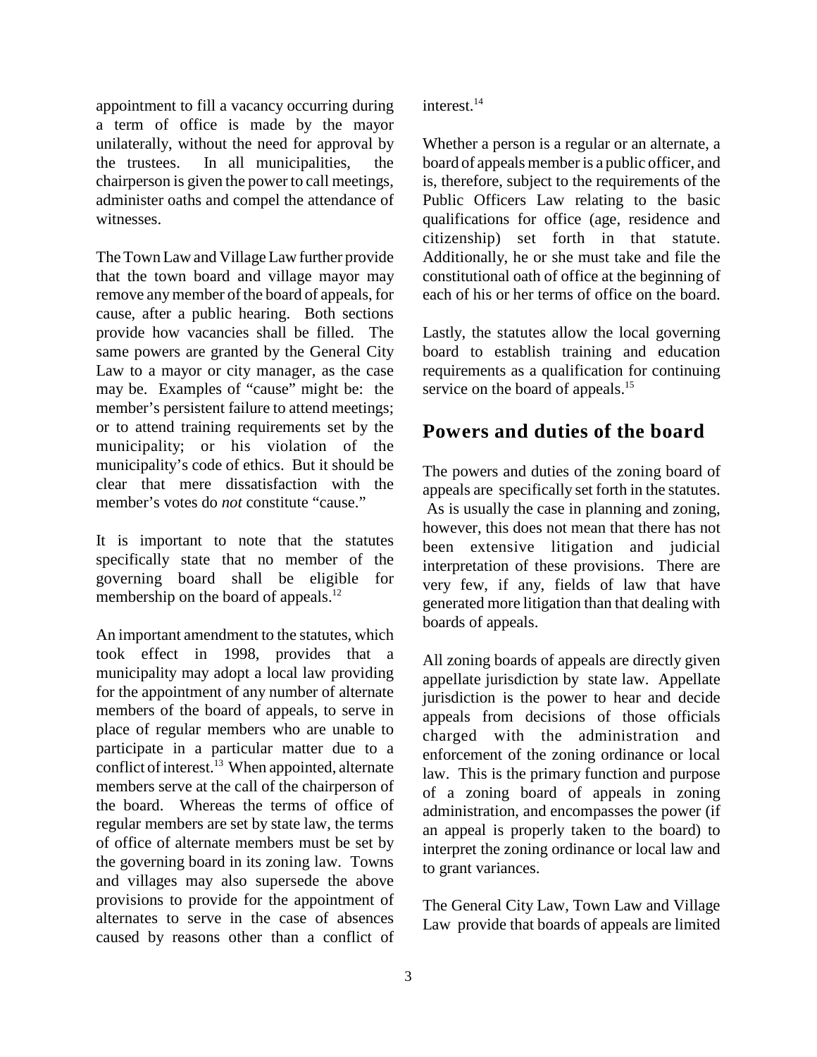appointment to fill a vacancy occurring during a term of office is made by the mayor unilaterally, without the need for approval by the trustees. In all municipalities, the chairperson is given the power to call meetings, administer oaths and compel the attendance of witnesses.

The Town Law and Village Law further provide that the town board and village mayor may remove any member of the board of appeals, for cause, after a public hearing. Both sections provide how vacancies shall be filled. The same powers are granted by the General City Law to a mayor or city manager, as the case may be. Examples of "cause" might be: the member's persistent failure to attend meetings; or to attend training requirements set by the municipality; or his violation of the municipality's code of ethics. But it should be clear that mere dissatisfaction with the member's votes do *not* constitute "cause."

It is important to note that the statutes specifically state that no member of the governing board shall be eligible for membership on the board of appeals.[12]

An important amendment to the statutes, which took effect in 1998, provides that a municipality may adopt a local law providing for the appointment of any number of alternate members of the board of appeals, to serve in place of regular members who are unable to participate in a particular matter due to a conflict of interest.[13] When appointed, alternate members serve at the call of the chairperson of the board. Whereas the terms of office of regular members are set by state law, the terms of office of alternate members must be set by the governing board in its zoning law. Towns and villages may also supersede the above provisions to provide for the appointment of alternates to serve in the case of absences caused by reasons other than a conflict of interest.[14]

Whether a person is a regular or an alternate, a board of appeals member is a public officer, and is, therefore, subject to the requirements of the Public Officers Law relating to the basic qualifications for office (age, residence and citizenship) set forth in that statute. Additionally, he or she must take and file the constitutional oath of office at the beginning of each of his or her terms of office on the board.

Lastly, the statutes allow the local governing board to establish training and education requirements as a qualification for continuing service on the board of appeals.[15]

## Powers and duties of the board

The powers and duties of the zoning board of appeals are specifically set forth in the statutes. As is usually the case in planning and zoning, however, this does not mean that there has not been extensive litigation and judicial interpretation of these provisions. There are very few, if any, fields of law that have generated more litigation than that dealing with boards of appeals.

All zoning boards of appeals are directly given appellate jurisdiction by state law. Appellate jurisdiction is the power to hear and decide appeals from decisions of those officials charged with the administration and enforcement of the zoning ordinance or local law. This is the primary function and purpose of a zoning board of appeals in zoning administration, and encompasses the power (if an appeal is properly taken to the board) to interpret the zoning ordinance or local law and to grant variances.

The General City Law, Town Law and Village Law provide that boards of appeals are limited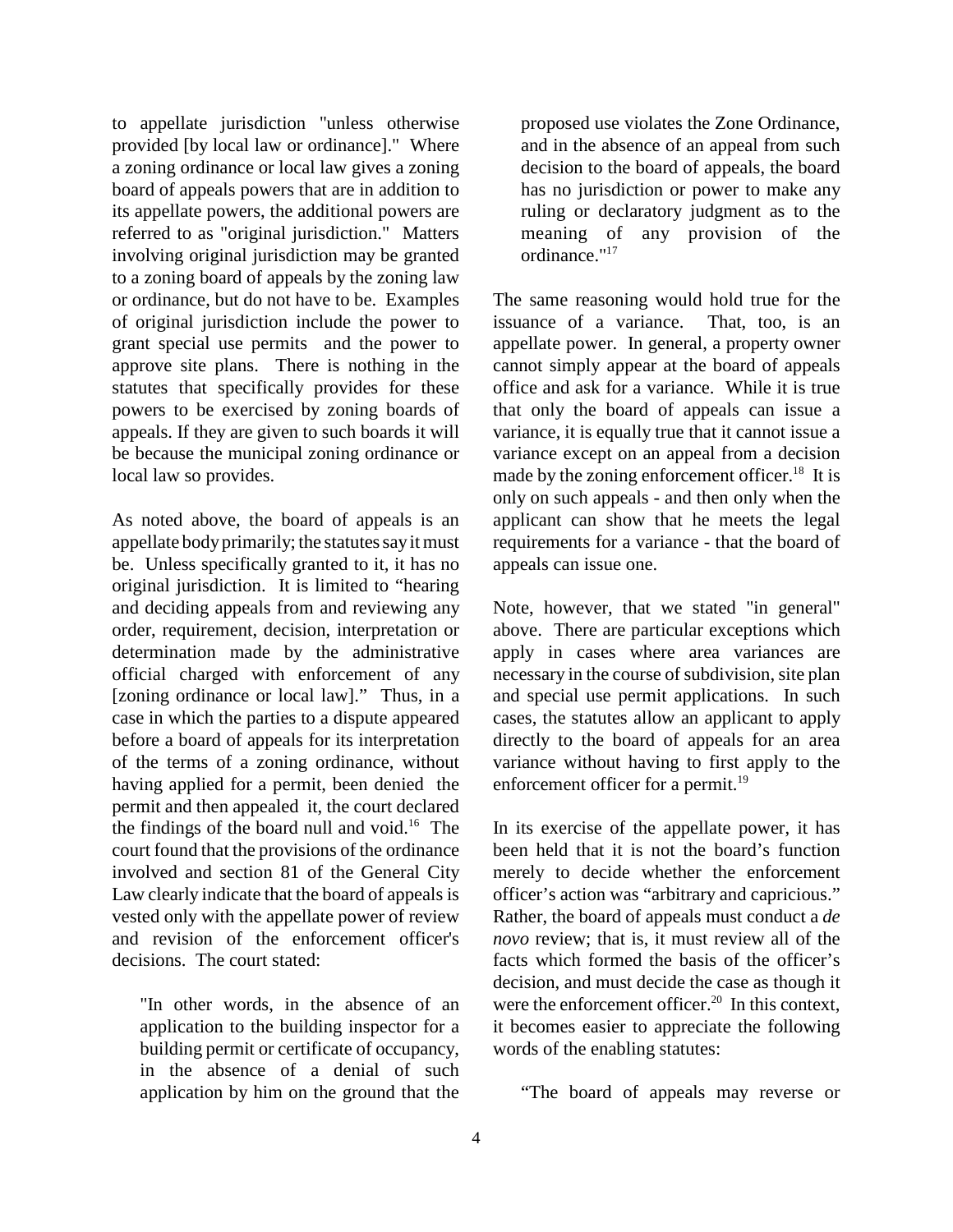to appellate jurisdiction "unless otherwise provided [by local law or ordinance]." Where a zoning ordinance or local law gives a zoning board of appeals powers that are in addition to its appellate powers, the additional powers are referred to as "original jurisdiction." Matters involving original jurisdiction may be granted to a zoning board of appeals by the zoning law or ordinance, but do not have to be. Examples of original jurisdiction include the power to grant special use permits and the power to approve site plans. There is nothing in the statutes that specifically provides for these powers to be exercised by zoning boards of appeals. If they are given to such boards it will be because the municipal zoning ordinance or local law so provides.

As noted above, the board of appeals is an appellate body primarily; the statutes say it must be. Unless specifically granted to it, it has no original jurisdiction. It is limited to "hearing and deciding appeals from and reviewing any order, requirement, decision, interpretation or determination made by the administrative official charged with enforcement of any [zoning ordinance or local law]." Thus, in a case in which the parties to a dispute appeared before a board of appeals for its interpretation of the terms of a zoning ordinance, without having applied for a permit, been denied the permit and then appealed it, the court declared the findings of the board null and void.[16] The court found that the provisions of the ordinance involved and section 81 of the General City Law clearly indicate that the board of appeals is vested only with the appellate power of review and revision of the enforcement officer's decisions. The court stated:

> "In other words, in the absence of an application to the building inspector for a building permit or certificate of occupancy, in the absence of a denial of such application by him on the ground that the proposed use violates the Zone Ordinance, and in the absence of an appeal from such decision to the board of appeals, the board has no jurisdiction or power to make any ruling or declaratory judgment as to the meaning of any provision of the ordinance."[17]

The same reasoning would hold true for the issuance of a variance. That, too, is an appellate power. In general, a property owner cannot simply appear at the board of appeals office and ask for a variance. While it is true that only the board of appeals can issue a variance, it is equally true that it cannot issue a variance except on an appeal from a decision made by the zoning enforcement officer.[18] It is only on such appeals - and then only when the applicant can show that he meets the legal requirements for a variance - that the board of appeals can issue one.

Note, however, that we stated "in general" above. There are particular exceptions which apply in cases where area variances are necessary in the course of subdivision, site plan and special use permit applications. In such cases, the statutes allow an applicant to apply directly to the board of appeals for an area variance without having to first apply to the enforcement officer for a permit.[19]

In its exercise of the appellate power, it has been held that it is not the board's function merely to decide whether the enforcement officer's action was "arbitrary and capricious." Rather, the board of appeals must conduct a *de novo* review; that is, it must review all of the facts which formed the basis of the officer's decision, and must decide the case as though it were the enforcement officer.[20] In this context, it becomes easier to appreciate the following words of the enabling statutes:

> "The board of appeals may reverse or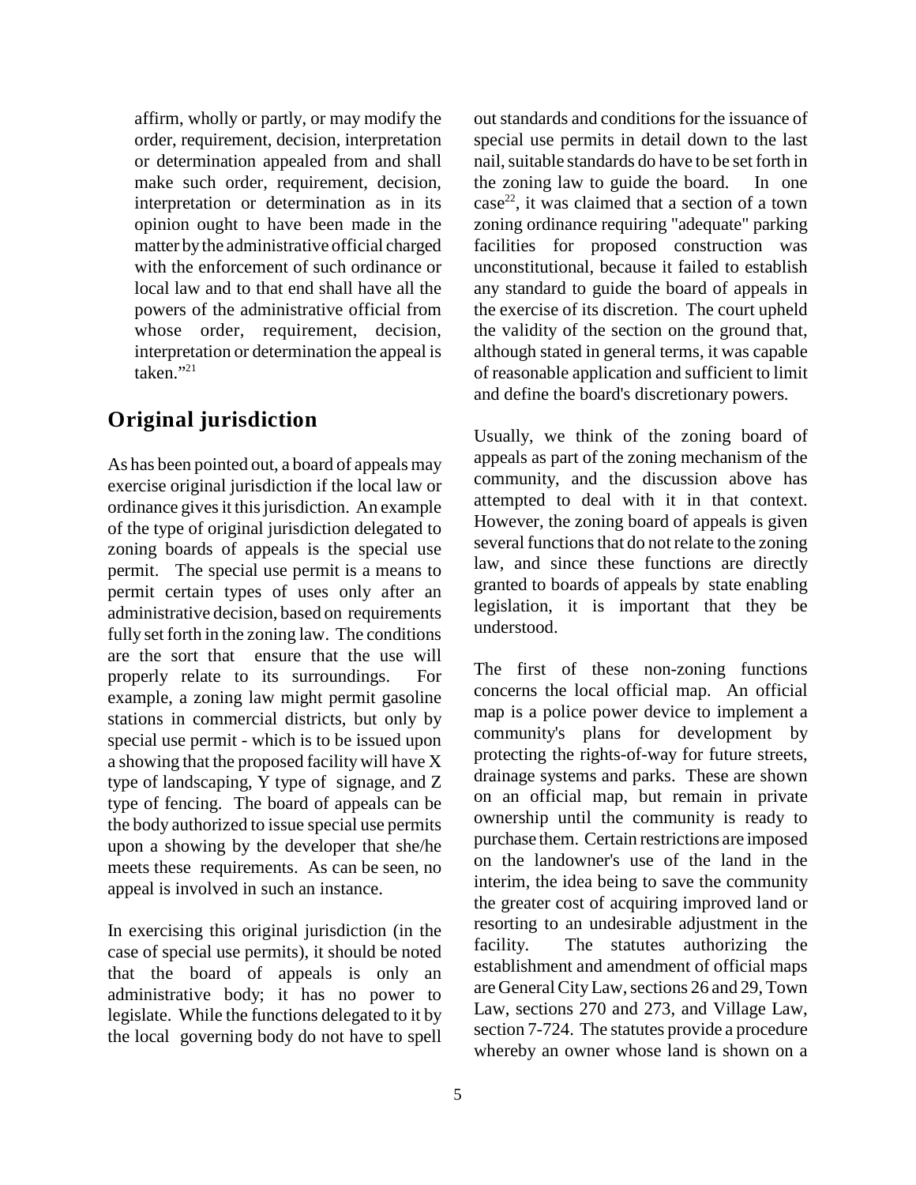affirm, wholly or partly, or may modify the order, requirement, decision, interpretation or determination appealed from and shall make such order, requirement, decision, interpretation or determination as in its opinion ought to have been made in the matter by the administrative official charged with the enforcement of such ordinance or local law and to that end shall have all the powers of the administrative official from whose order, requirement, decision, interpretation or determination the appeal is taken."[21]

## Original jurisdiction

As has been pointed out, a board of appeals may exercise original jurisdiction if the local law or ordinance gives it this jurisdiction. An example of the type of original jurisdiction delegated to zoning boards of appeals is the special use permit. The special use permit is a means to permit certain types of uses only after an administrative decision, based on requirements fully set forth in the zoning law. The conditions are the sort that ensure that the use will properly relate to its surroundings. For example, a zoning law might permit gasoline stations in commercial districts, but only by special use permit - which is to be issued upon a showing that the proposed facility will have X type of landscaping, Y type of signage, and Z type of fencing. The board of appeals can be the body authorized to issue special use permits upon a showing by the developer that she/he meets these requirements. As can be seen, no appeal is involved in such an instance.

In exercising this original jurisdiction (in the case of special use permits), it should be noted that the board of appeals is only an administrative body; it has no power to legislate. While the functions delegated to it by the local governing body do not have to spell out standards and conditions for the issuance of special use permits in detail down to the last nail, suitable standards do have to be set forth in the zoning law to guide the board. In one case[22], it was claimed that a section of a town zoning ordinance requiring "adequate" parking facilities for proposed construction was unconstitutional, because it failed to establish any standard to guide the board of appeals in the exercise of its discretion. The court upheld the validity of the section on the ground that, although stated in general terms, it was capable of reasonable application and sufficient to limit and define the board's discretionary powers.

Usually, we think of the zoning board of appeals as part of the zoning mechanism of the community, and the discussion above has attempted to deal with it in that context. However, the zoning board of appeals is given several functions that do not relate to the zoning law, and since these functions are directly granted to boards of appeals by state enabling legislation, it is important that they be understood.

The first of these non-zoning functions concerns the local official map. An official map is a police power device to implement a community's plans for development by protecting the rights-of-way for future streets, drainage systems and parks. These are shown on an official map, but remain in private ownership until the community is ready to purchase them. Certain restrictions are imposed on the landowner's use of the land in the interim, the idea being to save the community the greater cost of acquiring improved land or resorting to an undesirable adjustment in the facility. The statutes authorizing the establishment and amendment of official maps are General City Law, sections 26 and 29, Town Law, sections 270 and 273, and Village Law, section 7-724. The statutes provide a procedure whereby an owner whose land is shown on a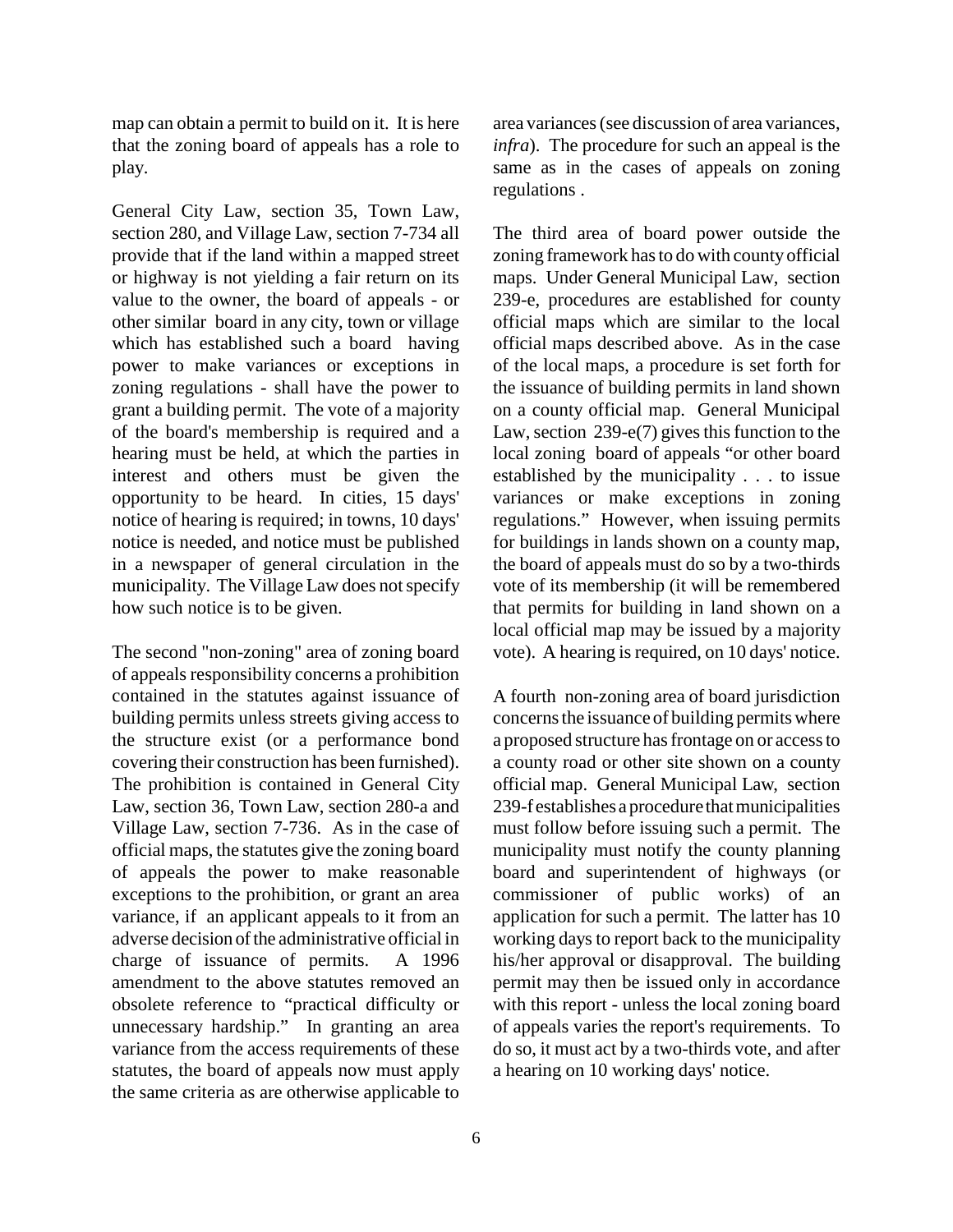map can obtain a permit to build on it. It is here that the zoning board of appeals has a role to play.

General City Law, section 35, Town Law, section 280, and Village Law, section 7-734 all provide that if the land within a mapped street or highway is not yielding a fair return on its value to the owner, the board of appeals - or other similar board in any city, town or village which has established such a board having power to make variances or exceptions in zoning regulations - shall have the power to grant a building permit. The vote of a majority of the board's membership is required and a hearing must be held, at which the parties in interest and others must be given the opportunity to be heard. In cities, 15 days' notice of hearing is required; in towns, 10 days' notice is needed, and notice must be published in a newspaper of general circulation in the municipality. The Village Law does not specify how such notice is to be given.

The second "non-zoning" area of zoning board of appeals responsibility concerns a prohibition contained in the statutes against issuance of building permits unless streets giving access to the structure exist (or a performance bond covering their construction has been furnished). The prohibition is contained in General City Law, section 36, Town Law, section 280-a and Village Law, section 7-736. As in the case of official maps, the statutes give the zoning board of appeals the power to make reasonable exceptions to the prohibition, or grant an area variance, if an applicant appeals to it from an adverse decision of the administrative official in charge of issuance of permits. A 1996 amendment to the above statutes removed an obsolete reference to "practical difficulty or unnecessary hardship." In granting an area variance from the access requirements of these statutes, the board of appeals now must apply the same criteria as are otherwise applicable to area variances (see discussion of area variances, *infra*). The procedure for such an appeal is the same as in the cases of appeals on zoning regulations .

The third area of board power outside the zoning framework has to do with county official maps. Under General Municipal Law, section 239-e, procedures are established for county official maps which are similar to the local official maps described above. As in the case of the local maps, a procedure is set forth for the issuance of building permits in land shown on a county official map. General Municipal Law, section 239-e(7) gives this function to the local zoning board of appeals "or other board established by the municipality . . . to issue variances or make exceptions in zoning regulations." However, when issuing permits for buildings in lands shown on a county map, the board of appeals must do so by a two-thirds vote of its membership (it will be remembered that permits for building in land shown on a local official map may be issued by a majority vote). A hearing is required, on 10 days' notice.

A fourth non-zoning area of board jurisdiction concerns the issuance of building permits where a proposed structure has frontage on or access to a county road or other site shown on a county official map. General Municipal Law, section 239-f establishes a procedure that municipalities must follow before issuing such a permit. The municipality must notify the county planning board and superintendent of highways (or commissioner of public works) of an application for such a permit. The latter has 10 working days to report back to the municipality his/her approval or disapproval. The building permit may then be issued only in accordance with this report - unless the local zoning board of appeals varies the report's requirements. To do so, it must act by a two-thirds vote, and after a hearing on 10 working days' notice.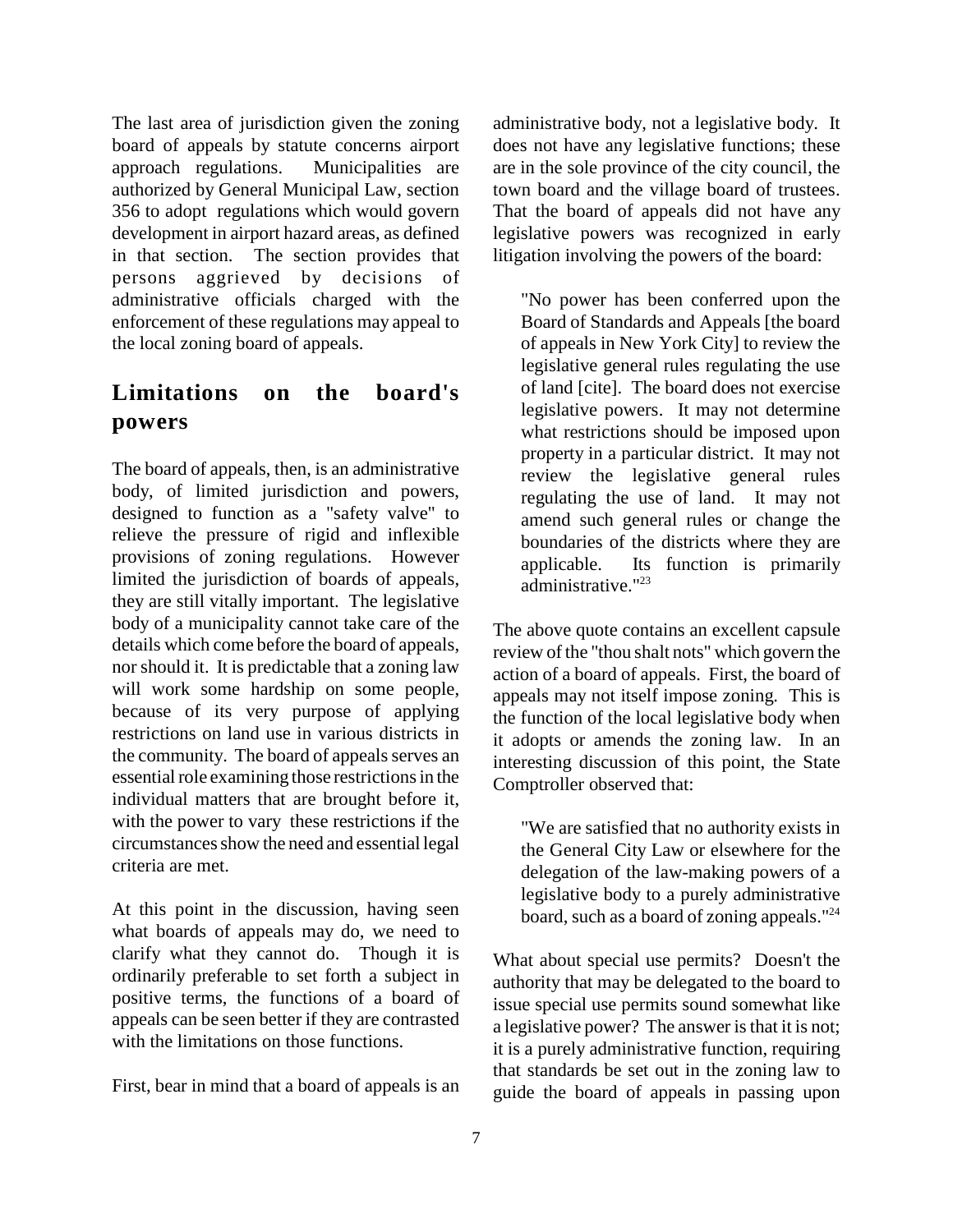The last area of jurisdiction given the zoning board of appeals by statute concerns airport approach regulations. Municipalities are authorized by General Municipal Law, section 356 to adopt regulations which would govern development in airport hazard areas, as defined in that section. The section provides that persons aggrieved by decisions of administrative officials charged with the enforcement of these regulations may appeal to the local zoning board of appeals.

## Limitations on the board's powers

The board of appeals, then, is an administrative body, of limited jurisdiction and powers, designed to function as a "safety valve" to relieve the pressure of rigid and inflexible provisions of zoning regulations. However limited the jurisdiction of boards of appeals, they are still vitally important. The legislative body of a municipality cannot take care of the details which come before the board of appeals, nor should it. It is predictable that a zoning law will work some hardship on some people, because of its very purpose of applying restrictions on land use in various districts in the community. The board of appeals serves an essential role examining those restrictions in the individual matters that are brought before it, with the power to vary these restrictions if the circumstances show the need and essential legal criteria are met.

At this point in the discussion, having seen what boards of appeals may do, we need to clarify what they cannot do. Though it is ordinarily preferable to set forth a subject in positive terms, the functions of a board of appeals can be seen better if they are contrasted with the limitations on those functions.

First, bear in mind that a board of appeals is an administrative body, not a legislative body. It does not have any legislative functions; these are in the sole province of the city council, the town board and the village board of trustees. That the board of appeals did not have any legislative powers was recognized in early litigation involving the powers of the board:

> "No power has been conferred upon the Board of Standards and Appeals [the board of appeals in New York City] to review the legislative general rules regulating the use of land [cite]. The board does not exercise legislative powers. It may not determine what restrictions should be imposed upon property in a particular district. It may not review the legislative general rules regulating the use of land. It may not amend such general rules or change the boundaries of the districts where they are applicable. Its function is primarily administrative."[23]

The above quote contains an excellent capsule review of the "thou shalt nots" which govern the action of a board of appeals. First, the board of appeals may not itself impose zoning. This is the function of the local legislative body when it adopts or amends the zoning law. In an interesting discussion of this point, the State Comptroller observed that:

> "We are satisfied that no authority exists in the General City Law or elsewhere for the delegation of the law-making powers of a legislative body to a purely administrative board, such as a board of zoning appeals."[24]

What about special use permits? Doesn't the authority that may be delegated to the board to issue special use permits sound somewhat like a legislative power? The answer is that it is not; it is a purely administrative function, requiring that standards be set out in the zoning law to guide the board of appeals in passing upon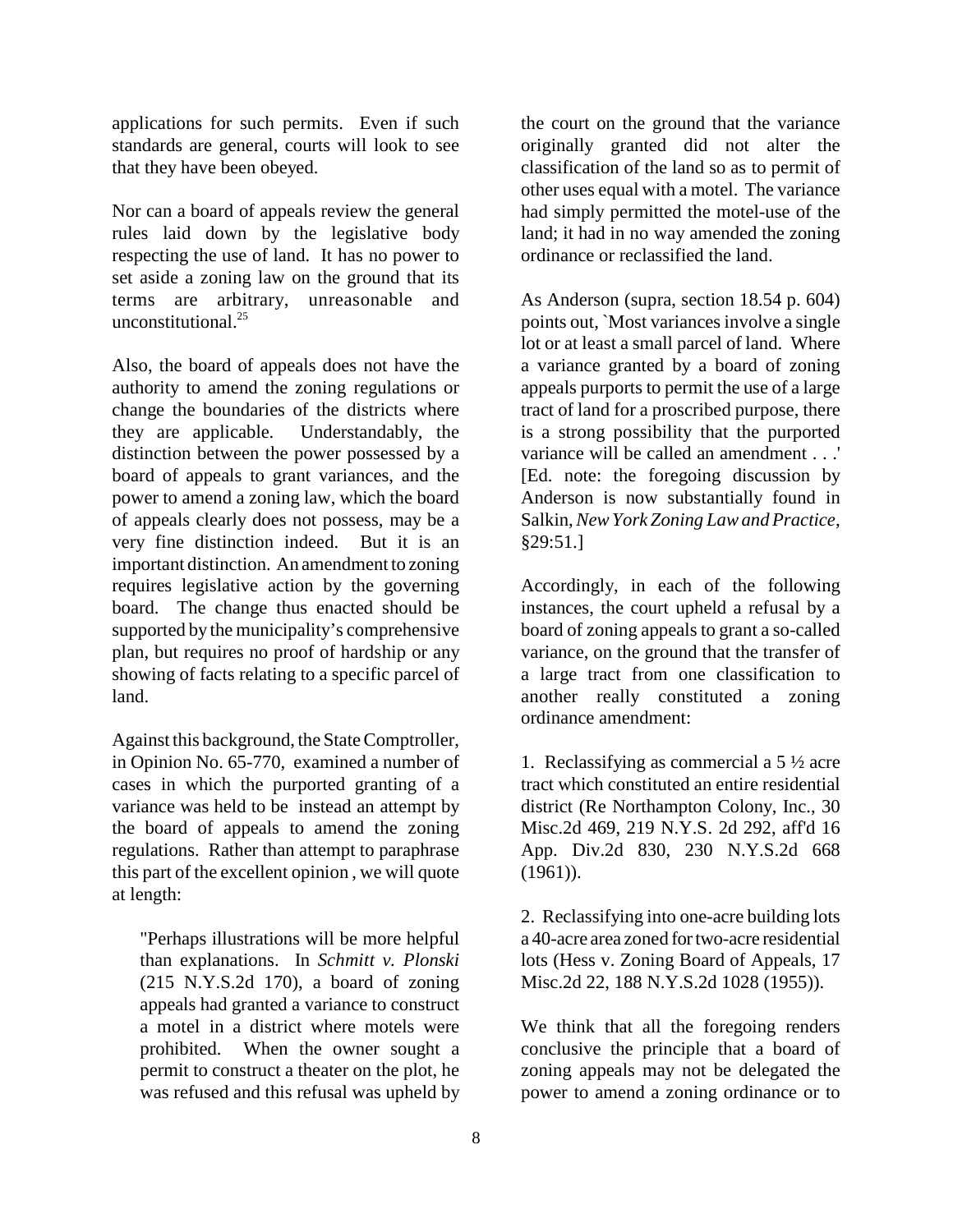applications for such permits. Even if such standards are general, courts will look to see that they have been obeyed.

Nor can a board of appeals review the general rules laid down by the legislative body respecting the use of land. It has no power to set aside a zoning law on the ground that its terms are arbitrary, unreasonable and unconstitutional.[25]

Also, the board of appeals does not have the authority to amend the zoning regulations or change the boundaries of the districts where they are applicable. Understandably, the distinction between the power possessed by a board of appeals to grant variances, and the power to amend a zoning law, which the board of appeals clearly does not possess, may be a very fine distinction indeed. But it is an important distinction. An amendment to zoning requires legislative action by the governing board. The change thus enacted should be supported by the municipality's comprehensive plan, but requires no proof of hardship or any showing of facts relating to a specific parcel of land.

Against this background, the State Comptroller, in Opinion No. 65-770, examined a number of cases in which the purported granting of a variance was held to be instead an attempt by the board of appeals to amend the zoning regulations. Rather than attempt to paraphrase this part of the excellent opinion , we will quote at length:

> "Perhaps illustrations will be more helpful than explanations. In *Schmitt v. Plonski* (215 N.Y.S.2d 170), a board of zoning appeals had granted a variance to construct a motel in a district where motels were prohibited. When the owner sought a permit to construct a theater on the plot, he was refused and this refusal was upheld by the court on the ground that the variance originally granted did not alter the classification of the land so as to permit of other uses equal with a motel. The variance had simply permitted the motel-use of the land; it had in no way amended the zoning ordinance or reclassified the land.
>
> As Anderson (supra, section 18.54 p. 604) points out, `Most variances involve a single lot or at least a small parcel of land. Where a variance granted by a board of zoning appeals purports to permit the use of a large tract of land for a proscribed purpose, there is a strong possibility that the purported variance will be called an amendment . . .' [Ed. note: the foregoing discussion by Anderson is now substantially found in Salkin, *New York Zoning Law and Practice*, §29:51.]
>
> Accordingly, in each of the following instances, the court upheld a refusal by a board of zoning appeals to grant a so-called variance, on the ground that the transfer of a large tract from one classification to another really constituted a zoning ordinance amendment:
>
> 1. Reclassifying as commercial a 5 ½ acre tract which constituted an entire residential district (Re Northampton Colony, Inc., 30 Misc.2d 469, 219 N.Y.S. 2d 292, aff'd 16 App. Div.2d 830, 230 N.Y.S.2d 668 (1961)).
>
> 2. Reclassifying into one-acre building lots a 40-acre area zoned for two-acre residential lots (Hess v. Zoning Board of Appeals, 17 Misc.2d 22, 188 N.Y.S.2d 1028 (1955)).
>
> We think that all the foregoing renders conclusive the principle that a board of zoning appeals may not be delegated the power to amend a zoning ordinance or to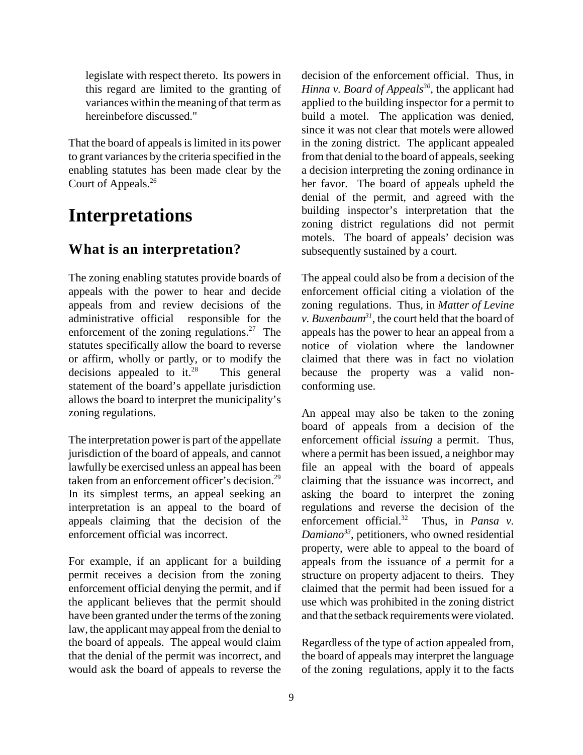legislate with respect thereto. Its powers in this regard are limited to the granting of variances within the meaning of that term as hereinbefore discussed."

That the board of appeals is limited in its power to grant variances by the criteria specified in the enabling statutes has been made clear by the Court of Appeals.[26]

# Interpretations

## What is an interpretation?

The zoning enabling statutes provide boards of appeals with the power to hear and decide appeals from and review decisions of the administrative official responsible for the enforcement of the zoning regulations.[27] The statutes specifically allow the board to reverse or affirm, wholly or partly, or to modify the decisions appealed to it.[28] This general statement of the board's appellate jurisdiction allows the board to interpret the municipality's zoning regulations.

The interpretation power is part of the appellate jurisdiction of the board of appeals, and cannot lawfully be exercised unless an appeal has been taken from an enforcement officer's decision.[29] In its simplest terms, an appeal seeking an interpretation is an appeal to the board of appeals claiming that the decision of the enforcement official was incorrect.

For example, if an applicant for a building permit receives a decision from the zoning enforcement official denying the permit, and if the applicant believes that the permit should have been granted under the terms of the zoning law, the applicant may appeal from the denial to the board of appeals. The appeal would claim that the denial of the permit was incorrect, and would ask the board of appeals to reverse the decision of the enforcement official. Thus, in *Hinna v. Board of Appeals*[30], the applicant had applied to the building inspector for a permit to build a motel. The application was denied, since it was not clear that motels were allowed in the zoning district. The applicant appealed from that denial to the board of appeals, seeking a decision interpreting the zoning ordinance in her favor. The board of appeals upheld the denial of the permit, and agreed with the building inspector's interpretation that the zoning district regulations did not permit motels. The board of appeals' decision was subsequently sustained by a court.

The appeal could also be from a decision of the enforcement official citing a violation of the zoning regulations. Thus, in *Matter of Levine v. Buxenbaum*[31], the court held that the board of appeals has the power to hear an appeal from a notice of violation where the landowner claimed that there was in fact no violation because the property was a valid non-conforming use.

An appeal may also be taken to the zoning board of appeals from a decision of the enforcement official *issuing* a permit. Thus, where a permit has been issued, a neighbor may file an appeal with the board of appeals claiming that the issuance was incorrect, and asking the board to interpret the zoning regulations and reverse the decision of the enforcement official.[32] Thus, in *Pansa v. Damiano*[33], petitioners, who owned residential property, were able to appeal to the board of appeals from the issuance of a permit for a structure on property adjacent to theirs. They claimed that the permit had been issued for a use which was prohibited in the zoning district and that the setback requirements were violated.

Regardless of the type of action appealed from, the board of appeals may interpret the language of the zoning regulations, apply it to the facts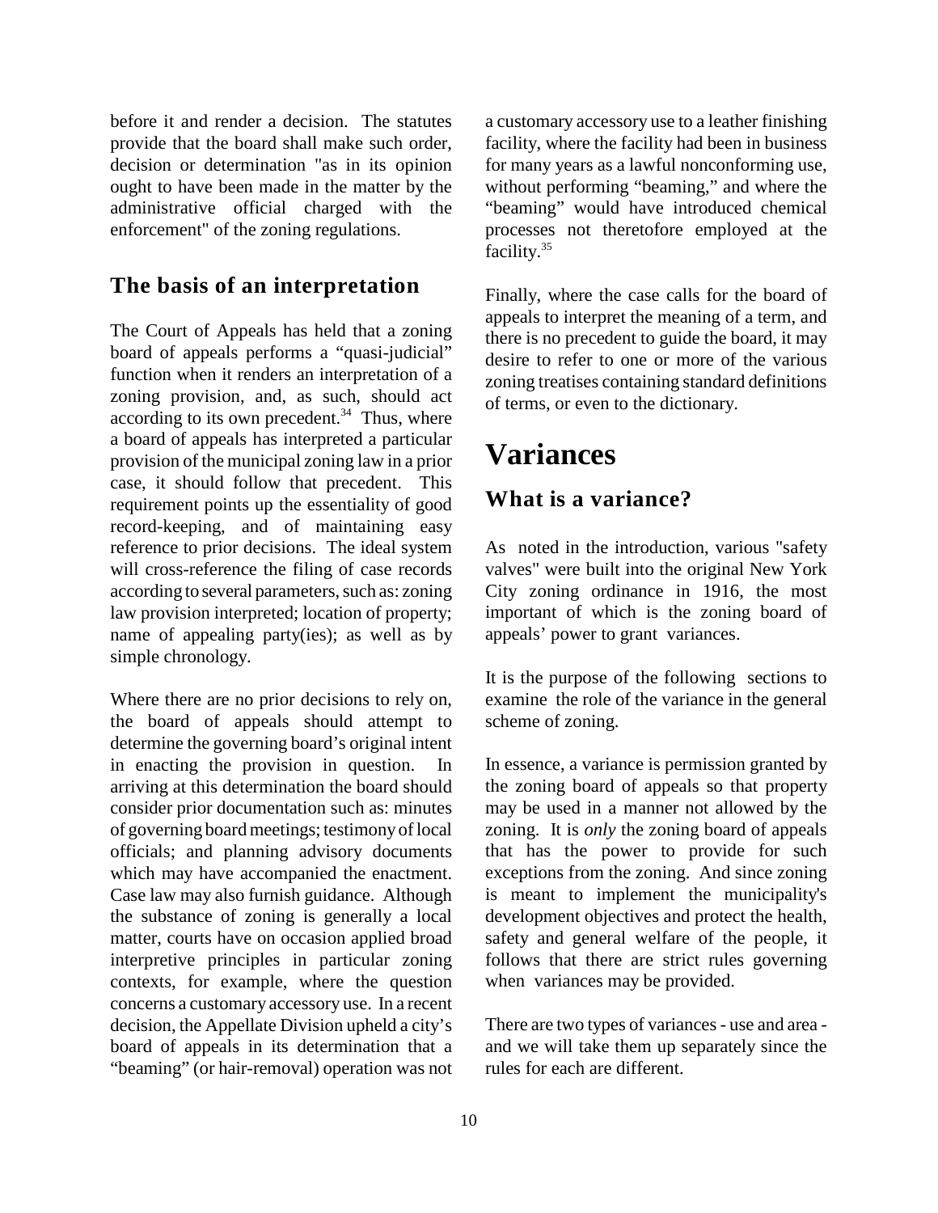before it and render a decision. The statutes provide that the board shall make such order, decision or determination "as in its opinion ought to have been made in the matter by the administrative official charged with the enforcement" of the zoning regulations.

## The basis of an interpretation

The Court of Appeals has held that a zoning board of appeals performs a "quasi-judicial" function when it renders an interpretation of a zoning provision, and, as such, should act according to its own precedent.[34] Thus, where a board of appeals has interpreted a particular provision of the municipal zoning law in a prior case, it should follow that precedent. This requirement points up the essentiality of good record-keeping, and of maintaining easy reference to prior decisions. The ideal system will cross-reference the filing of case records according to several parameters, such as: zoning law provision interpreted; location of property; name of appealing party(ies); as well as by simple chronology.

Where there are no prior decisions to rely on, the board of appeals should attempt to determine the governing board's original intent in enacting the provision in question. In arriving at this determination the board should consider prior documentation such as: minutes of governing board meetings; testimony of local officials; and planning advisory documents which may have accompanied the enactment. Case law may also furnish guidance. Although the substance of zoning is generally a local matter, courts have on occasion applied broad interpretive principles in particular zoning contexts, for example, where the question concerns a customary accessory use. In a recent decision, the Appellate Division upheld a city's board of appeals in its determination that a "beaming" (or hair-removal) operation was not a customary accessory use to a leather finishing facility, where the facility had been in business for many years as a lawful nonconforming use, without performing "beaming," and where the "beaming" would have introduced chemical processes not theretofore employed at the facility.[35]

Finally, where the case calls for the board of appeals to interpret the meaning of a term, and there is no precedent to guide the board, it may desire to refer to one or more of the various zoning treatises containing standard definitions of terms, or even to the dictionary.

# Variances

## What is a variance?

As noted in the introduction, various "safety valves" were built into the original New York City zoning ordinance in 1916, the most important of which is the zoning board of appeals' power to grant variances.

It is the purpose of the following sections to examine the role of the variance in the general scheme of zoning.

In essence, a variance is permission granted by the zoning board of appeals so that property may be used in a manner not allowed by the zoning. It is *only* the zoning board of appeals that has the power to provide for such exceptions from the zoning. And since zoning is meant to implement the municipality's development objectives and protect the health, safety and general welfare of the people, it follows that there are strict rules governing when variances may be provided.

There are two types of variances - use and area - and we will take them up separately since the rules for each are different.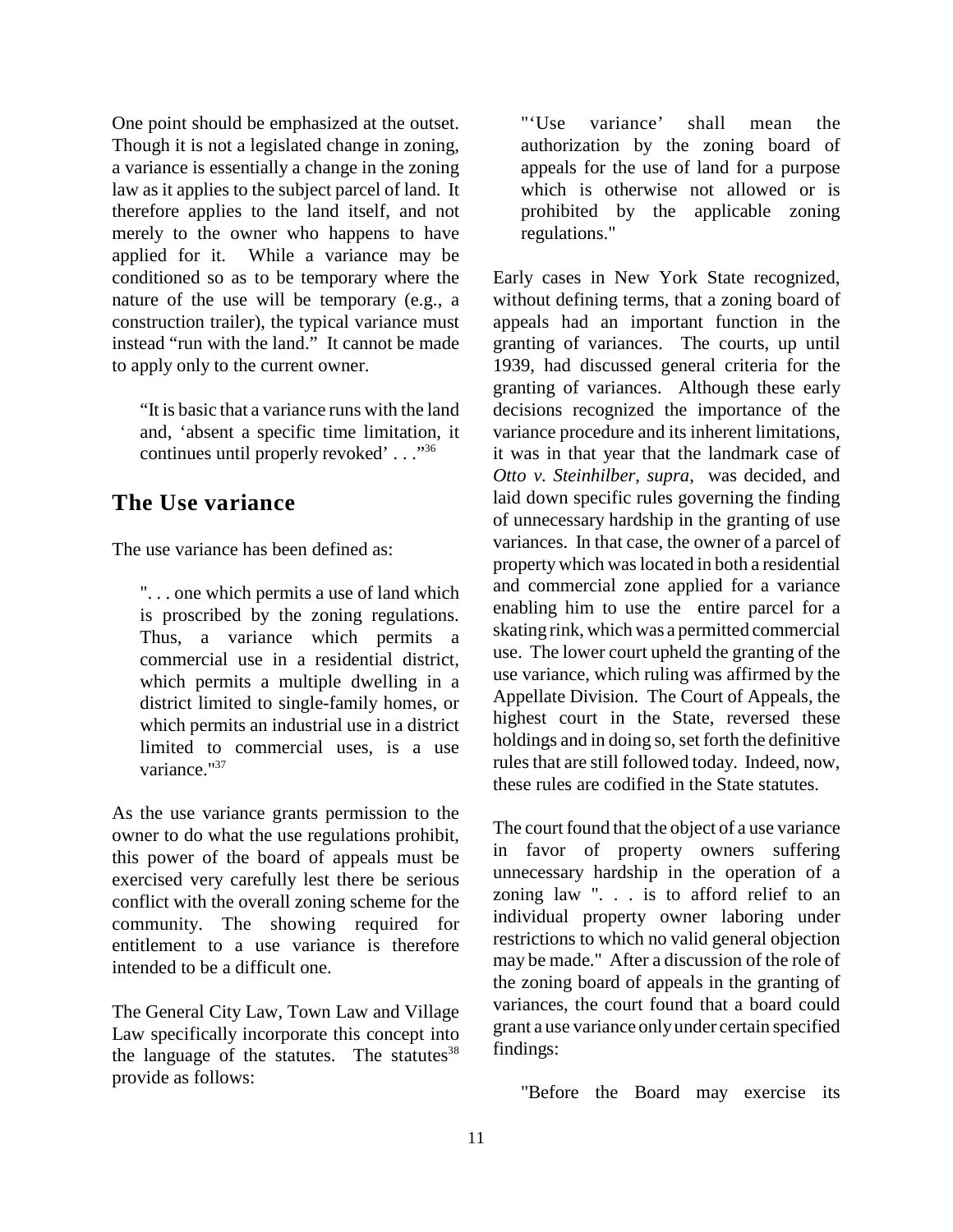One point should be emphasized at the outset. Though it is not a legislated change in zoning, a variance is essentially a change in the zoning law as it applies to the subject parcel of land. It therefore applies to the land itself, and not merely to the owner who happens to have applied for it. While a variance may be conditioned so as to be temporary where the nature of the use will be temporary (e.g., a construction trailer), the typical variance must instead "run with the land." It cannot be made to apply only to the current owner.

> "It is basic that a variance runs with the land and, 'absent a specific time limitation, it continues until properly revoked' . . ."[36]

## The Use variance

The use variance has been defined as:

> ". . . one which permits a use of land which is proscribed by the zoning regulations. Thus, a variance which permits a commercial use in a residential district, which permits a multiple dwelling in a district limited to single-family homes, or which permits an industrial use in a district limited to commercial uses, is a use variance."[37]

As the use variance grants permission to the owner to do what the use regulations prohibit, this power of the board of appeals must be exercised very carefully lest there be serious conflict with the overall zoning scheme for the community. The showing required for entitlement to a use variance is therefore intended to be a difficult one.

The General City Law, Town Law and Village Law specifically incorporate this concept into the language of the statutes. The statutes[38] provide as follows:

> "'Use variance' shall mean the authorization by the zoning board of appeals for the use of land for a purpose which is otherwise not allowed or is prohibited by the applicable zoning regulations."

Early cases in New York State recognized, without defining terms, that a zoning board of appeals had an important function in the granting of variances. The courts, up until 1939, had discussed general criteria for the granting of variances. Although these early decisions recognized the importance of the variance procedure and its inherent limitations, it was in that year that the landmark case of *Otto v. Steinhilber*, *supra*, was decided, and laid down specific rules governing the finding of unnecessary hardship in the granting of use variances. In that case, the owner of a parcel of property which was located in both a residential and commercial zone applied for a variance enabling him to use the entire parcel for a skating rink, which was a permitted commercial use. The lower court upheld the granting of the use variance, which ruling was affirmed by the Appellate Division. The Court of Appeals, the highest court in the State, reversed these holdings and in doing so, set forth the definitive rules that are still followed today. Indeed, now, these rules are codified in the State statutes.

The court found that the object of a use variance in favor of property owners suffering unnecessary hardship in the operation of a zoning law ". . . is to afford relief to an individual property owner laboring under restrictions to which no valid general objection may be made." After a discussion of the role of the zoning board of appeals in the granting of variances, the court found that a board could grant a use variance only under certain specified findings:

> "Before the Board may exercise its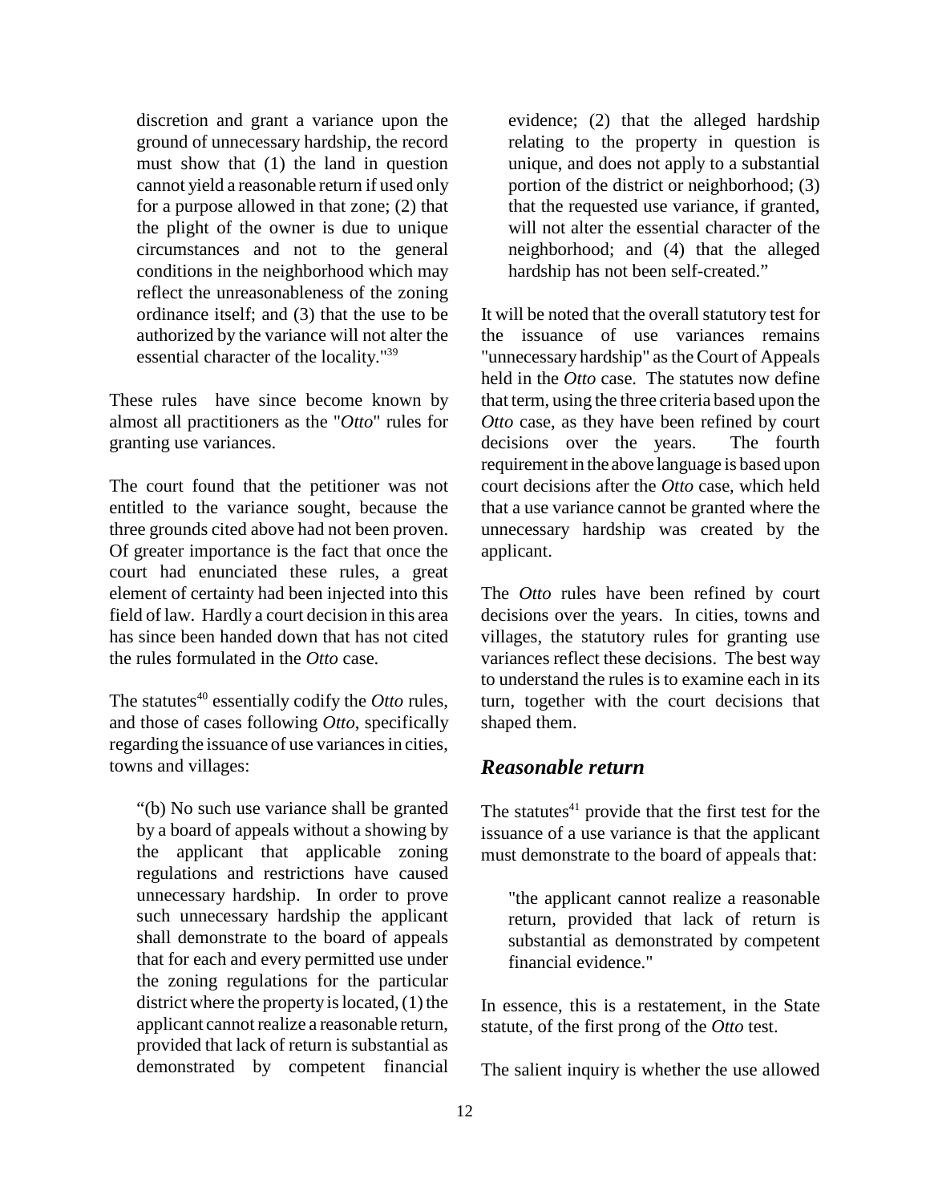discretion and grant a variance upon the ground of unnecessary hardship, the record must show that (1) the land in question cannot yield a reasonable return if used only for a purpose allowed in that zone; (2) that the plight of the owner is due to unique circumstances and not to the general conditions in the neighborhood which may reflect the unreasonableness of the zoning ordinance itself; and (3) that the use to be authorized by the variance will not alter the essential character of the locality."[39]

These rules have since become known by almost all practitioners as the "*Otto*" rules for granting use variances.

The court found that the petitioner was not entitled to the variance sought, because the three grounds cited above had not been proven. Of greater importance is the fact that once the court had enunciated these rules, a great element of certainty had been injected into this field of law. Hardly a court decision in this area has since been handed down that has not cited the rules formulated in the *Otto* case.

The statutes[40] essentially codify the *Otto* rules, and those of cases following *Otto*, specifically regarding the issuance of use variances in cities, towns and villages:

> "(b) No such use variance shall be granted by a board of appeals without a showing by the applicant that applicable zoning regulations and restrictions have caused unnecessary hardship. In order to prove such unnecessary hardship the applicant shall demonstrate to the board of appeals that for each and every permitted use under the zoning regulations for the particular district where the property is located, (1) the applicant cannot realize a reasonable return, provided that lack of return is substantial as demonstrated by competent financial evidence; (2) that the alleged hardship relating to the property in question is unique, and does not apply to a substantial portion of the district or neighborhood; (3) that the requested use variance, if granted, will not alter the essential character of the neighborhood; and (4) that the alleged hardship has not been self-created."

It will be noted that the overall statutory test for the issuance of use variances remains "unnecessary hardship" as the Court of Appeals held in the *Otto* case. The statutes now define that term, using the three criteria based upon the *Otto* case, as they have been refined by court decisions over the years. The fourth requirement in the above language is based upon court decisions after the *Otto* case, which held that a use variance cannot be granted where the unnecessary hardship was created by the applicant.

The *Otto* rules have been refined by court decisions over the years. In cities, towns and villages, the statutory rules for granting use variances reflect these decisions. The best way to understand the rules is to examine each in its turn, together with the court decisions that shaped them.

## *Reasonable return*

The statutes[41] provide that the first test for the issuance of a use variance is that the applicant must demonstrate to the board of appeals that:

> "the applicant cannot realize a reasonable return, provided that lack of return is substantial as demonstrated by competent financial evidence."

In essence, this is a restatement, in the State statute, of the first prong of the *Otto* test.

The salient inquiry is whether the use allowed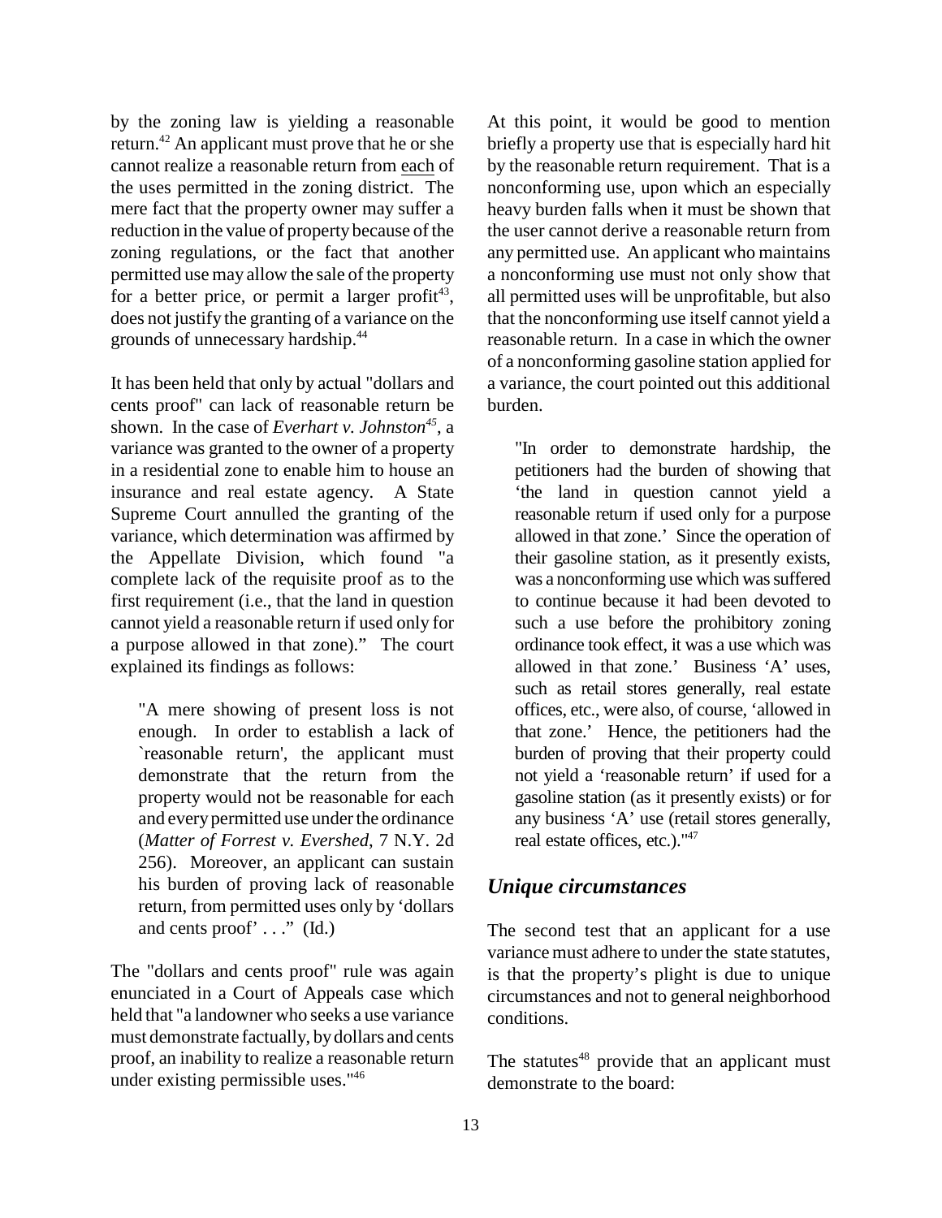by the zoning law is yielding a reasonable return.[42] An applicant must prove that he or she cannot realize a reasonable return from each of the uses permitted in the zoning district. The mere fact that the property owner may suffer a reduction in the value of property because of the zoning regulations, or the fact that another permitted use may allow the sale of the property for a better price, or permit a larger profit[43], does not justify the granting of a variance on the grounds of unnecessary hardship.[44]

It has been held that only by actual "dollars and cents proof" can lack of reasonable return be shown. In the case of *Everhart v. Johnston*[45], a variance was granted to the owner of a property in a residential zone to enable him to house an insurance and real estate agency. A State Supreme Court annulled the granting of the variance, which determination was affirmed by the Appellate Division, which found "a complete lack of the requisite proof as to the first requirement (i.e., that the land in question cannot yield a reasonable return if used only for a purpose allowed in that zone)." The court explained its findings as follows:

> "A mere showing of present loss is not enough. In order to establish a lack of `reasonable return', the applicant must demonstrate that the return from the property would not be reasonable for each and every permitted use under the ordinance (*Matter of Forrest v. Evershed*, 7 N.Y. 2d 256). Moreover, an applicant can sustain his burden of proving lack of reasonable return, from permitted uses only by 'dollars and cents proof' . . ." (Id.)

The "dollars and cents proof" rule was again enunciated in a Court of Appeals case which held that "a landowner who seeks a use variance must demonstrate factually, by dollars and cents proof, an inability to realize a reasonable return under existing permissible uses."[46]

At this point, it would be good to mention briefly a property use that is especially hard hit by the reasonable return requirement. That is a nonconforming use, upon which an especially heavy burden falls when it must be shown that the user cannot derive a reasonable return from any permitted use. An applicant who maintains a nonconforming use must not only show that all permitted uses will be unprofitable, but also that the nonconforming use itself cannot yield a reasonable return. In a case in which the owner of a nonconforming gasoline station applied for a variance, the court pointed out this additional burden.

> "In order to demonstrate hardship, the petitioners had the burden of showing that 'the land in question cannot yield a reasonable return if used only for a purpose allowed in that zone.' Since the operation of their gasoline station, as it presently exists, was a nonconforming use which was suffered to continue because it had been devoted to such a use before the prohibitory zoning ordinance took effect, it was a use which was allowed in that zone.' Business 'A' uses, such as retail stores generally, real estate offices, etc., were also, of course, 'allowed in that zone.' Hence, the petitioners had the burden of proving that their property could not yield a 'reasonable return' if used for a gasoline station (as it presently exists) or for any business 'A' use (retail stores generally, real estate offices, etc.)."[47]

### *Unique circumstances*

The second test that an applicant for a use variance must adhere to under the state statutes, is that the property's plight is due to unique circumstances and not to general neighborhood conditions.

The statutes[48] provide that an applicant must demonstrate to the board: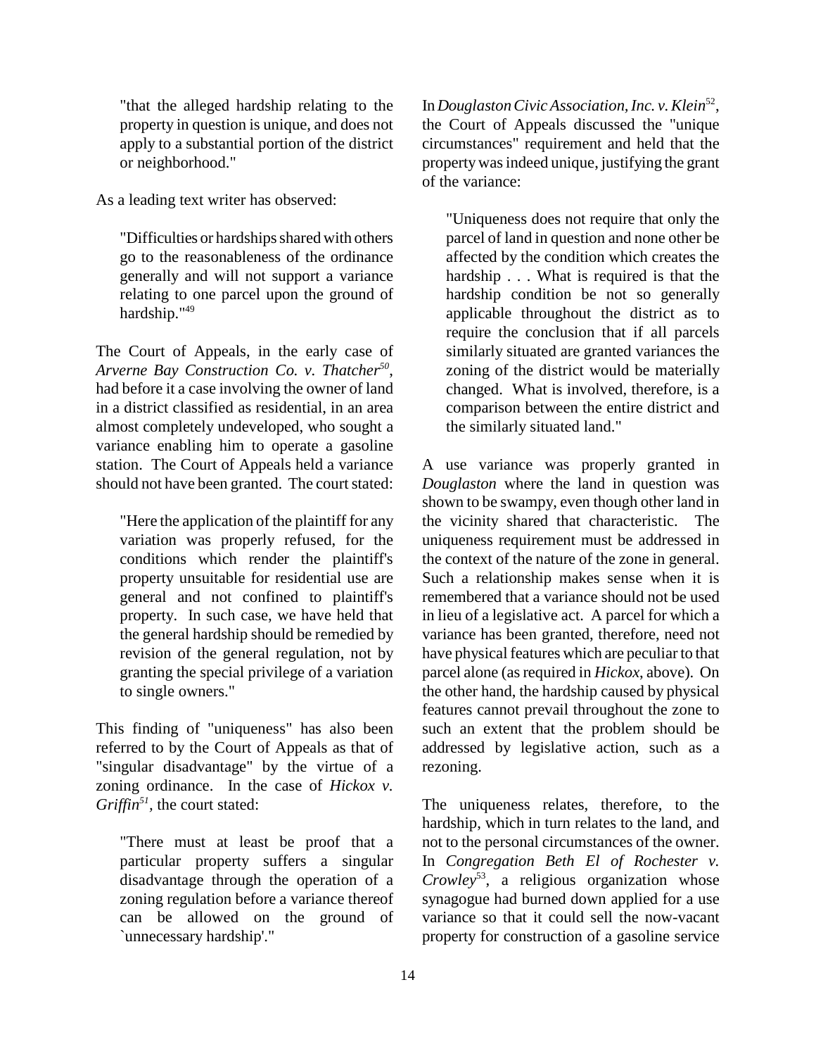> "that the alleged hardship relating to the property in question is unique, and does not apply to a substantial portion of the district or neighborhood."

As a leading text writer has observed:

> "Difficulties or hardships shared with others go to the reasonableness of the ordinance generally and will not support a variance relating to one parcel upon the ground of hardship."[49]

The Court of Appeals, in the early case of *Arverne Bay Construction Co. v. Thatcher*[50], had before it a case involving the owner of land in a district classified as residential, in an area almost completely undeveloped, who sought a variance enabling him to operate a gasoline station. The Court of Appeals held a variance should not have been granted. The court stated:

> "Here the application of the plaintiff for any variation was properly refused, for the conditions which render the plaintiff's property unsuitable for residential use are general and not confined to plaintiff's property. In such case, we have held that the general hardship should be remedied by revision of the general regulation, not by granting the special privilege of a variation to single owners."

This finding of "uniqueness" has also been referred to by the Court of Appeals as that of "singular disadvantage" by the virtue of a zoning ordinance. In the case of *Hickox v. Griffin*[51], the court stated:

> "There must at least be proof that a particular property suffers a singular disadvantage through the operation of a zoning regulation before a variance thereof can be allowed on the ground of `unnecessary hardship'."

In *Douglaston Civic Association, Inc. v. Klein*[52], the Court of Appeals discussed the "unique circumstances" requirement and held that the property was indeed unique, justifying the grant of the variance:

> "Uniqueness does not require that only the parcel of land in question and none other be affected by the condition which creates the hardship . . . What is required is that the hardship condition be not so generally applicable throughout the district as to require the conclusion that if all parcels similarly situated are granted variances the zoning of the district would be materially changed. What is involved, therefore, is a comparison between the entire district and the similarly situated land."

A use variance was properly granted in *Douglaston* where the land in question was shown to be swampy, even though other land in the vicinity shared that characteristic. The uniqueness requirement must be addressed in the context of the nature of the zone in general. Such a relationship makes sense when it is remembered that a variance should not be used in lieu of a legislative act. A parcel for which a variance has been granted, therefore, need not have physical features which are peculiar to that parcel alone (as required in *Hickox*, above). On the other hand, the hardship caused by physical features cannot prevail throughout the zone to such an extent that the problem should be addressed by legislative action, such as a rezoning.

The uniqueness relates, therefore, to the hardship, which in turn relates to the land, and not to the personal circumstances of the owner. In *Congregation Beth El of Rochester v. Crowley*[53], a religious organization whose synagogue had burned down applied for a use variance so that it could sell the now-vacant property for construction of a gasoline service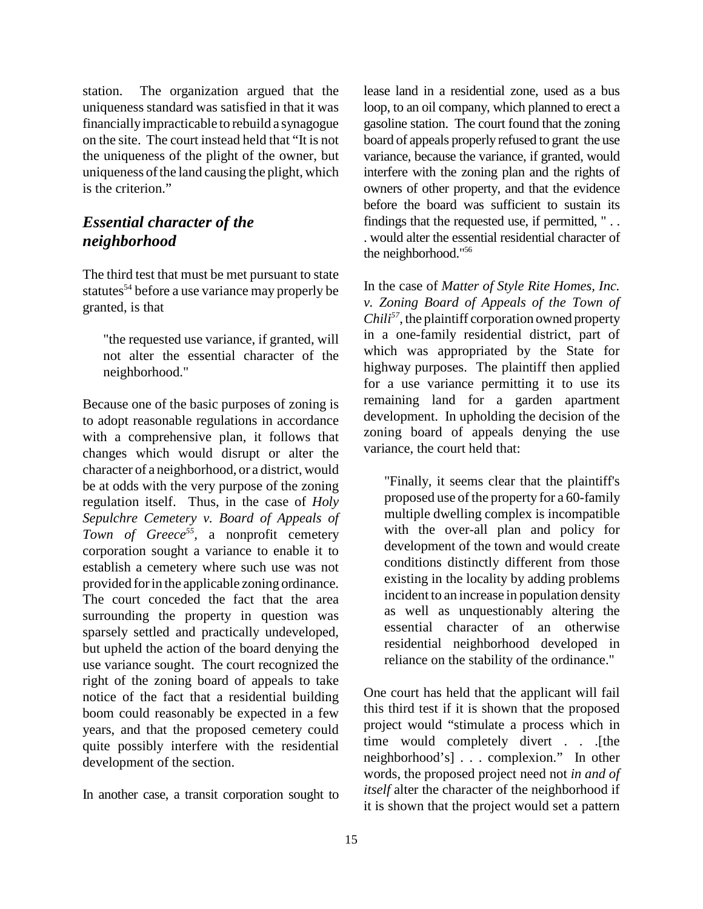station. The organization argued that the uniqueness standard was satisfied in that it was financially impracticable to rebuild a synagogue on the site. The court instead held that "It is not the uniqueness of the plight of the owner, but uniqueness of the land causing the plight, which is the criterion."

## *Essential character of the neighborhood*

The third test that must be met pursuant to state statutes[54] before a use variance may properly be granted, is that

> "the requested use variance, if granted, will not alter the essential character of the neighborhood."

Because one of the basic purposes of zoning is to adopt reasonable regulations in accordance with a comprehensive plan, it follows that changes which would disrupt or alter the character of a neighborhood, or a district, would be at odds with the very purpose of the zoning regulation itself. Thus, in the case of *Holy Sepulchre Cemetery v. Board of Appeals of Town of Greece*[55], a nonprofit cemetery corporation sought a variance to enable it to establish a cemetery where such use was not provided for in the applicable zoning ordinance. The court conceded the fact that the area surrounding the property in question was sparsely settled and practically undeveloped, but upheld the action of the board denying the use variance sought. The court recognized the right of the zoning board of appeals to take notice of the fact that a residential building boom could reasonably be expected in a few years, and that the proposed cemetery could quite possibly interfere with the residential development of the section.

In another case, a transit corporation sought to lease land in a residential zone, used as a bus loop, to an oil company, which planned to erect a gasoline station. The court found that the zoning board of appeals properly refused to grant the use variance, because the variance, if granted, would interfere with the zoning plan and the rights of owners of other property, and that the evidence before the board was sufficient to sustain its findings that the requested use, if permitted, " . . . would alter the essential residential character of the neighborhood."[56]

In the case of *Matter of Style Rite Homes, Inc. v. Zoning Board of Appeals of the Town of Chili*[57], the plaintiff corporation owned property in a one-family residential district, part of which was appropriated by the State for highway purposes. The plaintiff then applied for a use variance permitting it to use its remaining land for a garden apartment development. In upholding the decision of the zoning board of appeals denying the use variance, the court held that:

> "Finally, it seems clear that the plaintiff's proposed use of the property for a 60-family multiple dwelling complex is incompatible with the over-all plan and policy for development of the town and would create conditions distinctly different from those existing in the locality by adding problems incident to an increase in population density as well as unquestionably altering the essential character of an otherwise residential neighborhood developed in reliance on the stability of the ordinance."

One court has held that the applicant will fail this third test if it is shown that the proposed project would "stimulate a process which in time would completely divert . . .[the neighborhood's] . . . complexion." In other words, the proposed project need not *in and of itself* alter the character of the neighborhood if it is shown that the project would set a pattern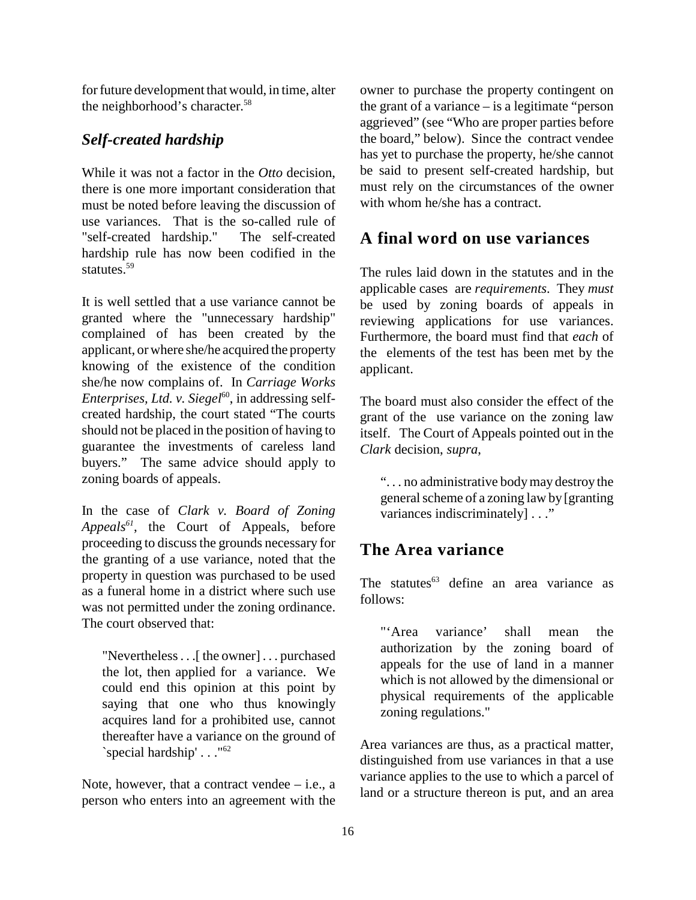for future development that would, in time, alter the neighborhood's character.[58]

### *Self-created hardship*

While it was not a factor in the *Otto* decision, there is one more important consideration that must be noted before leaving the discussion of use variances. That is the so-called rule of "self-created hardship." The self-created hardship rule has now been codified in the statutes.[59]

It is well settled that a use variance cannot be granted where the "unnecessary hardship" complained of has been created by the applicant, or where she/he acquired the property knowing of the existence of the condition she/he now complains of. In *Carriage Works Enterprises, Ltd. v. Siegel*[60], in addressing self-created hardship, the court stated "The courts should not be placed in the position of having to guarantee the investments of careless land buyers." The same advice should apply to zoning boards of appeals.

In the case of *Clark v. Board of Zoning Appeals*[61], the Court of Appeals, before proceeding to discuss the grounds necessary for the granting of a use variance, noted that the property in question was purchased to be used as a funeral home in a district where such use was not permitted under the zoning ordinance. The court observed that:

> "Nevertheless . . .[ the owner] . . . purchased the lot, then applied for a variance. We could end this opinion at this point by saying that one who thus knowingly acquires land for a prohibited use, cannot thereafter have a variance on the ground of `special hardship' . . ."[62]

Note, however, that a contract vendee – i.e., a person who enters into an agreement with the owner to purchase the property contingent on the grant of a variance – is a legitimate "person aggrieved" (see "Who are proper parties before the board," below). Since the contract vendee has yet to purchase the property, he/she cannot be said to present self-created hardship, but must rely on the circumstances of the owner with whom he/she has a contract.

## A final word on use variances

The rules laid down in the statutes and in the applicable cases are *requirements*. They *must* be used by zoning boards of appeals in reviewing applications for use variances. Furthermore, the board must find that *each* of the elements of the test has been met by the applicant.

The board must also consider the effect of the grant of the use variance on the zoning law itself. The Court of Appeals pointed out in the *Clark* decision, *supra*,

> ". . . no administrative body may destroy the general scheme of a zoning law by [granting variances indiscriminately] . . ."

## The Area variance

The statutes[63] define an area variance as follows:

> "'Area variance' shall mean the authorization by the zoning board of appeals for the use of land in a manner which is not allowed by the dimensional or physical requirements of the applicable zoning regulations."

Area variances are thus, as a practical matter, distinguished from use variances in that a use variance applies to the use to which a parcel of land or a structure thereon is put, and an area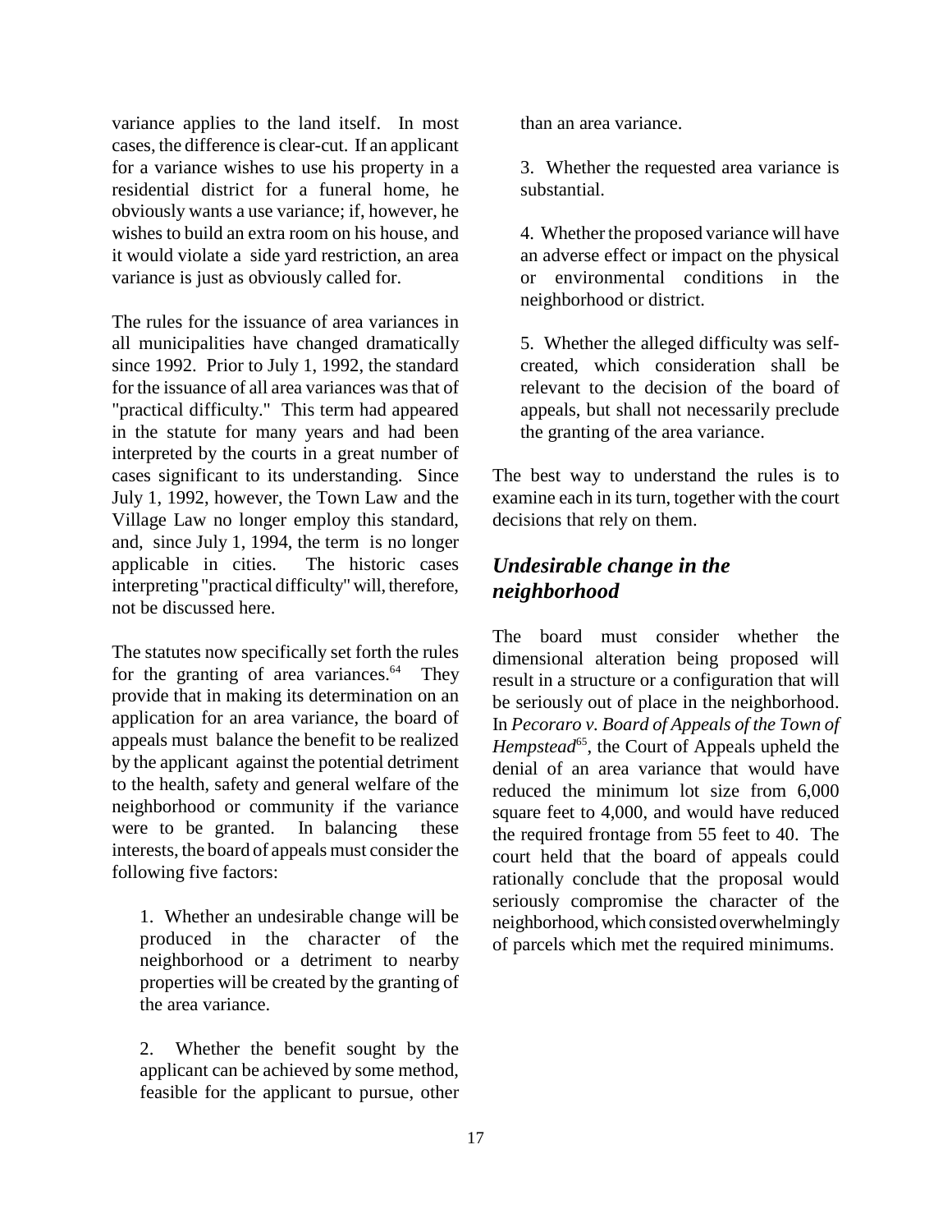variance applies to the land itself. In most cases, the difference is clear-cut. If an applicant for a variance wishes to use his property in a residential district for a funeral home, he obviously wants a use variance; if, however, he wishes to build an extra room on his house, and it would violate a side yard restriction, an area variance is just as obviously called for.

The rules for the issuance of area variances in all municipalities have changed dramatically since 1992. Prior to July 1, 1992, the standard for the issuance of all area variances was that of "practical difficulty." This term had appeared in the statute for many years and had been interpreted by the courts in a great number of cases significant to its understanding. Since July 1, 1992, however, the Town Law and the Village Law no longer employ this standard, and, since July 1, 1994, the term is no longer applicable in cities. The historic cases interpreting "practical difficulty" will, therefore, not be discussed here.

The statutes now specifically set forth the rules for the granting of area variances.[64] They provide that in making its determination on an application for an area variance, the board of appeals must balance the benefit to be realized by the applicant against the potential detriment to the health, safety and general welfare of the neighborhood or community if the variance were to be granted. In balancing these interests, the board of appeals must consider the following five factors:

> 1. Whether an undesirable change will be produced in the character of the neighborhood or a detriment to nearby properties will be created by the granting of the area variance.
>
> 2. Whether the benefit sought by the applicant can be achieved by some method, feasible for the applicant to pursue, other than an area variance.
>
> 3. Whether the requested area variance is substantial.
>
> 4. Whether the proposed variance will have an adverse effect or impact on the physical or environmental conditions in the neighborhood or district.
>
> 5. Whether the alleged difficulty was self-created, which consideration shall be relevant to the decision of the board of appeals, but shall not necessarily preclude the granting of the area variance.

The best way to understand the rules is to examine each in its turn, together with the court decisions that rely on them.

## *Undesirable change in the neighborhood*

The board must consider whether the dimensional alteration being proposed will result in a structure or a configuration that will be seriously out of place in the neighborhood. In *Pecoraro v. Board of Appeals of the Town of Hempstead*[65], the Court of Appeals upheld the denial of an area variance that would have reduced the minimum lot size from 6,000 square feet to 4,000, and would have reduced the required frontage from 55 feet to 40. The court held that the board of appeals could rationally conclude that the proposal would seriously compromise the character of the neighborhood, which consisted overwhelmingly of parcels which met the required minimums.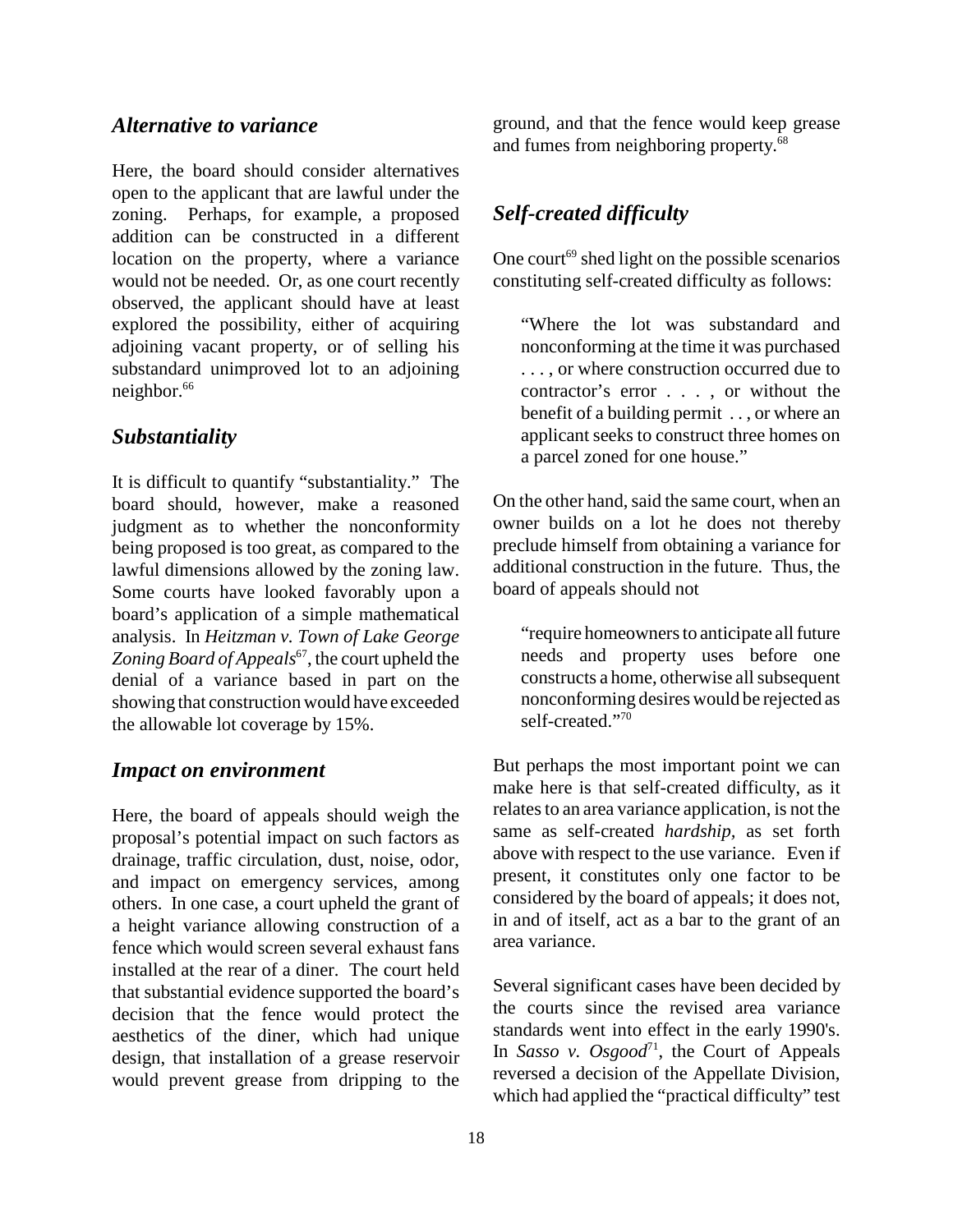### *Alternative to variance*

Here, the board should consider alternatives open to the applicant that are lawful under the zoning. Perhaps, for example, a proposed addition can be constructed in a different location on the property, where a variance would not be needed. Or, as one court recently observed, the applicant should have at least explored the possibility, either of acquiring adjoining vacant property, or of selling his substandard unimproved lot to an adjoining neighbor.[66]

### *Substantiality*

It is difficult to quantify "substantiality." The board should, however, make a reasoned judgment as to whether the nonconformity being proposed is too great, as compared to the lawful dimensions allowed by the zoning law. Some courts have looked favorably upon a board's application of a simple mathematical analysis. In *Heitzman v. Town of Lake George Zoning Board of Appeals*[67], the court upheld the denial of a variance based in part on the showing that construction would have exceeded the allowable lot coverage by 15%.

### *Impact on environment*

Here, the board of appeals should weigh the proposal's potential impact on such factors as drainage, traffic circulation, dust, noise, odor, and impact on emergency services, among others. In one case, a court upheld the grant of a height variance allowing construction of a fence which would screen several exhaust fans installed at the rear of a diner. The court held that substantial evidence supported the board's decision that the fence would protect the aesthetics of the diner, which had unique design, that installation of a grease reservoir would prevent grease from dripping to the ground, and that the fence would keep grease and fumes from neighboring property.[68]

### *Self-created difficulty*

One court[69] shed light on the possible scenarios constituting self-created difficulty as follows:

> "Where the lot was substandard and nonconforming at the time it was purchased . . . , or where construction occurred due to contractor's error . . . , or without the benefit of a building permit . . , or where an applicant seeks to construct three homes on a parcel zoned for one house."

On the other hand, said the same court, when an owner builds on a lot he does not thereby preclude himself from obtaining a variance for additional construction in the future. Thus, the board of appeals should not

> "require homeowners to anticipate all future needs and property uses before one constructs a home, otherwise all subsequent nonconforming desires would be rejected as self-created."[70]

But perhaps the most important point we can make here is that self-created difficulty, as it relates to an area variance application, is not the same as self-created *hardship,* as set forth above with respect to the use variance. Even if present, it constitutes only one factor to be considered by the board of appeals; it does not, in and of itself, act as a bar to the grant of an area variance.

Several significant cases have been decided by the courts since the revised area variance standards went into effect in the early 1990's. In *Sasso v. Osgood*[71], the Court of Appeals reversed a decision of the Appellate Division, which had applied the "practical difficulty" test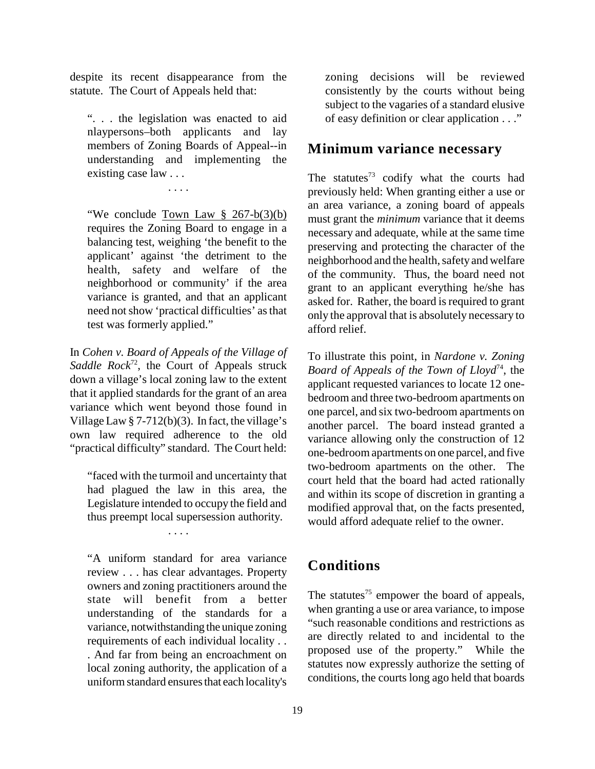despite its recent disappearance from the statute. The Court of Appeals held that:

> ". . . the legislation was enacted to aid nlaypersons–both applicants and lay members of Zoning Boards of Appeal--in understanding and implementing the existing case law . . .
>
> . . . .
>
> "We conclude Town Law § 267-b(3)(b) requires the Zoning Board to engage in a balancing test, weighing 'the benefit to the applicant' against 'the detriment to the health, safety and welfare of the neighborhood or community' if the area variance is granted, and that an applicant need not show 'practical difficulties' as that test was formerly applied."

In *Cohen v. Board of Appeals of the Village of Saddle Rock*[72], the Court of Appeals struck down a village's local zoning law to the extent that it applied standards for the grant of an area variance which went beyond those found in Village Law § 7-712(b)(3). In fact, the village's own law required adherence to the old "practical difficulty" standard. The Court held:

> "faced with the turmoil and uncertainty that had plagued the law in this area, the Legislature intended to occupy the field and thus preempt local supersession authority.
>
> . . . .
>
> "A uniform standard for area variance review . . . has clear advantages. Property owners and zoning practitioners around the state will benefit from a better understanding of the standards for a variance, notwithstanding the unique zoning requirements of each individual locality . . . And far from being an encroachment on local zoning authority, the application of a uniform standard ensures that each locality's zoning decisions will be reviewed consistently by the courts without being subject to the vagaries of a standard elusive of easy definition or clear application . . ."

## Minimum variance necessary

The statutes[73] codify what the courts had previously held: When granting either a use or an area variance, a zoning board of appeals must grant the *minimum* variance that it deems necessary and adequate, while at the same time preserving and protecting the character of the neighborhood and the health, safety and welfare of the community. Thus, the board need not grant to an applicant everything he/she has asked for. Rather, the board is required to grant only the approval that is absolutely necessary to afford relief.

To illustrate this point, in *Nardone v. Zoning Board of Appeals of the Town of Lloyd*[74], the applicant requested variances to locate 12 one-bedroom and three two-bedroom apartments on one parcel, and six two-bedroom apartments on another parcel. The board instead granted a variance allowing only the construction of 12 one-bedroom apartments on one parcel, and five two-bedroom apartments on the other. The court held that the board had acted rationally and within its scope of discretion in granting a modified approval that, on the facts presented, would afford adequate relief to the owner.

## Conditions

The statutes[75] empower the board of appeals, when granting a use or area variance, to impose "such reasonable conditions and restrictions as are directly related to and incidental to the proposed use of the property." While the statutes now expressly authorize the setting of conditions, the courts long ago held that boards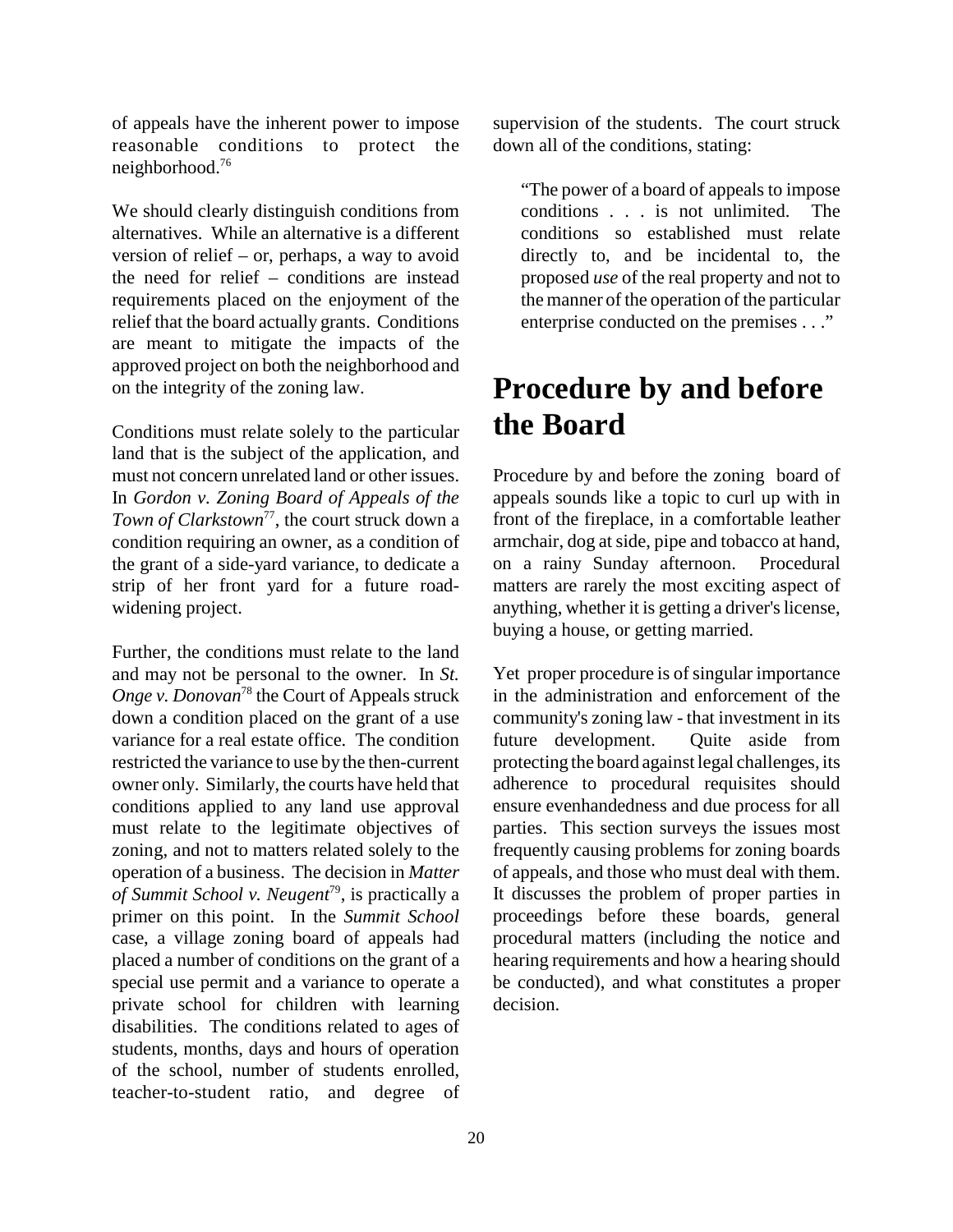of appeals have the inherent power to impose reasonable conditions to protect the neighborhood.[76]

We should clearly distinguish conditions from alternatives. While an alternative is a different version of relief – or, perhaps, a way to avoid the need for relief – conditions are instead requirements placed on the enjoyment of the relief that the board actually grants. Conditions are meant to mitigate the impacts of the approved project on both the neighborhood and on the integrity of the zoning law.

Conditions must relate solely to the particular land that is the subject of the application, and must not concern unrelated land or other issues. In *Gordon v. Zoning Board of Appeals of the Town of Clarkstown*[77], the court struck down a condition requiring an owner, as a condition of the grant of a side-yard variance, to dedicate a strip of her front yard for a future road-widening project.

Further, the conditions must relate to the land and may not be personal to the owner. In *St. Onge v. Donovan*[78] the Court of Appeals struck down a condition placed on the grant of a use variance for a real estate office. The condition restricted the variance to use by the then-current owner only. Similarly, the courts have held that conditions applied to any land use approval must relate to the legitimate objectives of zoning, and not to matters related solely to the operation of a business. The decision in *Matter of Summit School v. Neugent*[79], is practically a primer on this point. In the *Summit School* case, a village zoning board of appeals had placed a number of conditions on the grant of a special use permit and a variance to operate a private school for children with learning disabilities. The conditions related to ages of students, months, days and hours of operation of the school, number of students enrolled, teacher-to-student ratio, and degree of supervision of the students. The court struck down all of the conditions, stating:

> "The power of a board of appeals to impose conditions . . . is not unlimited. The conditions so established must relate directly to, and be incidental to, the proposed *use* of the real property and not to the manner of the operation of the particular enterprise conducted on the premises . . ."

# Procedure by and before the Board

Procedure by and before the zoning board of appeals sounds like a topic to curl up with in front of the fireplace, in a comfortable leather armchair, dog at side, pipe and tobacco at hand, on a rainy Sunday afternoon. Procedural matters are rarely the most exciting aspect of anything, whether it is getting a driver's license, buying a house, or getting married.

Yet proper procedure is of singular importance in the administration and enforcement of the community's zoning law - that investment in its future development. Quite aside from protecting the board against legal challenges, its adherence to procedural requisites should ensure evenhandedness and due process for all parties. This section surveys the issues most frequently causing problems for zoning boards of appeals, and those who must deal with them. It discusses the problem of proper parties in proceedings before these boards, general procedural matters (including the notice and hearing requirements and how a hearing should be conducted), and what constitutes a proper decision.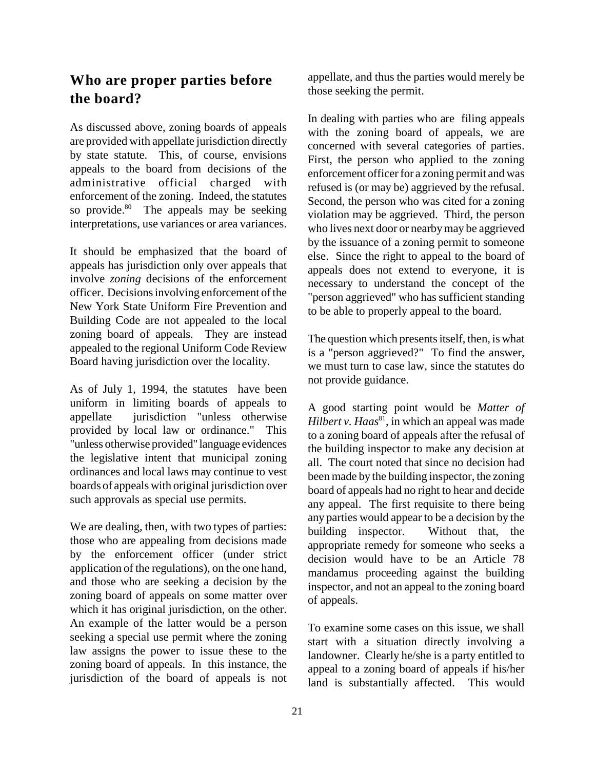## Who are proper parties before the board?

As discussed above, zoning boards of appeals are provided with appellate jurisdiction directly by state statute. This, of course, envisions appeals to the board from decisions of the administrative official charged with enforcement of the zoning. Indeed, the statutes so provide.[80] The appeals may be seeking interpretations, use variances or area variances.

It should be emphasized that the board of appeals has jurisdiction only over appeals that involve *zoning* decisions of the enforcement officer. Decisions involving enforcement of the New York State Uniform Fire Prevention and Building Code are not appealed to the local zoning board of appeals. They are instead appealed to the regional Uniform Code Review Board having jurisdiction over the locality.

As of July 1, 1994, the statutes have been uniform in limiting boards of appeals to appellate jurisdiction "unless otherwise provided by local law or ordinance." This "unless otherwise provided" language evidences the legislative intent that municipal zoning ordinances and local laws may continue to vest boards of appeals with original jurisdiction over such approvals as special use permits.

We are dealing, then, with two types of parties: those who are appealing from decisions made by the enforcement officer (under strict application of the regulations), on the one hand, and those who are seeking a decision by the zoning board of appeals on some matter over which it has original jurisdiction, on the other. An example of the latter would be a person seeking a special use permit where the zoning law assigns the power to issue these to the zoning board of appeals. In this instance, the jurisdiction of the board of appeals is not appellate, and thus the parties would merely be those seeking the permit.

In dealing with parties who are filing appeals with the zoning board of appeals, we are concerned with several categories of parties. First, the person who applied to the zoning enforcement officer for a zoning permit and was refused is (or may be) aggrieved by the refusal. Second, the person who was cited for a zoning violation may be aggrieved. Third, the person who lives next door or nearby may be aggrieved by the issuance of a zoning permit to someone else. Since the right to appeal to the board of appeals does not extend to everyone, it is necessary to understand the concept of the "person aggrieved" who has sufficient standing to be able to properly appeal to the board.

The question which presents itself, then, is what is a "person aggrieved?" To find the answer, we must turn to case law, since the statutes do not provide guidance.

A good starting point would be *Matter of Hilbert v. Haas*[81], in which an appeal was made to a zoning board of appeals after the refusal of the building inspector to make any decision at all. The court noted that since no decision had been made by the building inspector, the zoning board of appeals had no right to hear and decide any appeal. The first requisite to there being any parties would appear to be a decision by the building inspector. Without that, the appropriate remedy for someone who seeks a decision would have to be an Article 78 mandamus proceeding against the building inspector, and not an appeal to the zoning board of appeals.

To examine some cases on this issue, we shall start with a situation directly involving a landowner. Clearly he/she is a party entitled to appeal to a zoning board of appeals if his/her land is substantially affected. This would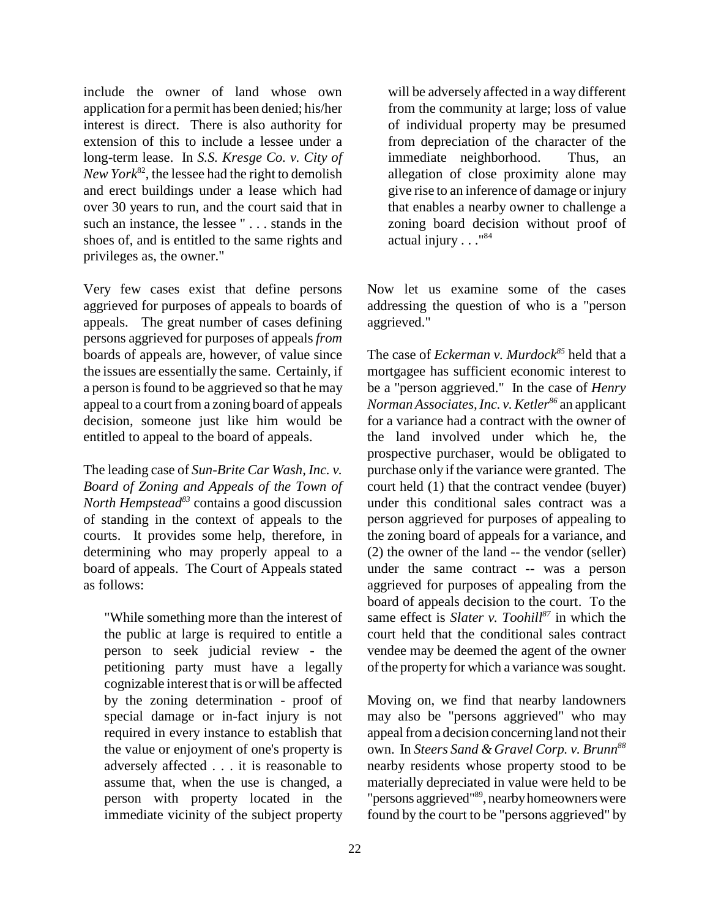include the owner of land whose own application for a permit has been denied; his/her interest is direct. There is also authority for extension of this to include a lessee under a long-term lease. In *S.S. Kresge Co. v. City of New York*[82], the lessee had the right to demolish and erect buildings under a lease which had over 30 years to run, and the court said that in such an instance, the lessee " . . . stands in the shoes of, and is entitled to the same rights and privileges as, the owner."

Very few cases exist that define persons aggrieved for purposes of appeals to boards of appeals. The great number of cases defining persons aggrieved for purposes of appeals *from* boards of appeals are, however, of value since the issues are essentially the same. Certainly, if a person is found to be aggrieved so that he may appeal to a court from a zoning board of appeals decision, someone just like him would be entitled to appeal to the board of appeals.

The leading case of *Sun-Brite Car Wash, Inc. v. Board of Zoning and Appeals of the Town of North Hempstead*[83] contains a good discussion of standing in the context of appeals to the courts. It provides some help, therefore, in determining who may properly appeal to a board of appeals. The Court of Appeals stated as follows:

> "While something more than the interest of the public at large is required to entitle a person to seek judicial review - the petitioning party must have a legally cognizable interest that is or will be affected by the zoning determination - proof of special damage or in-fact injury is not required in every instance to establish that the value or enjoyment of one's property is adversely affected . . . it is reasonable to assume that, when the use is changed, a person with property located in the immediate vicinity of the subject property will be adversely affected in a way different from the community at large; loss of value of individual property may be presumed from depreciation of the character of the immediate neighborhood. Thus, an allegation of close proximity alone may give rise to an inference of damage or injury that enables a nearby owner to challenge a zoning board decision without proof of actual injury . . ."[84]

Now let us examine some of the cases addressing the question of who is a "person aggrieved."

The case of *Eckerman v. Murdock*[85] held that a mortgagee has sufficient economic interest to be a "person aggrieved." In the case of *Henry Norman Associates, Inc. v. Ketler*[86] an applicant for a variance had a contract with the owner of the land involved under which he, the prospective purchaser, would be obligated to purchase only if the variance were granted. The court held (1) that the contract vendee (buyer) under this conditional sales contract was a person aggrieved for purposes of appealing to the zoning board of appeals for a variance, and (2) the owner of the land -- the vendor (seller) under the same contract -- was a person aggrieved for purposes of appealing from the board of appeals decision to the court. To the same effect is *Slater v. Toohill*[87] in which the court held that the conditional sales contract vendee may be deemed the agent of the owner of the property for which a variance was sought.

Moving on, we find that nearby landowners may also be "persons aggrieved" who may appeal from a decision concerning land not their own. In *Steers Sand & Gravel Corp. v. Brunn*[88] nearby residents whose property stood to be materially depreciated in value were held to be "persons aggrieved"[89], nearby homeowners were found by the court to be "persons aggrieved" by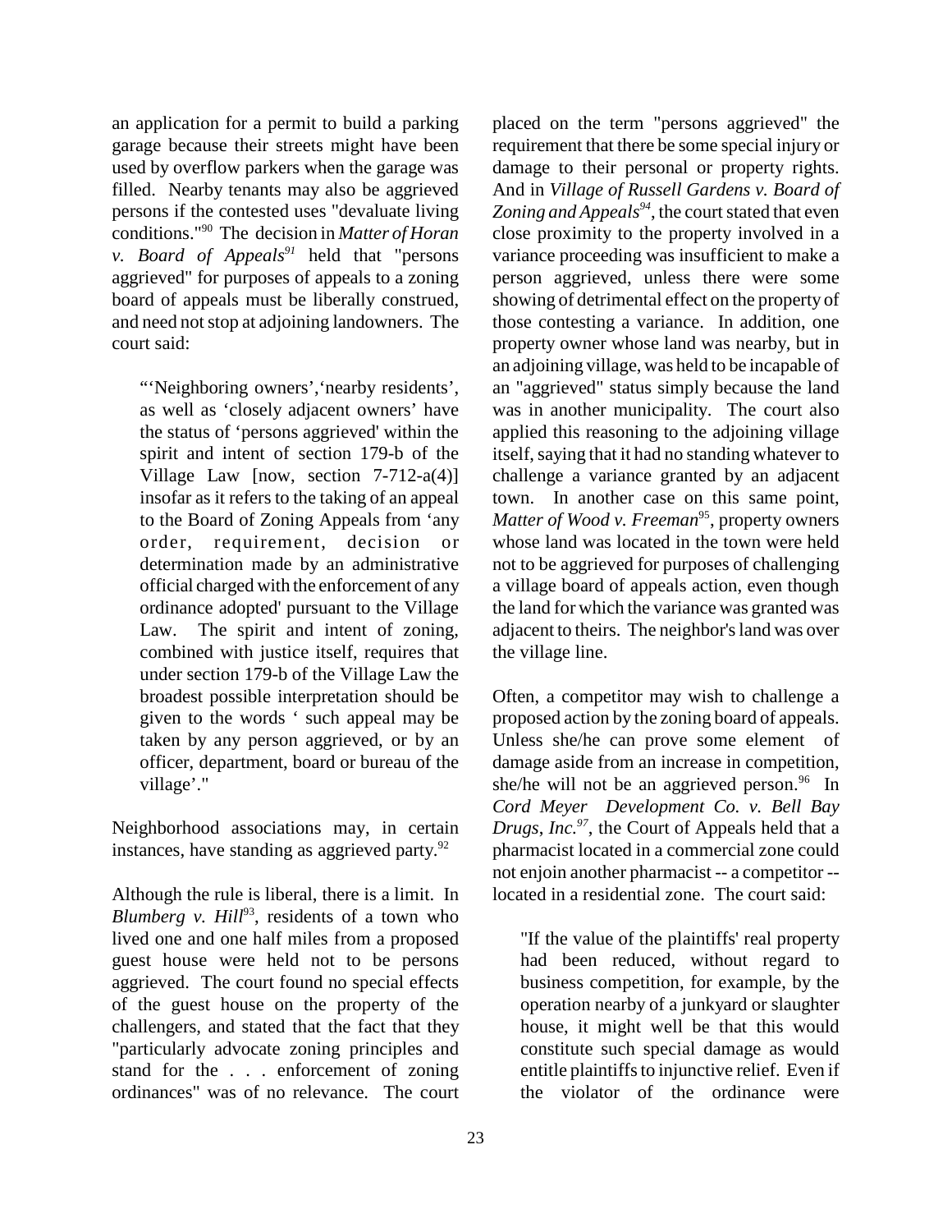an application for a permit to build a parking garage because their streets might have been used by overflow parkers when the garage was filled. Nearby tenants may also be aggrieved persons if the contested uses "devaluate living conditions."[90] The decision in *Matter of Horan v. Board of Appeals*[91] held that "persons aggrieved" for purposes of appeals to a zoning board of appeals must be liberally construed, and need not stop at adjoining landowners. The court said:

> "'Neighboring owners','nearby residents', as well as 'closely adjacent owners' have the status of 'persons aggrieved' within the spirit and intent of section 179-b of the Village Law [now, section 7-712-a(4)] insofar as it refers to the taking of an appeal to the Board of Zoning Appeals from 'any order, requirement, decision or determination made by an administrative official charged with the enforcement of any ordinance adopted' pursuant to the Village Law. The spirit and intent of zoning, combined with justice itself, requires that under section 179-b of the Village Law the broadest possible interpretation should be given to the words ' such appeal may be taken by any person aggrieved, or by an officer, department, board or bureau of the village'."

Neighborhood associations may, in certain instances, have standing as aggrieved party.[92]

Although the rule is liberal, there is a limit. In *Blumberg v. Hill*[93], residents of a town who lived one and one half miles from a proposed guest house were held not to be persons aggrieved. The court found no special effects of the guest house on the property of the challengers, and stated that the fact that they "particularly advocate zoning principles and stand for the . . . enforcement of zoning ordinances" was of no relevance. The court placed on the term "persons aggrieved" the requirement that there be some special injury or damage to their personal or property rights. And in *Village of Russell Gardens v. Board of Zoning and Appeals*[94], the court stated that even close proximity to the property involved in a variance proceeding was insufficient to make a person aggrieved, unless there were some showing of detrimental effect on the property of those contesting a variance. In addition, one property owner whose land was nearby, but in an adjoining village, was held to be incapable of an "aggrieved" status simply because the land was in another municipality. The court also applied this reasoning to the adjoining village itself, saying that it had no standing whatever to challenge a variance granted by an adjacent town. In another case on this same point, *Matter of Wood v. Freeman*[95], property owners whose land was located in the town were held not to be aggrieved for purposes of challenging a village board of appeals action, even though the land for which the variance was granted was adjacent to theirs. The neighbor's land was over the village line.

Often, a competitor may wish to challenge a proposed action by the zoning board of appeals. Unless she/he can prove some element of damage aside from an increase in competition, she/he will not be an aggrieved person.[96] In *Cord Meyer Development Co. v. Bell Bay Drugs, Inc.*[97], the Court of Appeals held that a pharmacist located in a commercial zone could not enjoin another pharmacist -- a competitor -- located in a residential zone. The court said:

> "If the value of the plaintiffs' real property had been reduced, without regard to business competition, for example, by the operation nearby of a junkyard or slaughter house, it might well be that this would constitute such special damage as would entitle plaintiffs to injunctive relief. Even if the violator of the ordinance were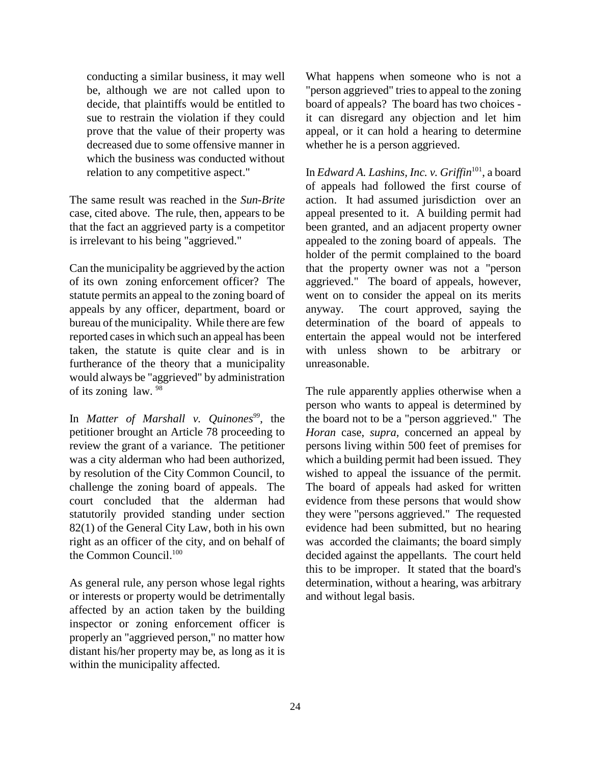conducting a similar business, it may well be, although we are not called upon to decide, that plaintiffs would be entitled to sue to restrain the violation if they could prove that the value of their property was decreased due to some offensive manner in which the business was conducted without relation to any competitive aspect."

The same result was reached in the *Sun-Brite* case, cited above. The rule, then, appears to be that the fact an aggrieved party is a competitor is irrelevant to his being "aggrieved."

Can the municipality be aggrieved by the action of its own zoning enforcement officer? The statute permits an appeal to the zoning board of appeals by any officer, department, board or bureau of the municipality. While there are few reported cases in which such an appeal has been taken, the statute is quite clear and is in furtherance of the theory that a municipality would always be "aggrieved" by administration of its zoning law. [98]

In *Matter of Marshall v. Quinones*[99], the petitioner brought an Article 78 proceeding to review the grant of a variance. The petitioner was a city alderman who had been authorized, by resolution of the City Common Council, to challenge the zoning board of appeals. The court concluded that the alderman had statutorily provided standing under section 82(1) of the General City Law, both in his own right as an officer of the city, and on behalf of the Common Council.[100]

As general rule, any person whose legal rights or interests or property would be detrimentally affected by an action taken by the building inspector or zoning enforcement officer is properly an "aggrieved person," no matter how distant his/her property may be, as long as it is within the municipality affected.

What happens when someone who is not a "person aggrieved" tries to appeal to the zoning board of appeals? The board has two choices - it can disregard any objection and let him appeal, or it can hold a hearing to determine whether he is a person aggrieved.

In *Edward A. Lashins, Inc. v. Griffin*[101], a board of appeals had followed the first course of action. It had assumed jurisdiction over an appeal presented to it. A building permit had been granted, and an adjacent property owner appealed to the zoning board of appeals. The holder of the permit complained to the board that the property owner was not a "person aggrieved." The board of appeals, however, went on to consider the appeal on its merits anyway. The court approved, saying the determination of the board of appeals to entertain the appeal would not be interfered with unless shown to be arbitrary or unreasonable.

The rule apparently applies otherwise when a person who wants to appeal is determined by the board not to be a "person aggrieved." The *Horan* case, *supra*, concerned an appeal by persons living within 500 feet of premises for which a building permit had been issued. They wished to appeal the issuance of the permit. The board of appeals had asked for written evidence from these persons that would show they were "persons aggrieved." The requested evidence had been submitted, but no hearing was accorded the claimants; the board simply decided against the appellants. The court held this to be improper. It stated that the board's determination, without a hearing, was arbitrary and without legal basis.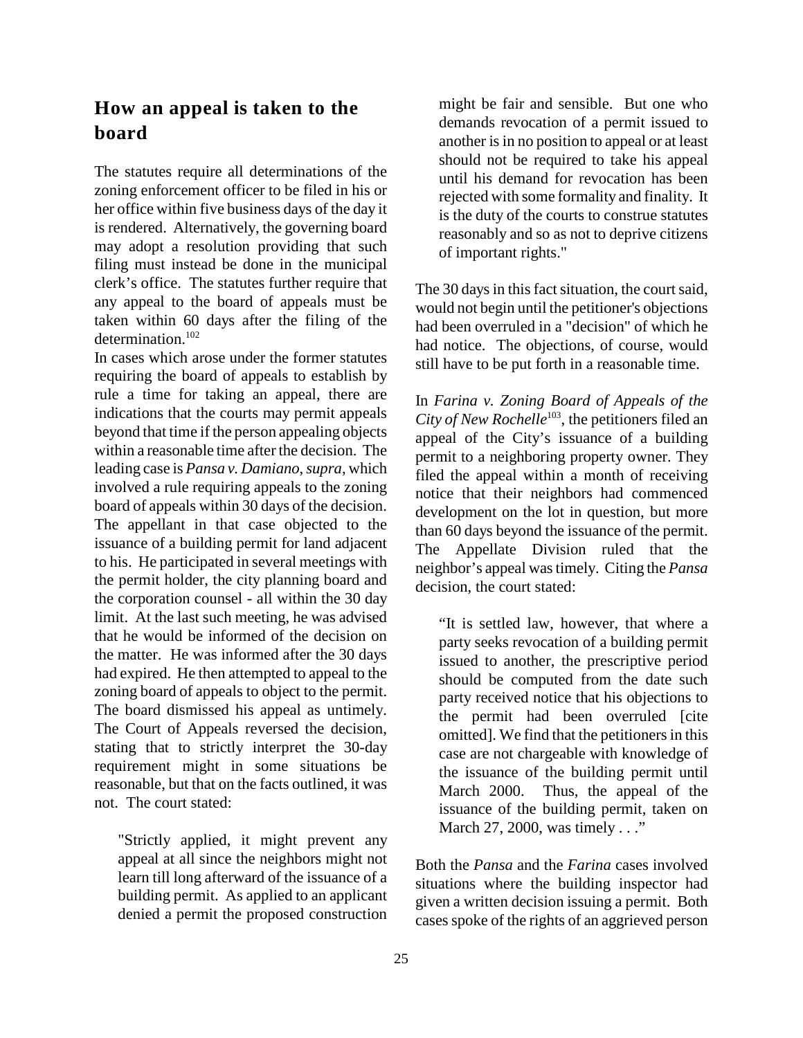## How an appeal is taken to the board

The statutes require all determinations of the zoning enforcement officer to be filed in his or her office within five business days of the day it is rendered. Alternatively, the governing board may adopt a resolution providing that such filing must instead be done in the municipal clerk's office. The statutes further require that any appeal to the board of appeals must be taken within 60 days after the filing of the determination.[102]

In cases which arose under the former statutes requiring the board of appeals to establish by rule a time for taking an appeal, there are indications that the courts may permit appeals beyond that time if the person appealing objects within a reasonable time after the decision. The leading case is *Pansa v. Damiano*, *supra*, which involved a rule requiring appeals to the zoning board of appeals within 30 days of the decision. The appellant in that case objected to the issuance of a building permit for land adjacent to his. He participated in several meetings with the permit holder, the city planning board and the corporation counsel - all within the 30 day limit. At the last such meeting, he was advised that he would be informed of the decision on the matter. He was informed after the 30 days had expired. He then attempted to appeal to the zoning board of appeals to object to the permit. The board dismissed his appeal as untimely. The Court of Appeals reversed the decision, stating that to strictly interpret the 30-day requirement might in some situations be reasonable, but that on the facts outlined, it was not. The court stated:

> "Strictly applied, it might prevent any appeal at all since the neighbors might not learn till long afterward of the issuance of a building permit. As applied to an applicant denied a permit the proposed construction might be fair and sensible. But one who demands revocation of a permit issued to another is in no position to appeal or at least should not be required to take his appeal until his demand for revocation has been rejected with some formality and finality. It is the duty of the courts to construe statutes reasonably and so as not to deprive citizens of important rights."

The 30 days in this fact situation, the court said, would not begin until the petitioner's objections had been overruled in a "decision" of which he had notice. The objections, of course, would still have to be put forth in a reasonable time.

In *Farina v. Zoning Board of Appeals of the City of New Rochelle*[103], the petitioners filed an appeal of the City's issuance of a building permit to a neighboring property owner. They filed the appeal within a month of receiving notice that their neighbors had commenced development on the lot in question, but more than 60 days beyond the issuance of the permit. The Appellate Division ruled that the neighbor's appeal was timely. Citing the *Pansa* decision, the court stated:

> "It is settled law, however, that where a party seeks revocation of a building permit issued to another, the prescriptive period should be computed from the date such party received notice that his objections to the permit had been overruled [cite omitted]. We find that the petitioners in this case are not chargeable with knowledge of the issuance of the building permit until March 2000. Thus, the appeal of the issuance of the building permit, taken on March 27, 2000, was timely . . ."

Both the *Pansa* and the *Farina* cases involved situations where the building inspector had given a written decision issuing a permit. Both cases spoke of the rights of an aggrieved person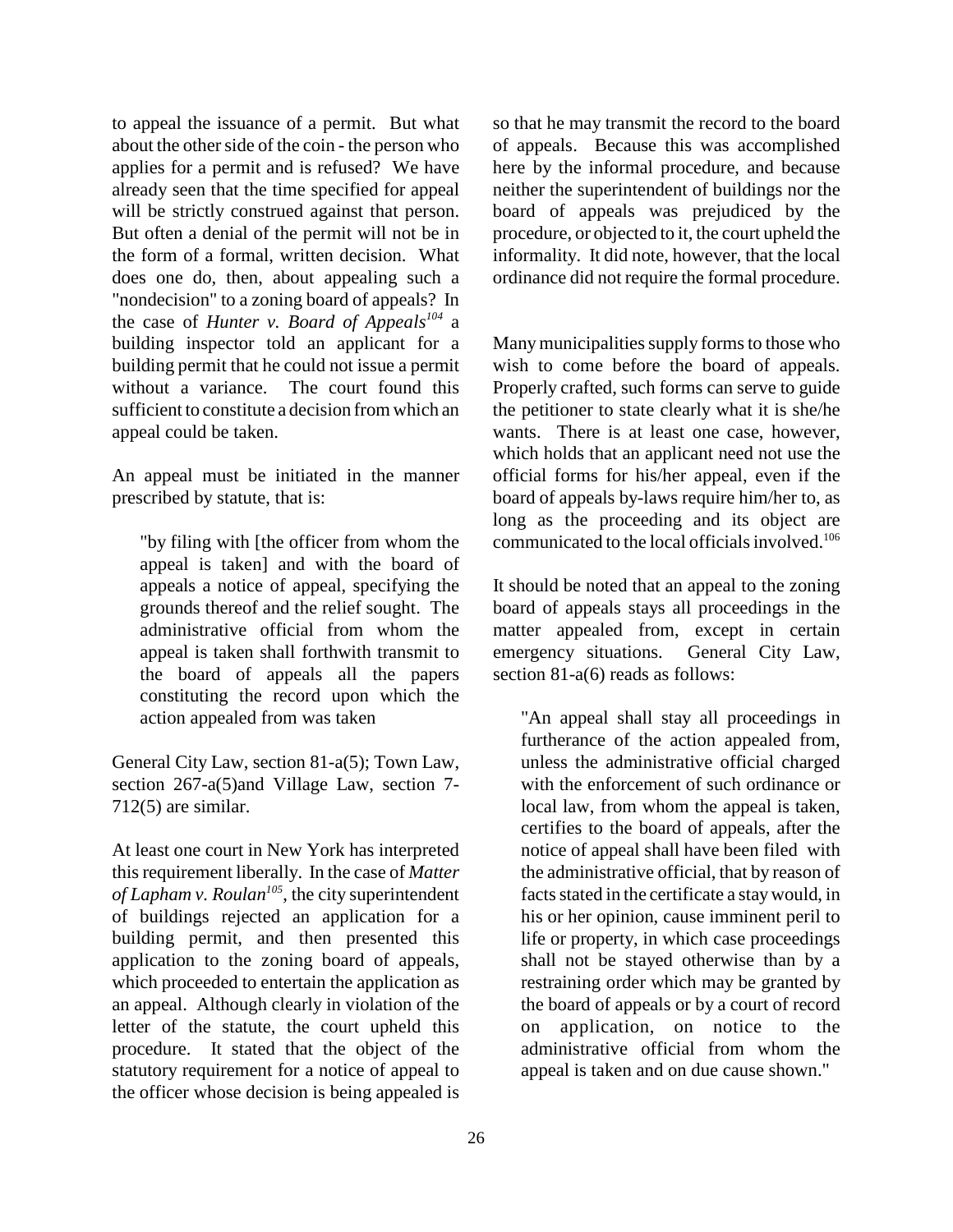to appeal the issuance of a permit. But what about the other side of the coin - the person who applies for a permit and is refused? We have already seen that the time specified for appeal will be strictly construed against that person. But often a denial of the permit will not be in the form of a formal, written decision. What does one do, then, about appealing such a "nondecision" to a zoning board of appeals? In the case of *Hunter v. Board of Appeals*[104] a building inspector told an applicant for a building permit that he could not issue a permit without a variance. The court found this sufficient to constitute a decision from which an appeal could be taken.

An appeal must be initiated in the manner prescribed by statute, that is:

> "by filing with [the officer from whom the appeal is taken] and with the board of appeals a notice of appeal, specifying the grounds thereof and the relief sought. The administrative official from whom the appeal is taken shall forthwith transmit to the board of appeals all the papers constituting the record upon which the action appealed from was taken

General City Law, section 81-a(5); Town Law, section 267-a(5)and Village Law, section 7-712(5) are similar.

At least one court in New York has interpreted this requirement liberally. In the case of *Matter of Lapham v. Roulan*[105], the city superintendent of buildings rejected an application for a building permit, and then presented this application to the zoning board of appeals, which proceeded to entertain the application as an appeal. Although clearly in violation of the letter of the statute, the court upheld this procedure. It stated that the object of the statutory requirement for a notice of appeal to the officer whose decision is being appealed is so that he may transmit the record to the board of appeals. Because this was accomplished here by the informal procedure, and because neither the superintendent of buildings nor the board of appeals was prejudiced by the procedure, or objected to it, the court upheld the informality. It did note, however, that the local ordinance did not require the formal procedure.

Many municipalities supply forms to those who wish to come before the board of appeals. Properly crafted, such forms can serve to guide the petitioner to state clearly what it is she/he wants. There is at least one case, however, which holds that an applicant need not use the official forms for his/her appeal, even if the board of appeals by-laws require him/her to, as long as the proceeding and its object are communicated to the local officials involved.[106]

It should be noted that an appeal to the zoning board of appeals stays all proceedings in the matter appealed from, except in certain emergency situations. General City Law, section 81-a(6) reads as follows:

> "An appeal shall stay all proceedings in furtherance of the action appealed from, unless the administrative official charged with the enforcement of such ordinance or local law, from whom the appeal is taken, certifies to the board of appeals, after the notice of appeal shall have been filed with the administrative official, that by reason of facts stated in the certificate a stay would, in his or her opinion, cause imminent peril to life or property, in which case proceedings shall not be stayed otherwise than by a restraining order which may be granted by the board of appeals or by a court of record on application, on notice to the administrative official from whom the appeal is taken and on due cause shown."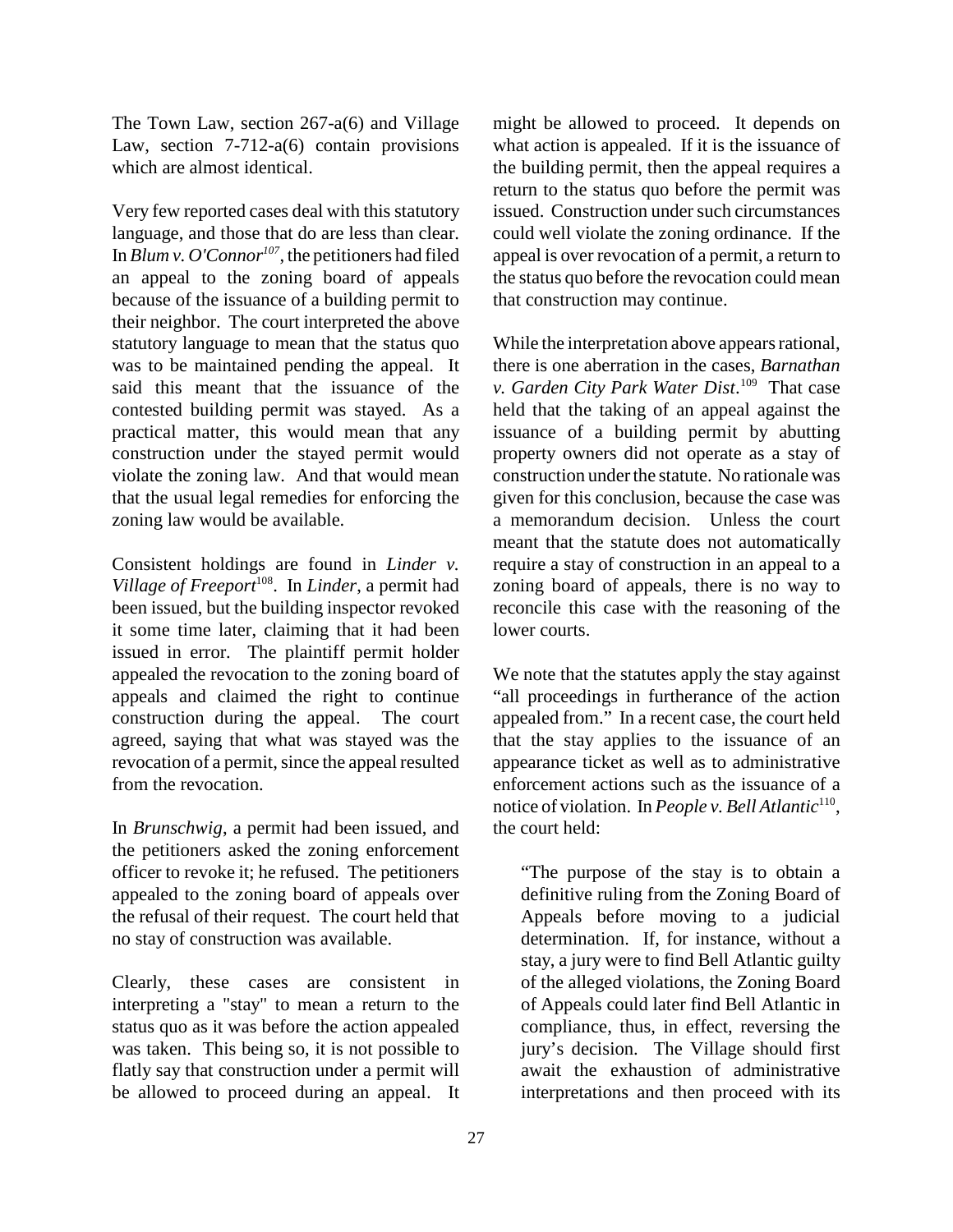The Town Law, section 267-a(6) and Village Law, section 7-712-a(6) contain provisions which are almost identical.

Very few reported cases deal with this statutory language, and those that do are less than clear. In *Blum v. O'Connor*[107], the petitioners had filed an appeal to the zoning board of appeals because of the issuance of a building permit to their neighbor. The court interpreted the above statutory language to mean that the status quo was to be maintained pending the appeal. It said this meant that the issuance of the contested building permit was stayed. As a practical matter, this would mean that any construction under the stayed permit would violate the zoning law. And that would mean that the usual legal remedies for enforcing the zoning law would be available.

Consistent holdings are found in *Linder v. Village of Freeport*[108]. In *Linder*, a permit had been issued, but the building inspector revoked it some time later, claiming that it had been issued in error. The plaintiff permit holder appealed the revocation to the zoning board of appeals and claimed the right to continue construction during the appeal. The court agreed, saying that what was stayed was the revocation of a permit, since the appeal resulted from the revocation.

In *Brunschwig*, a permit had been issued, and the petitioners asked the zoning enforcement officer to revoke it; he refused. The petitioners appealed to the zoning board of appeals over the refusal of their request. The court held that no stay of construction was available.

Clearly, these cases are consistent in interpreting a "stay" to mean a return to the status quo as it was before the action appealed was taken. This being so, it is not possible to flatly say that construction under a permit will be allowed to proceed during an appeal. It might be allowed to proceed. It depends on what action is appealed. If it is the issuance of the building permit, then the appeal requires a return to the status quo before the permit was issued. Construction under such circumstances could well violate the zoning ordinance. If the appeal is over revocation of a permit, a return to the status quo before the revocation could mean that construction may continue.

While the interpretation above appears rational, there is one aberration in the cases, *Barnathan v. Garden City Park Water Dist*.[109] That case held that the taking of an appeal against the issuance of a building permit by abutting property owners did not operate as a stay of construction under the statute. No rationale was given for this conclusion, because the case was a memorandum decision. Unless the court meant that the statute does not automatically require a stay of construction in an appeal to a zoning board of appeals, there is no way to reconcile this case with the reasoning of the lower courts.

We note that the statutes apply the stay against "all proceedings in furtherance of the action appealed from." In a recent case, the court held that the stay applies to the issuance of an appearance ticket as well as to administrative enforcement actions such as the issuance of a notice of violation. In *People v. Bell Atlantic*[110], the court held:

> "The purpose of the stay is to obtain a definitive ruling from the Zoning Board of Appeals before moving to a judicial determination. If, for instance, without a stay, a jury were to find Bell Atlantic guilty of the alleged violations, the Zoning Board of Appeals could later find Bell Atlantic in compliance, thus, in effect, reversing the jury's decision. The Village should first await the exhaustion of administrative interpretations and then proceed with its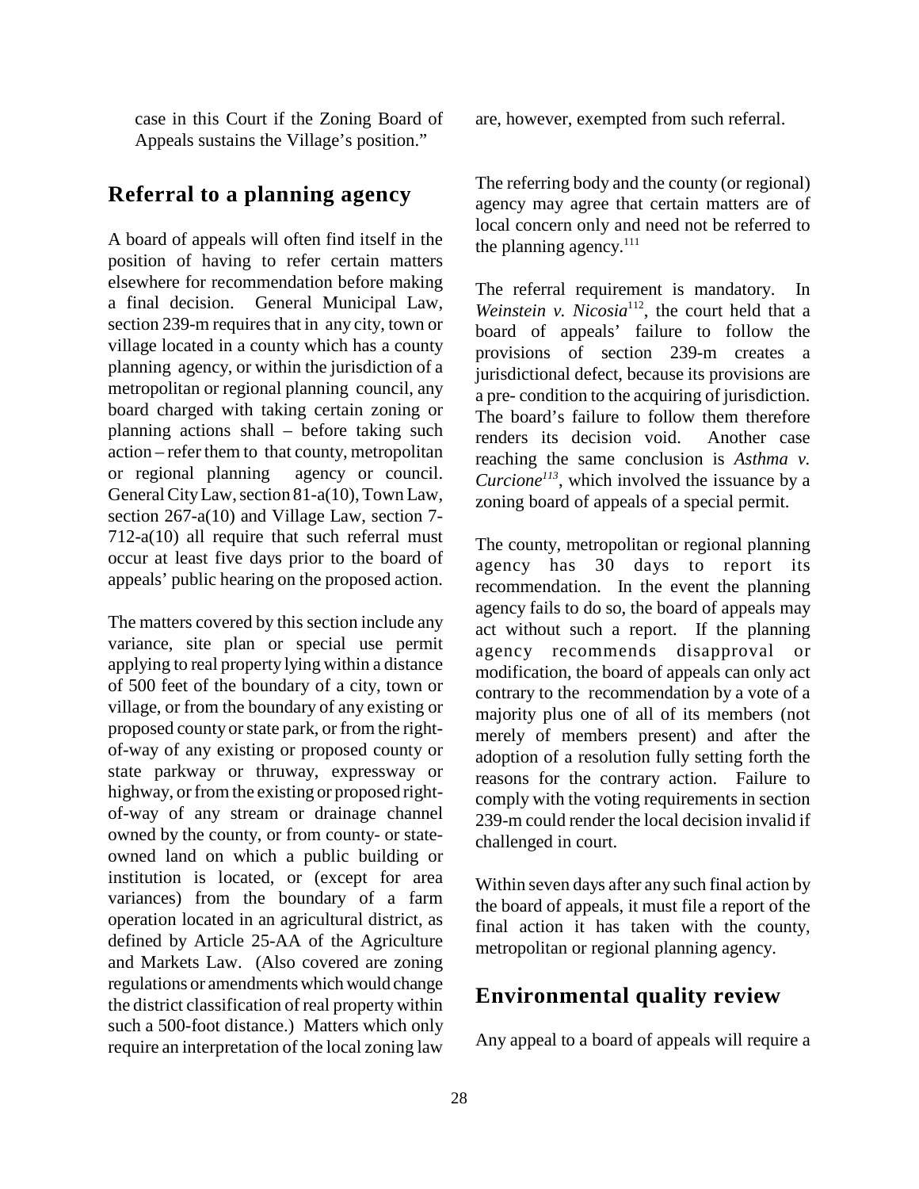case in this Court if the Zoning Board of Appeals sustains the Village's position."

## Referral to a planning agency

A board of appeals will often find itself in the position of having to refer certain matters elsewhere for recommendation before making a final decision. General Municipal Law, section 239-m requires that in any city, town or village located in a county which has a county planning agency, or within the jurisdiction of a metropolitan or regional planning council, any board charged with taking certain zoning or planning actions shall – before taking such action – refer them to that county, metropolitan or regional planning agency or council. General City Law, section 81-a(10), Town Law, section 267-a(10) and Village Law, section 7-712-a(10) all require that such referral must occur at least five days prior to the board of appeals' public hearing on the proposed action.

The matters covered by this section include any variance, site plan or special use permit applying to real property lying within a distance of 500 feet of the boundary of a city, town or village, or from the boundary of any existing or proposed county or state park, or from the right-of-way of any existing or proposed county or state parkway or thruway, expressway or highway, or from the existing or proposed right-of-way of any stream or drainage channel owned by the county, or from county- or state-owned land on which a public building or institution is located, or (except for area variances) from the boundary of a farm operation located in an agricultural district, as defined by Article 25-AA of the Agriculture and Markets Law. (Also covered are zoning regulations or amendments which would change the district classification of real property within such a 500-foot distance.) Matters which only require an interpretation of the local zoning law are, however, exempted from such referral.

The referring body and the county (or regional) agency may agree that certain matters are of local concern only and need not be referred to the planning agency.[111]

The referral requirement is mandatory. In *Weinstein v. Nicosia*[112], the court held that a board of appeals' failure to follow the provisions of section 239-m creates a jurisdictional defect, because its provisions are a pre- condition to the acquiring of jurisdiction. The board's failure to follow them therefore renders its decision void. Another case reaching the same conclusion is *Asthma v. Curcione*[113], which involved the issuance by a zoning board of appeals of a special permit.

The county, metropolitan or regional planning agency has 30 days to report its recommendation. In the event the planning agency fails to do so, the board of appeals may act without such a report. If the planning agency recommends disapproval or modification, the board of appeals can only act contrary to the recommendation by a vote of a majority plus one of all of its members (not merely of members present) and after the adoption of a resolution fully setting forth the reasons for the contrary action. Failure to comply with the voting requirements in section 239-m could render the local decision invalid if challenged in court.

Within seven days after any such final action by the board of appeals, it must file a report of the final action it has taken with the county, metropolitan or regional planning agency.

## Environmental quality review

Any appeal to a board of appeals will require a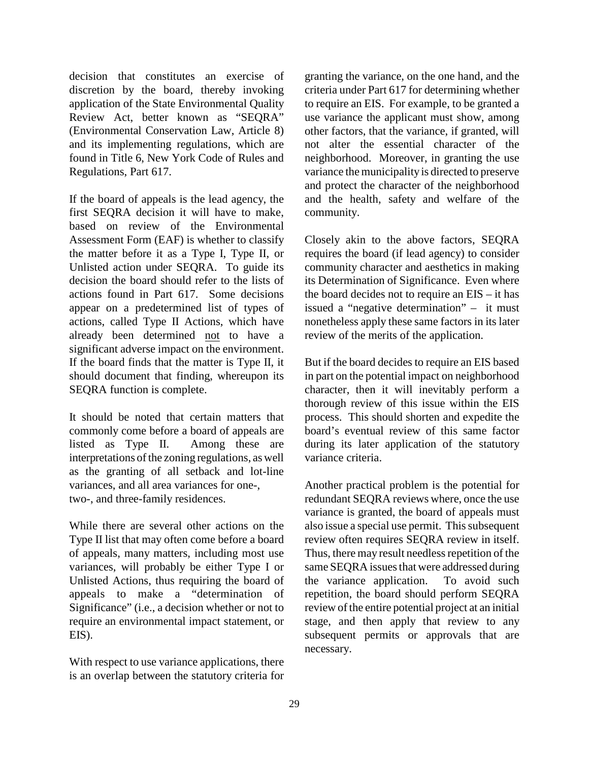decision that constitutes an exercise of discretion by the board, thereby invoking application of the State Environmental Quality Review Act, better known as "SEQRA" (Environmental Conservation Law, Article 8) and its implementing regulations, which are found in Title 6, New York Code of Rules and Regulations, Part 617.

If the board of appeals is the lead agency, the first SEQRA decision it will have to make, based on review of the Environmental Assessment Form (EAF) is whether to classify the matter before it as a Type I, Type II, or Unlisted action under SEQRA. To guide its decision the board should refer to the lists of actions found in Part 617. Some decisions appear on a predetermined list of types of actions, called Type II Actions, which have already been determined not to have a significant adverse impact on the environment. If the board finds that the matter is Type II, it should document that finding, whereupon its SEQRA function is complete.

It should be noted that certain matters that commonly come before a board of appeals are listed as Type II. Among these are interpretations of the zoning regulations, as well as the granting of all setback and lot-line variances, and all area variances for one-, two-, and three-family residences.

While there are several other actions on the Type II list that may often come before a board of appeals, many matters, including most use variances, will probably be either Type I or Unlisted Actions, thus requiring the board of appeals to make a "determination of Significance" (i.e., a decision whether or not to require an environmental impact statement, or EIS).

With respect to use variance applications, there is an overlap between the statutory criteria for granting the variance, on the one hand, and the criteria under Part 617 for determining whether to require an EIS. For example, to be granted a use variance the applicant must show, among other factors, that the variance, if granted, will not alter the essential character of the neighborhood. Moreover, in granting the use variance the municipality is directed to preserve and protect the character of the neighborhood and the health, safety and welfare of the community.

Closely akin to the above factors, SEQRA requires the board (if lead agency) to consider community character and aesthetics in making its Determination of Significance. Even where the board decides not to require an EIS – it has issued a "negative determination" – it must nonetheless apply these same factors in its later review of the merits of the application.

But if the board decides to require an EIS based in part on the potential impact on neighborhood character, then it will inevitably perform a thorough review of this issue within the EIS process. This should shorten and expedite the board's eventual review of this same factor during its later application of the statutory variance criteria.

Another practical problem is the potential for redundant SEQRA reviews where, once the use variance is granted, the board of appeals must also issue a special use permit. This subsequent review often requires SEQRA review in itself. Thus, there may result needless repetition of the same SEQRA issues that were addressed during the variance application. To avoid such repetition, the board should perform SEQRA review of the entire potential project at an initial stage, and then apply that review to any subsequent permits or approvals that are necessary.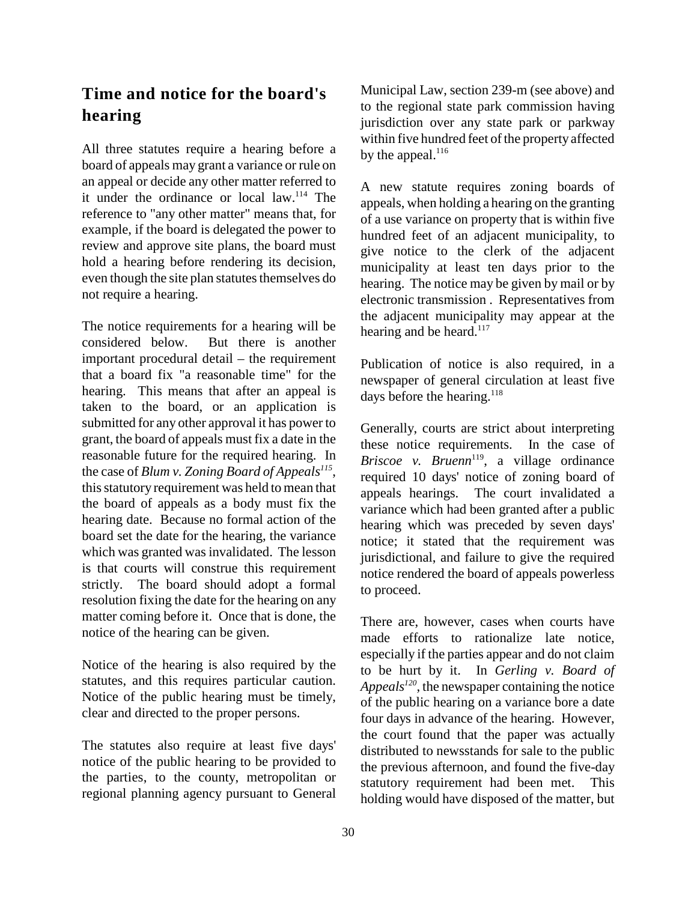## Time and notice for the board's hearing

All three statutes require a hearing before a board of appeals may grant a variance or rule on an appeal or decide any other matter referred to it under the ordinance or local law.[114] The reference to "any other matter" means that, for example, if the board is delegated the power to review and approve site plans, the board must hold a hearing before rendering its decision, even though the site plan statutes themselves do not require a hearing.

The notice requirements for a hearing will be considered below. But there is another important procedural detail – the requirement that a board fix "a reasonable time" for the hearing. This means that after an appeal is taken to the board, or an application is submitted for any other approval it has power to grant, the board of appeals must fix a date in the reasonable future for the required hearing. In the case of *Blum v. Zoning Board of Appeals*[115], this statutory requirement was held to mean that the board of appeals as a body must fix the hearing date. Because no formal action of the board set the date for the hearing, the variance which was granted was invalidated. The lesson is that courts will construe this requirement strictly. The board should adopt a formal resolution fixing the date for the hearing on any matter coming before it. Once that is done, the notice of the hearing can be given.

Notice of the hearing is also required by the statutes, and this requires particular caution. Notice of the public hearing must be timely, clear and directed to the proper persons.

The statutes also require at least five days' notice of the public hearing to be provided to the parties, to the county, metropolitan or regional planning agency pursuant to General Municipal Law, section 239-m (see above) and to the regional state park commission having jurisdiction over any state park or parkway within five hundred feet of the property affected by the appeal.[116]

A new statute requires zoning boards of appeals, when holding a hearing on the granting of a use variance on property that is within five hundred feet of an adjacent municipality, to give notice to the clerk of the adjacent municipality at least ten days prior to the hearing. The notice may be given by mail or by electronic transmission . Representatives from the adjacent municipality may appear at the hearing and be heard.[117]

Publication of notice is also required, in a newspaper of general circulation at least five days before the hearing.[118]

Generally, courts are strict about interpreting these notice requirements. In the case of *Briscoe v. Bruenn*[119], a village ordinance required 10 days' notice of zoning board of appeals hearings. The court invalidated a variance which had been granted after a public hearing which was preceded by seven days' notice; it stated that the requirement was jurisdictional, and failure to give the required notice rendered the board of appeals powerless to proceed.

There are, however, cases when courts have made efforts to rationalize late notice, especially if the parties appear and do not claim to be hurt by it. In *Gerling v. Board of Appeals*[120], the newspaper containing the notice of the public hearing on a variance bore a date four days in advance of the hearing. However, the court found that the paper was actually distributed to newsstands for sale to the public the previous afternoon, and found the five-day statutory requirement had been met. This holding would have disposed of the matter, but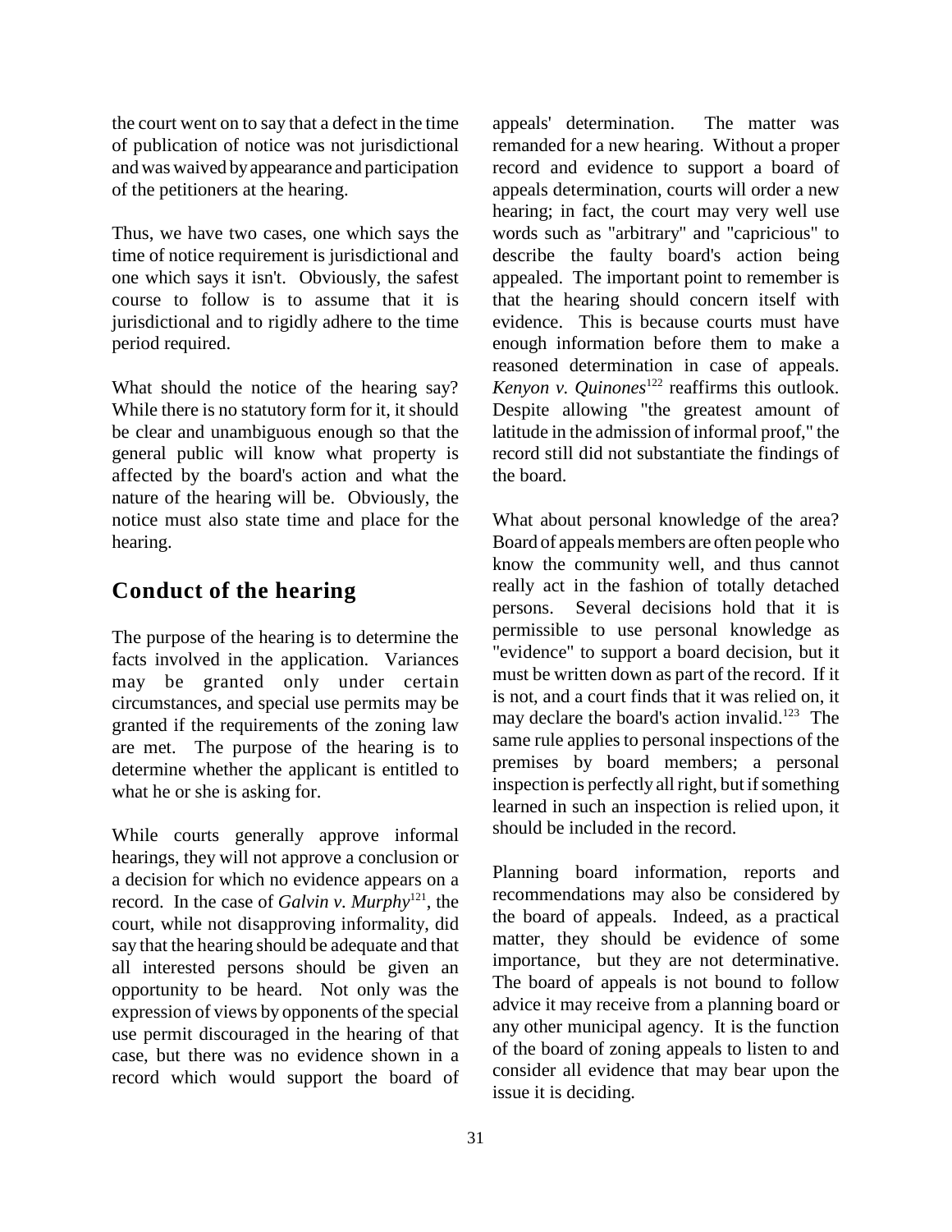the court went on to say that a defect in the time of publication of notice was not jurisdictional and was waived by appearance and participation of the petitioners at the hearing.

Thus, we have two cases, one which says the time of notice requirement is jurisdictional and one which says it isn't. Obviously, the safest course to follow is to assume that it is jurisdictional and to rigidly adhere to the time period required.

What should the notice of the hearing say? While there is no statutory form for it, it should be clear and unambiguous enough so that the general public will know what property is affected by the board's action and what the nature of the hearing will be. Obviously, the notice must also state time and place for the hearing.

## Conduct of the hearing

The purpose of the hearing is to determine the facts involved in the application. Variances may be granted only under certain circumstances, and special use permits may be granted if the requirements of the zoning law are met. The purpose of the hearing is to determine whether the applicant is entitled to what he or she is asking for.

While courts generally approve informal hearings, they will not approve a conclusion or a decision for which no evidence appears on a record. In the case of *Galvin v. Murphy*[121], the court, while not disapproving informality, did say that the hearing should be adequate and that all interested persons should be given an opportunity to be heard. Not only was the expression of views by opponents of the special use permit discouraged in the hearing of that case, but there was no evidence shown in a record which would support the board of appeals' determination. The matter was remanded for a new hearing. Without a proper record and evidence to support a board of appeals determination, courts will order a new hearing; in fact, the court may very well use words such as "arbitrary" and "capricious" to describe the faulty board's action being appealed. The important point to remember is that the hearing should concern itself with evidence. This is because courts must have enough information before them to make a reasoned determination in case of appeals. *Kenyon v. Quinones*[122] reaffirms this outlook. Despite allowing "the greatest amount of latitude in the admission of informal proof," the record still did not substantiate the findings of the board.

What about personal knowledge of the area? Board of appeals members are often people who know the community well, and thus cannot really act in the fashion of totally detached persons. Several decisions hold that it is permissible to use personal knowledge as "evidence" to support a board decision, but it must be written down as part of the record. If it is not, and a court finds that it was relied on, it may declare the board's action invalid.[123] The same rule applies to personal inspections of the premises by board members; a personal inspection is perfectly all right, but if something learned in such an inspection is relied upon, it should be included in the record.

Planning board information, reports and recommendations may also be considered by the board of appeals. Indeed, as a practical matter, they should be evidence of some importance, but they are not determinative. The board of appeals is not bound to follow advice it may receive from a planning board or any other municipal agency. It is the function of the board of zoning appeals to listen to and consider all evidence that may bear upon the issue it is deciding.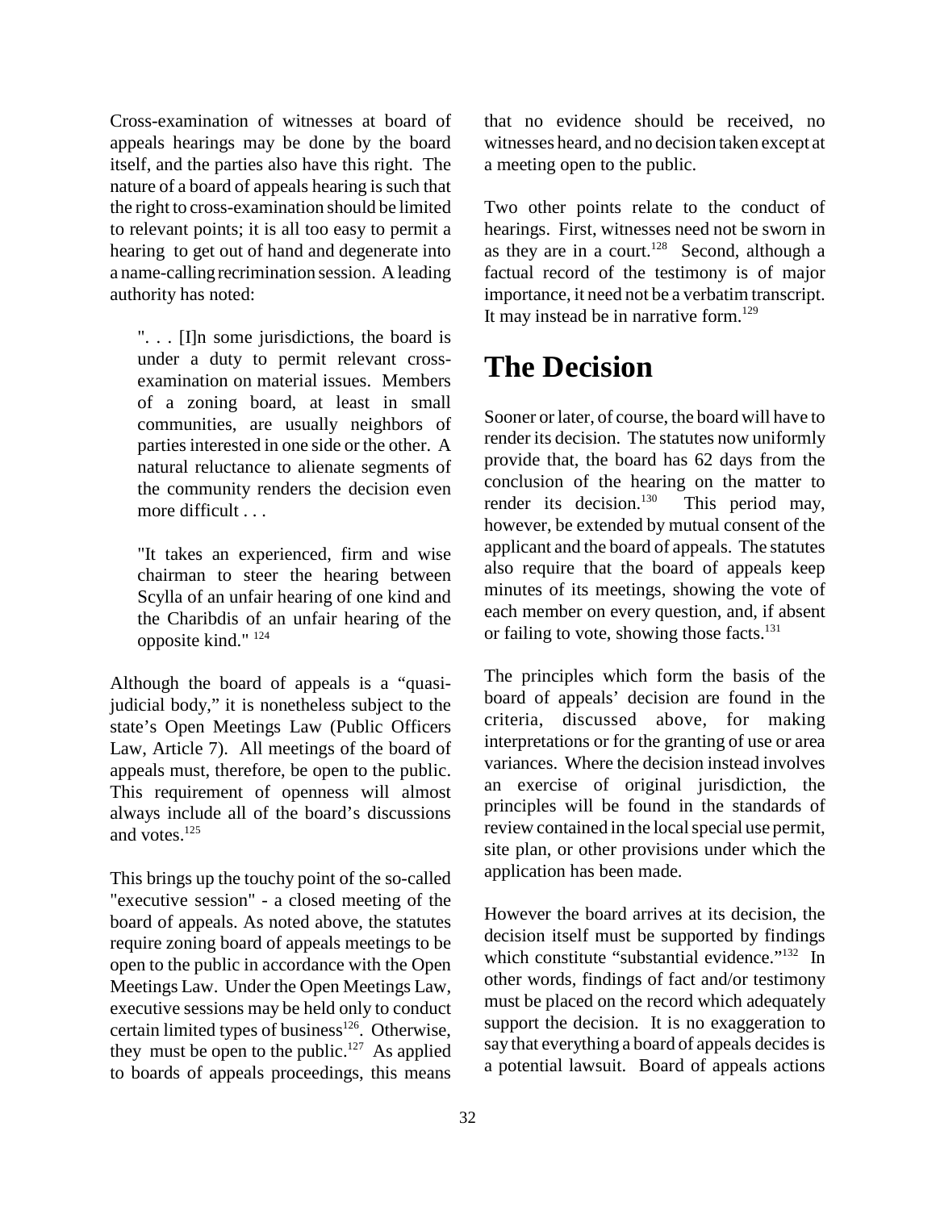Cross-examination of witnesses at board of appeals hearings may be done by the board itself, and the parties also have this right. The nature of a board of appeals hearing is such that the right to cross-examination should be limited to relevant points; it is all too easy to permit a hearing to get out of hand and degenerate into a name-calling recrimination session. A leading authority has noted:

> ". . . [I]n some jurisdictions, the board is under a duty to permit relevant cross-examination on material issues. Members of a zoning board, at least in small communities, are usually neighbors of parties interested in one side or the other. A natural reluctance to alienate segments of the community renders the decision even more difficult . . .
>
> "It takes an experienced, firm and wise chairman to steer the hearing between Scylla of an unfair hearing of one kind and the Charibdis of an unfair hearing of the opposite kind." [124]

Although the board of appeals is a "quasi-judicial body," it is nonetheless subject to the state's Open Meetings Law (Public Officers Law, Article 7). All meetings of the board of appeals must, therefore, be open to the public. This requirement of openness will almost always include all of the board's discussions and votes.[125]

This brings up the touchy point of the so-called "executive session" - a closed meeting of the board of appeals. As noted above, the statutes require zoning board of appeals meetings to be open to the public in accordance with the Open Meetings Law. Under the Open Meetings Law, executive sessions may be held only to conduct certain limited types of business[126]. Otherwise, they must be open to the public.[127] As applied to boards of appeals proceedings, this means that no evidence should be received, no witnesses heard, and no decision taken except at a meeting open to the public.

Two other points relate to the conduct of hearings. First, witnesses need not be sworn in as they are in a court.[128] Second, although a factual record of the testimony is of major importance, it need not be a verbatim transcript. It may instead be in narrative form.[129]

# The Decision

Sooner or later, of course, the board will have to render its decision. The statutes now uniformly provide that, the board has 62 days from the conclusion of the hearing on the matter to render its decision.[130] This period may, however, be extended by mutual consent of the applicant and the board of appeals. The statutes also require that the board of appeals keep minutes of its meetings, showing the vote of each member on every question, and, if absent or failing to vote, showing those facts.[131]

The principles which form the basis of the board of appeals' decision are found in the criteria, discussed above, for making interpretations or for the granting of use or area variances. Where the decision instead involves an exercise of original jurisdiction, the principles will be found in the standards of review contained in the local special use permit, site plan, or other provisions under which the application has been made.

However the board arrives at its decision, the decision itself must be supported by findings which constitute "substantial evidence."[132] In other words, findings of fact and/or testimony must be placed on the record which adequately support the decision. It is no exaggeration to say that everything a board of appeals decides is a potential lawsuit. Board of appeals actions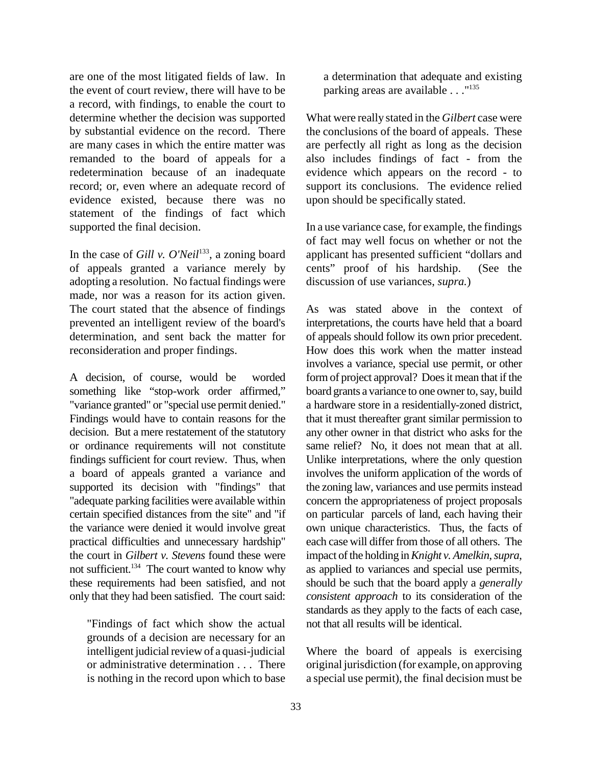are one of the most litigated fields of law. In the event of court review, there will have to be a record, with findings, to enable the court to determine whether the decision was supported by substantial evidence on the record. There are many cases in which the entire matter was remanded to the board of appeals for a redetermination because of an inadequate record; or, even where an adequate record of evidence existed, because there was no statement of the findings of fact which supported the final decision.

In the case of *Gill v. O'Neil*[133], a zoning board of appeals granted a variance merely by adopting a resolution. No factual findings were made, nor was a reason for its action given. The court stated that the absence of findings prevented an intelligent review of the board's determination, and sent back the matter for reconsideration and proper findings.

A decision, of course, would be worded something like "stop-work order affirmed," "variance granted" or "special use permit denied." Findings would have to contain reasons for the decision. But a mere restatement of the statutory or ordinance requirements will not constitute findings sufficient for court review. Thus, when a board of appeals granted a variance and supported its decision with "findings" that "adequate parking facilities were available within certain specified distances from the site" and "if the variance were denied it would involve great practical difficulties and unnecessary hardship" the court in *Gilbert v. Stevens* found these were not sufficient.[134] The court wanted to know why these requirements had been satisfied, and not only that they had been satisfied. The court said:

> "Findings of fact which show the actual grounds of a decision are necessary for an intelligent judicial review of a quasi-judicial or administrative determination . . . There is nothing in the record upon which to base a determination that adequate and existing parking areas are available . . ."[135]

What were really stated in the *Gilbert* case were the conclusions of the board of appeals. These are perfectly all right as long as the decision also includes findings of fact - from the evidence which appears on the record - to support its conclusions. The evidence relied upon should be specifically stated.

In a use variance case, for example, the findings of fact may well focus on whether or not the applicant has presented sufficient "dollars and cents" proof of his hardship. (See the discussion of use variances, *supra.*)

As was stated above in the context of interpretations, the courts have held that a board of appeals should follow its own prior precedent. How does this work when the matter instead involves a variance, special use permit, or other form of project approval? Does it mean that if the board grants a variance to one owner to, say, build a hardware store in a residentially-zoned district, that it must thereafter grant similar permission to any other owner in that district who asks for the same relief? No, it does not mean that at all. Unlike interpretations, where the only question involves the uniform application of the words of the zoning law, variances and use permits instead concern the appropriateness of project proposals on particular parcels of land, each having their own unique characteristics. Thus, the facts of each case will differ from those of all others. The impact of the holding in *Knight v. Amelkin*, *supra*, as applied to variances and special use permits, should be such that the board apply a *generally consistent approach* to its consideration of the standards as they apply to the facts of each case, not that all results will be identical.

Where the board of appeals is exercising original jurisdiction (for example, on approving a special use permit), the final decision must be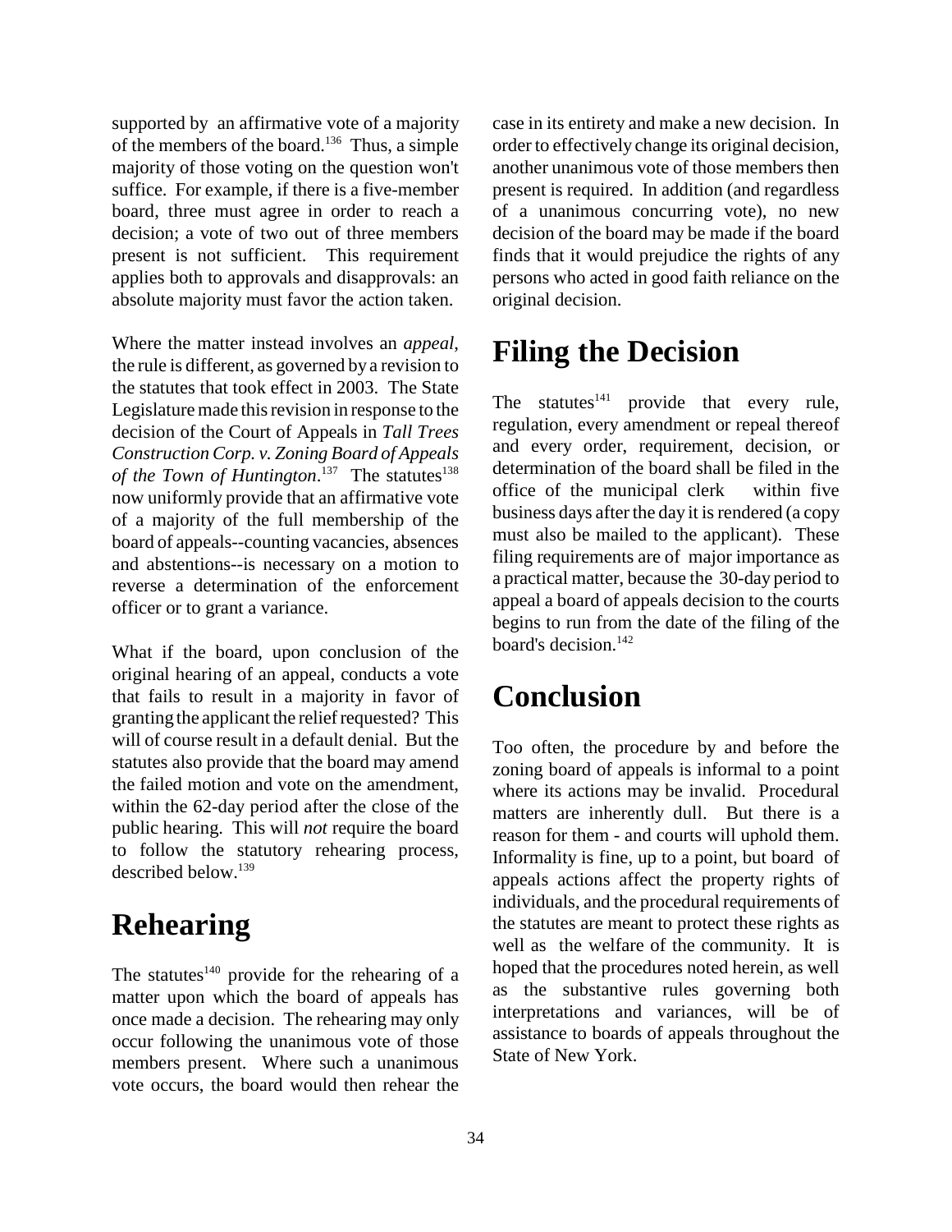supported by an affirmative vote of a majority of the members of the board.[136] Thus, a simple majority of those voting on the question won't suffice. For example, if there is a five-member board, three must agree in order to reach a decision; a vote of two out of three members present is not sufficient. This requirement applies both to approvals and disapprovals: an absolute majority must favor the action taken.

Where the matter instead involves an *appeal*, the rule is different, as governed by a revision to the statutes that took effect in 2003. The State Legislature made this revision in response to the decision of the Court of Appeals in *Tall Trees Construction Corp. v. Zoning Board of Appeals of the Town of Huntington*.[137] The statutes[138] now uniformly provide that an affirmative vote of a majority of the full membership of the board of appeals--counting vacancies, absences and abstentions--is necessary on a motion to reverse a determination of the enforcement officer or to grant a variance.

What if the board, upon conclusion of the original hearing of an appeal, conducts a vote that fails to result in a majority in favor of granting the applicant the relief requested? This will of course result in a default denial. But the statutes also provide that the board may amend the failed motion and vote on the amendment, within the 62-day period after the close of the public hearing. This will *not* require the board to follow the statutory rehearing process, described below.[139]

# Rehearing

The statutes[140] provide for the rehearing of a matter upon which the board of appeals has once made a decision. The rehearing may only occur following the unanimous vote of those members present. Where such a unanimous vote occurs, the board would then rehear the case in its entirety and make a new decision. In order to effectively change its original decision, another unanimous vote of those members then present is required. In addition (and regardless of a unanimous concurring vote), no new decision of the board may be made if the board finds that it would prejudice the rights of any persons who acted in good faith reliance on the original decision.

# Filing the Decision

The statutes[141] provide that every rule, regulation, every amendment or repeal thereof and every order, requirement, decision, or determination of the board shall be filed in the office of the municipal clerk within five business days after the day it is rendered (a copy must also be mailed to the applicant). These filing requirements are of major importance as a practical matter, because the 30-day period to appeal a board of appeals decision to the courts begins to run from the date of the filing of the board's decision.[142]

# Conclusion

Too often, the procedure by and before the zoning board of appeals is informal to a point where its actions may be invalid. Procedural matters are inherently dull. But there is a reason for them - and courts will uphold them. Informality is fine, up to a point, but board of appeals actions affect the property rights of individuals, and the procedural requirements of the statutes are meant to protect these rights as well as the welfare of the community. It is hoped that the procedures noted herein, as well as the substantive rules governing both interpretations and variances, will be of assistance to boards of appeals throughout the State of New York.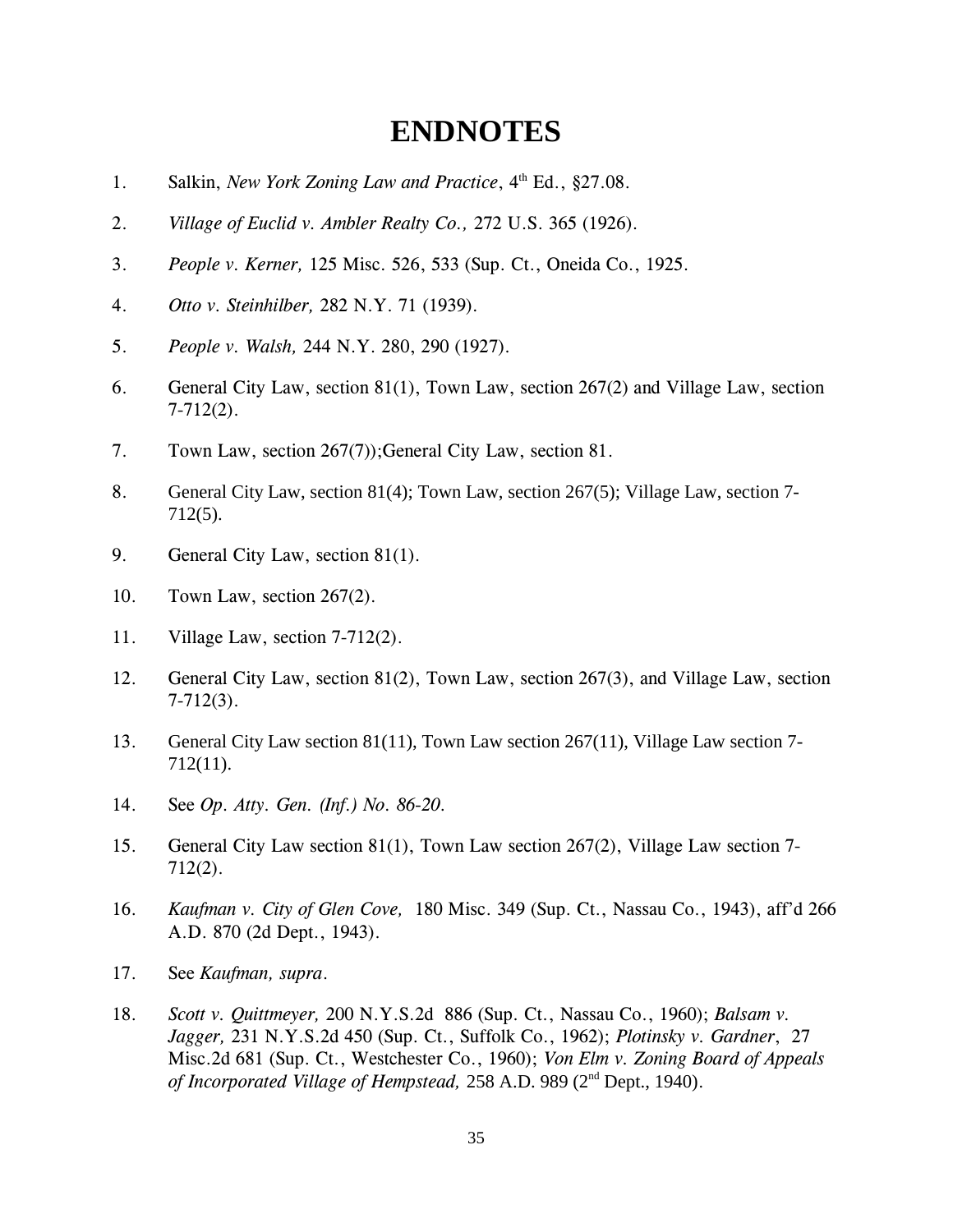# ENDNOTES

1. Salkin, *New York Zoning Law and Practice*, 4th Ed., §27.08.
2. *Village of Euclid v. Ambler Realty Co.,* 272 U.S. 365 (1926).
3. *People v. Kerner,* 125 Misc. 526, 533 (Sup. Ct., Oneida Co., 1925.
4. *Otto v. Steinhilber,* 282 N.Y. 71 (1939).
5. *People v. Walsh,* 244 N.Y. 280, 290 (1927).
6. General City Law, section 81(1), Town Law, section 267(2) and Village Law, section 7-712(2).
7. Town Law, section 267(7));General City Law, section 81.
8. General City Law, section 81(4); Town Law, section 267(5); Village Law, section 7-712(5).
9. General City Law, section 81(1).
10. Town Law, section 267(2).
11. Village Law, section 7-712(2).
12. General City Law, section 81(2), Town Law, section 267(3), and Village Law, section 7-712(3).
13. General City Law section 81(11), Town Law section 267(11), Village Law section 7-712(11).
14. See *Op. Atty. Gen. (Inf.) No. 86-20*.
15. General City Law section 81(1), Town Law section 267(2), Village Law section 7-712(2).
16. *Kaufman v. City of Glen Cove,* 180 Misc. 349 (Sup. Ct., Nassau Co., 1943), aff'd 266 A.D. 870 (2d Dept., 1943).
17. See *Kaufman, supra*.
18. *Scott v. Quittmeyer,* 200 N.Y.S.2d 886 (Sup. Ct., Nassau Co., 1960); *Balsam v. Jagger,* 231 N.Y.S.2d 450 (Sup. Ct., Suffolk Co., 1962); *Plotinsky v. Gardner*, 27 Misc.2d 681 (Sup. Ct., Westchester Co., 1960); *Von Elm v. Zoning Board of Appeals of Incorporated Village of Hempstead,* 258 A.D. 989 (2nd Dept., 1940).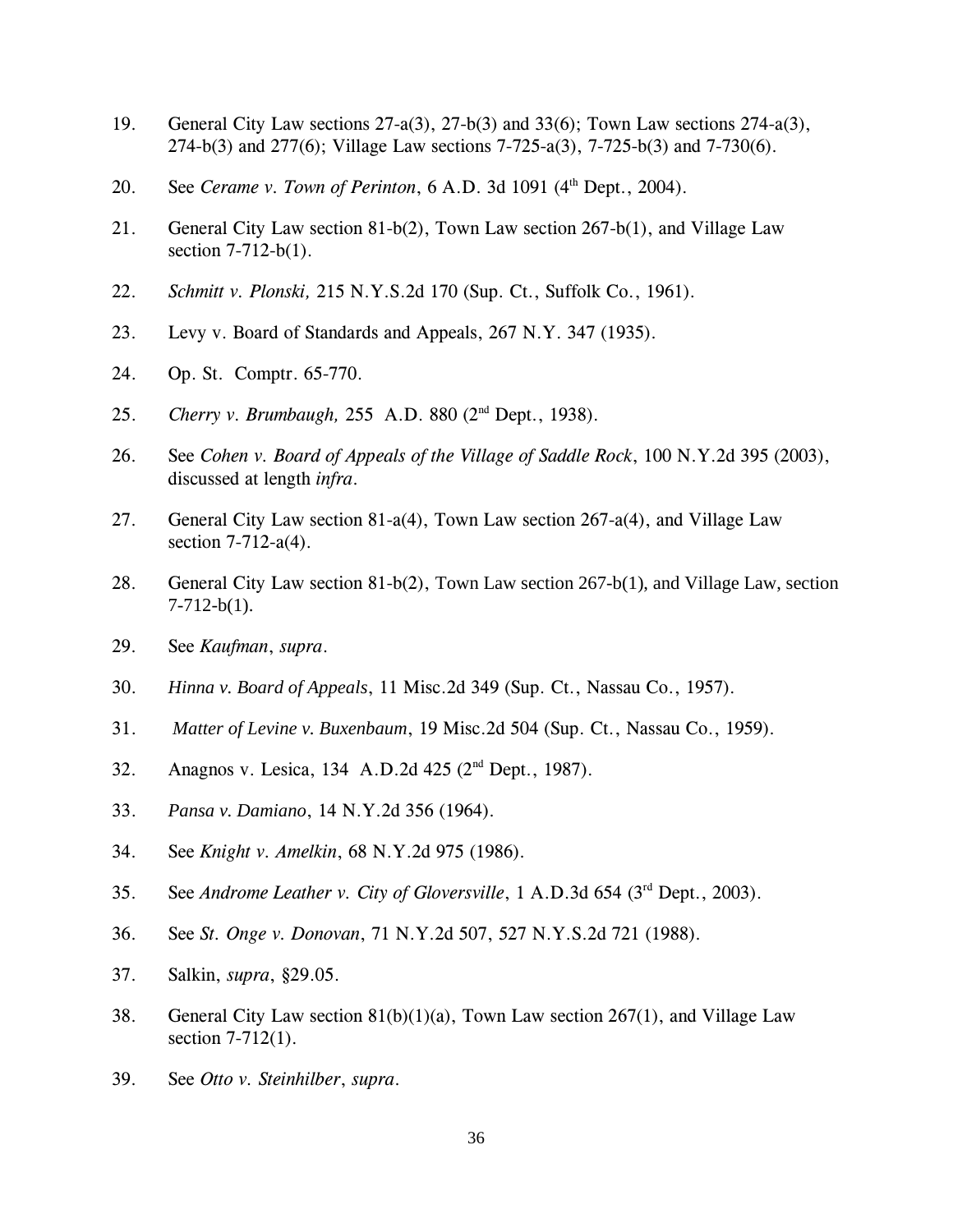19. General City Law sections 27-a(3), 27-b(3) and 33(6); Town Law sections 274-a(3), 274-b(3) and 277(6); Village Law sections 7-725-a(3), 7-725-b(3) and 7-730(6).

20. See *Cerame v. Town of Perinton*, 6 A.D. 3d 1091 (4th Dept., 2004).

21. General City Law section 81-b(2), Town Law section 267-b(1), and Village Law section 7-712-b(1).

22. *Schmitt v. Plonski,* 215 N.Y.S.2d 170 (Sup. Ct., Suffolk Co., 1961).

23. Levy v. Board of Standards and Appeals, 267 N.Y. 347 (1935).

24. Op. St. Comptr. 65-770.

25. *Cherry v. Brumbaugh,* 255 A.D. 880 (2nd Dept., 1938).

26. See *Cohen v. Board of Appeals of the Village of Saddle Rock*, 100 N.Y.2d 395 (2003), discussed at length *infra*.

27. General City Law section 81-a(4), Town Law section 267-a(4), and Village Law section 7-712-a(4).

28. General City Law section 81-b(2), Town Law section 267-b(1), and Village Law, section 7-712-b(1).

29. See *Kaufman*, *supra*.

30. *Hinna v. Board of Appeals*, 11 Misc.2d 349 (Sup. Ct., Nassau Co., 1957).

31. *Matter of Levine v. Buxenbaum*, 19 Misc.2d 504 (Sup. Ct., Nassau Co., 1959).

32. Anagnos v. Lesica, 134 A.D.2d 425 (2nd Dept., 1987).

33. *Pansa v. Damiano*, 14 N.Y.2d 356 (1964).

34. See *Knight v. Amelkin*, 68 N.Y.2d 975 (1986).

35. See *Androme Leather v. City of Gloversville*, 1 A.D.3d 654 (3rd Dept., 2003).

36. See *St. Onge v. Donovan*, 71 N.Y.2d 507, 527 N.Y.S.2d 721 (1988).

37. Salkin, *supra*, §29.05.

38. General City Law section 81(b)(1)(a), Town Law section 267(1), and Village Law section 7-712(1).

39. See *Otto v. Steinhilber*, *supra*.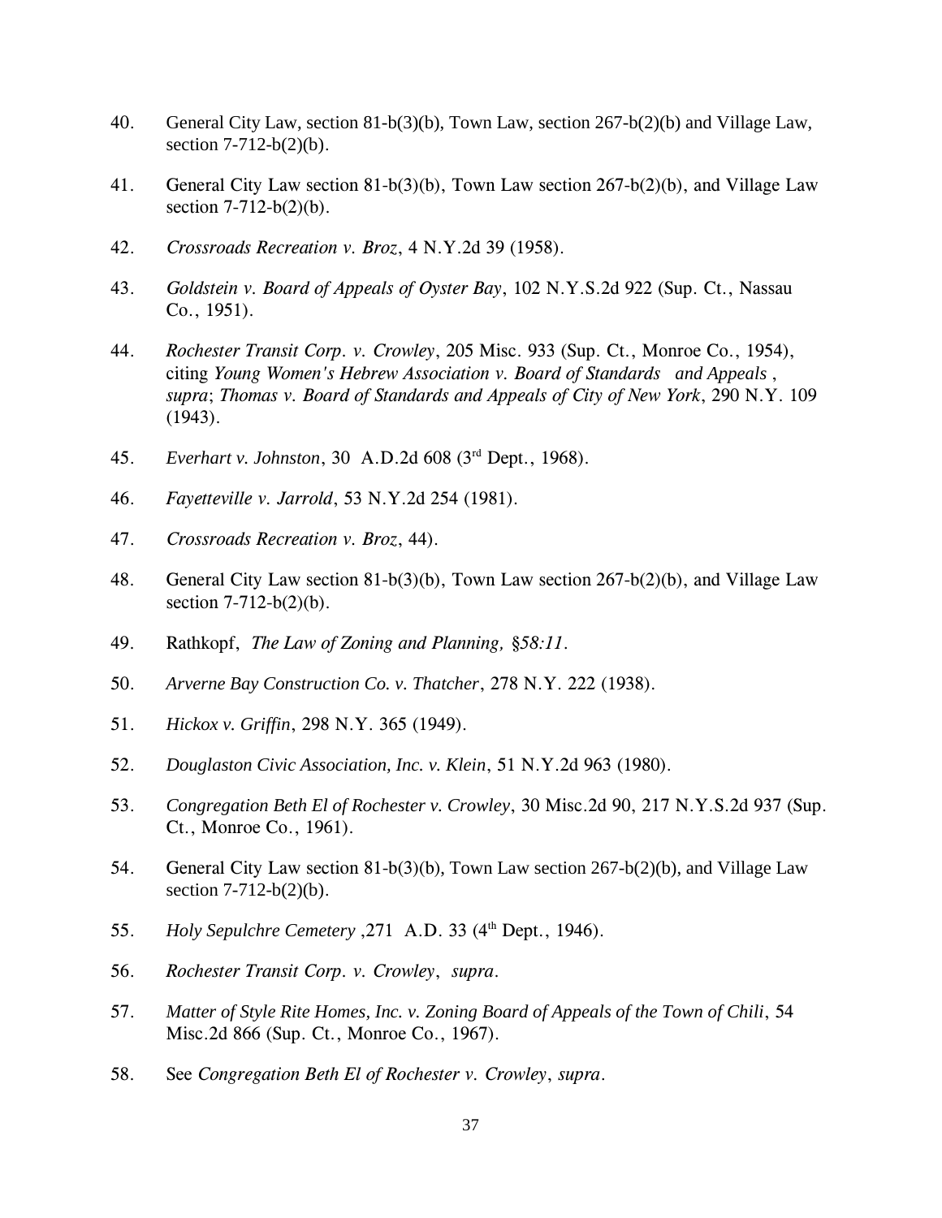40. General City Law, section 81-b(3)(b), Town Law, section 267-b(2)(b) and Village Law, section 7-712-b(2)(b).

41. General City Law section 81-b(3)(b), Town Law section 267-b(2)(b), and Village Law section 7-712-b(2)(b).

42. *Crossroads Recreation v. Broz*, 4 N.Y.2d 39 (1958).

43. *Goldstein v. Board of Appeals of Oyster Bay*, 102 N.Y.S.2d 922 (Sup. Ct., Nassau Co., 1951).

44. *Rochester Transit Corp. v. Crowley*, 205 Misc. 933 (Sup. Ct., Monroe Co., 1954), citing *Young Women's Hebrew Association v. Board of Standards and Appeals*, *supra*; *Thomas v. Board of Standards and Appeals of City of New York*, 290 N.Y. 109 (1943).

45. *Everhart v. Johnston*, 30 A.D.2d 608 (3rd Dept., 1968).

46. *Fayetteville v. Jarrold*, 53 N.Y.2d 254 (1981).

47. *Crossroads Recreation v. Broz*, 44).

48. General City Law section 81-b(3)(b), Town Law section 267-b(2)(b), and Village Law section 7-712-b(2)(b).

49. Rathkopf, *The Law of Zoning and Planning, §58:11.*

50. *Arverne Bay Construction Co. v. Thatcher*, 278 N.Y. 222 (1938).

51. *Hickox v. Griffin*, 298 N.Y. 365 (1949).

52. *Douglaston Civic Association, Inc. v. Klein*, 51 N.Y.2d 963 (1980).

53. *Congregation Beth El of Rochester v. Crowley*, 30 Misc.2d 90, 217 N.Y.S.2d 937 (Sup. Ct., Monroe Co., 1961).

54. General City Law section 81-b(3)(b), Town Law section 267-b(2)(b), and Village Law section 7-712-b(2)(b).

55. *Holy Sepulchre Cemetery* ,271 A.D. 33 (4th Dept., 1946).

56. *Rochester Transit Corp. v. Crowley*, *supra*.

57. *Matter of Style Rite Homes, Inc. v. Zoning Board of Appeals of the Town of Chili*, 54 Misc.2d 866 (Sup. Ct., Monroe Co., 1967).

58. See *Congregation Beth El of Rochester v. Crowley*, *supra*.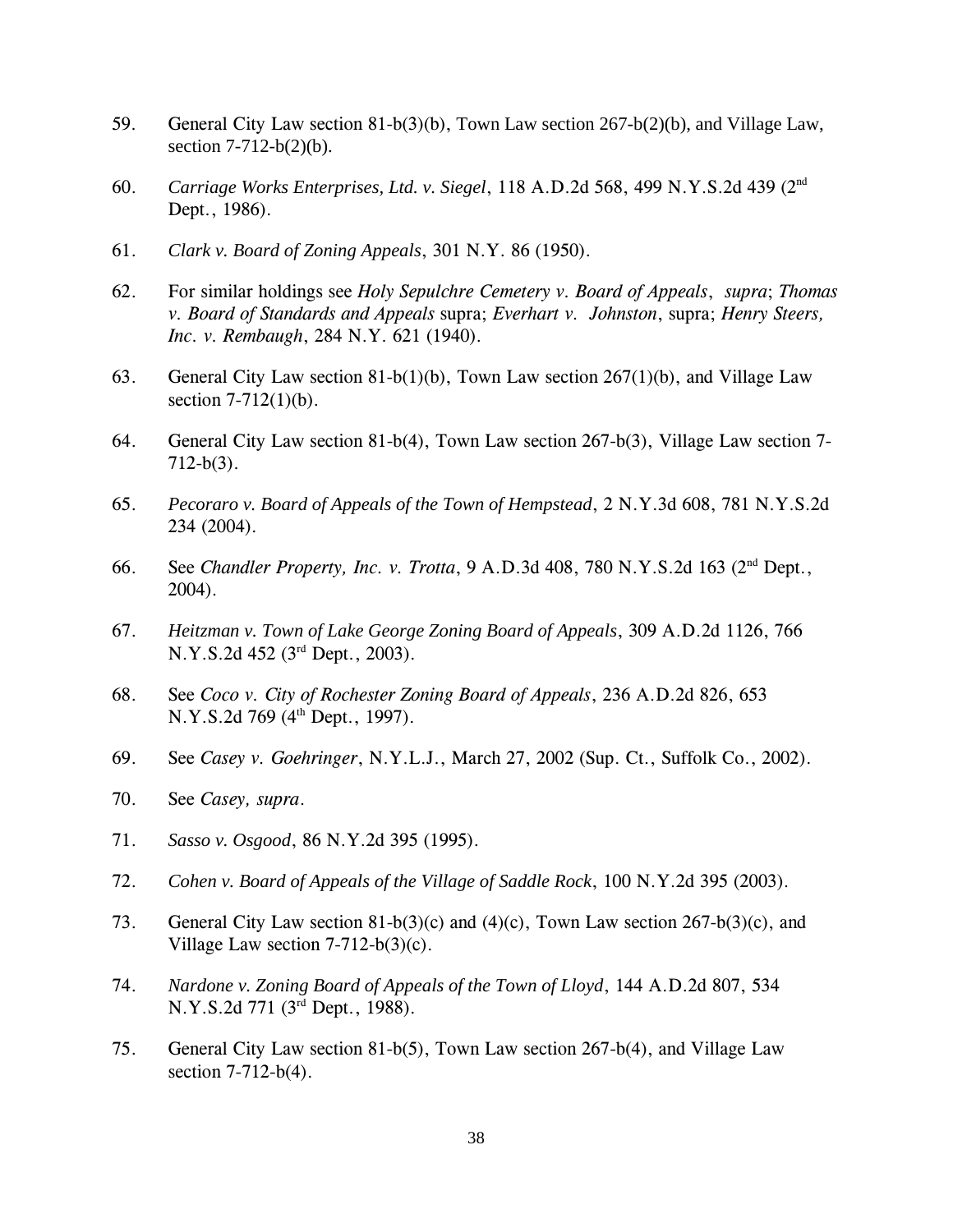59. General City Law section 81-b(3)(b), Town Law section 267-b(2)(b), and Village Law, section 7-712-b(2)(b).

60. *Carriage Works Enterprises, Ltd. v. Siegel*, 118 A.D.2d 568, 499 N.Y.S.2d 439 (2nd Dept., 1986).

61. *Clark v. Board of Zoning Appeals*, 301 N.Y. 86 (1950).

62. For similar holdings see *Holy Sepulchre Cemetery v. Board of Appeals*, *supra*; *Thomas v. Board of Standards and Appeals* supra; *Everhart v. Johnston*, supra; *Henry Steers, Inc. v. Rembaugh*, 284 N.Y. 621 (1940).

63. General City Law section 81-b(1)(b), Town Law section 267(1)(b), and Village Law section 7-712(1)(b).

64. General City Law section 81-b(4), Town Law section 267-b(3), Village Law section 7-712-b(3).

65. *Pecoraro v. Board of Appeals of the Town of Hempstead*, 2 N.Y.3d 608, 781 N.Y.S.2d 234 (2004).

66. See *Chandler Property, Inc. v. Trotta*, 9 A.D.3d 408, 780 N.Y.S.2d 163 (2nd Dept., 2004).

67. *Heitzman v. Town of Lake George Zoning Board of Appeals*, 309 A.D.2d 1126, 766 N.Y.S.2d 452 (3rd Dept., 2003).

68. See *Coco v. City of Rochester Zoning Board of Appeals*, 236 A.D.2d 826, 653 N.Y.S.2d 769 (4th Dept., 1997).

69. See *Casey v. Goehringer*, N.Y.L.J., March 27, 2002 (Sup. Ct., Suffolk Co., 2002).

70. See *Casey, supra*.

71. *Sasso v. Osgood*, 86 N.Y.2d 395 (1995).

72. *Cohen v. Board of Appeals of the Village of Saddle Rock*, 100 N.Y.2d 395 (2003).

73. General City Law section 81-b(3)(c) and (4)(c), Town Law section 267-b(3)(c), and Village Law section 7-712-b(3)(c).

74. *Nardone v. Zoning Board of Appeals of the Town of Lloyd*, 144 A.D.2d 807, 534 N.Y.S.2d 771 (3rd Dept., 1988).

75. General City Law section 81-b(5), Town Law section 267-b(4), and Village Law section 7-712-b(4).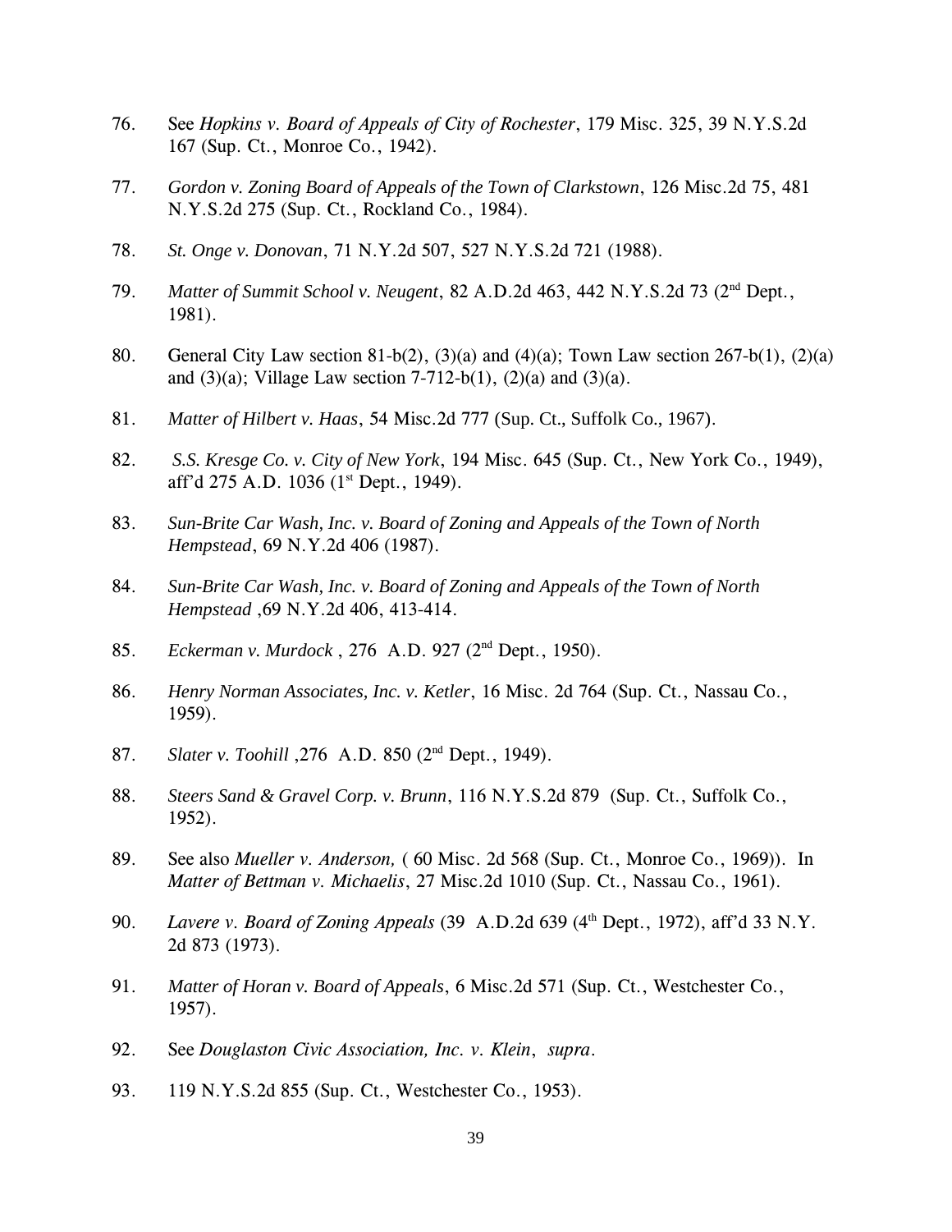76. See *Hopkins v. Board of Appeals of City of Rochester*, 179 Misc. 325, 39 N.Y.S.2d 167 (Sup. Ct., Monroe Co., 1942).

77. *Gordon v. Zoning Board of Appeals of the Town of Clarkstown*, 126 Misc.2d 75, 481 N.Y.S.2d 275 (Sup. Ct., Rockland Co., 1984).

78. *St. Onge v. Donovan*, 71 N.Y.2d 507, 527 N.Y.S.2d 721 (1988).

79. *Matter of Summit School v. Neugent*, 82 A.D.2d 463, 442 N.Y.S.2d 73 (2nd Dept., 1981).

80. General City Law section 81-b(2), (3)(a) and (4)(a); Town Law section 267-b(1), (2)(a) and (3)(a); Village Law section 7-712-b(1), (2)(a) and (3)(a).

81. *Matter of Hilbert v. Haas*, 54 Misc.2d 777 (Sup. Ct., Suffolk Co., 1967).

82. *S.S. Kresge Co. v. City of New York*, 194 Misc. 645 (Sup. Ct., New York Co., 1949), aff'd 275 A.D. 1036 (1st Dept., 1949).

83. *Sun-Brite Car Wash, Inc. v. Board of Zoning and Appeals of the Town of North Hempstead*, 69 N.Y.2d 406 (1987).

84. *Sun-Brite Car Wash, Inc. v. Board of Zoning and Appeals of the Town of North Hempstead* ,69 N.Y.2d 406, 413-414.

85. *Eckerman v. Murdock* , 276 A.D. 927 (2nd Dept., 1950).

86. *Henry Norman Associates, Inc. v. Ketler*, 16 Misc. 2d 764 (Sup. Ct., Nassau Co., 1959).

87. *Slater v. Toohill* ,276 A.D. 850 (2nd Dept., 1949).

88. *Steers Sand & Gravel Corp. v. Brunn*, 116 N.Y.S.2d 879 (Sup. Ct., Suffolk Co., 1952).

89. See also *Mueller v. Anderson,* ( 60 Misc. 2d 568 (Sup. Ct., Monroe Co., 1969)). In *Matter of Bettman v. Michaelis*, 27 Misc.2d 1010 (Sup. Ct., Nassau Co., 1961).

90. *Lavere v. Board of Zoning Appeals* (39 A.D.2d 639 (4th Dept., 1972), aff'd 33 N.Y. 2d 873 (1973).

91. *Matter of Horan v. Board of Appeals*, 6 Misc.2d 571 (Sup. Ct., Westchester Co., 1957).

92. See *Douglaston Civic Association, Inc. v. Klein*, *supra*.

93. 119 N.Y.S.2d 855 (Sup. Ct., Westchester Co., 1953).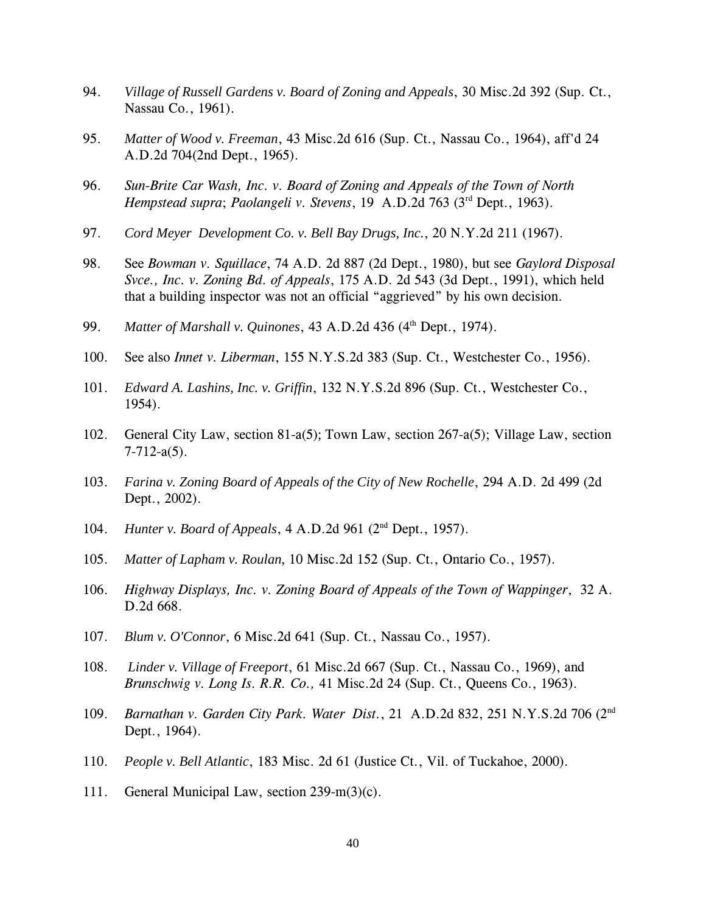94. *Village of Russell Gardens v. Board of Zoning and Appeals*, 30 Misc.2d 392 (Sup. Ct., Nassau Co., 1961).

95. *Matter of Wood v. Freeman*, 43 Misc.2d 616 (Sup. Ct., Nassau Co., 1964), aff'd 24 A.D.2d 704(2nd Dept., 1965).

96. *Sun-Brite Car Wash, Inc. v. Board of Zoning and Appeals of the Town of North Hempstead supra*; *Paolangeli v. Stevens*, 19 A.D.2d 763 (3rd Dept., 1963).

97. *Cord Meyer Development Co. v. Bell Bay Drugs, Inc.*, 20 N.Y.2d 211 (1967).

98. See *Bowman v. Squillace*, 74 A.D. 2d 887 (2d Dept., 1980), but see *Gaylord Disposal Svce., Inc. v. Zoning Bd. of Appeals*, 175 A.D. 2d 543 (3d Dept., 1991), which held that a building inspector was not an official "aggrieved" by his own decision.

99. *Matter of Marshall v. Quinones*, 43 A.D.2d 436 (4th Dept., 1974).

100. See also *Innet v. Liberman*, 155 N.Y.S.2d 383 (Sup. Ct., Westchester Co., 1956).

101. *Edward A. Lashins, Inc. v. Griffin*, 132 N.Y.S.2d 896 (Sup. Ct., Westchester Co., 1954).

102. General City Law, section 81-a(5); Town Law, section 267-a(5); Village Law, section 7-712-a(5).

103. *Farina v. Zoning Board of Appeals of the City of New Rochelle*, 294 A.D. 2d 499 (2d Dept., 2002).

104. *Hunter v. Board of Appeals*, 4 A.D.2d 961 (2nd Dept., 1957).

105. *Matter of Lapham v. Roulan,* 10 Misc.2d 152 (Sup. Ct., Ontario Co., 1957).

106. *Highway Displays, Inc. v. Zoning Board of Appeals of the Town of Wappinger*, 32 A. D.2d 668.

107. *Blum v. O'Connor*, 6 Misc.2d 641 (Sup. Ct., Nassau Co., 1957).

108. *Linder v. Village of Freeport*, 61 Misc.2d 667 (Sup. Ct., Nassau Co., 1969), and *Brunschwig v. Long Is. R.R. Co.,* 41 Misc.2d 24 (Sup. Ct., Queens Co., 1963).

109. *Barnathan v. Garden City Park. Water Dist.*, 21 A.D.2d 832, 251 N.Y.S.2d 706 (2nd Dept., 1964).

110. *People v. Bell Atlantic*, 183 Misc. 2d 61 (Justice Ct., Vil. of Tuckahoe, 2000).

111. General Municipal Law, section 239-m(3)(c).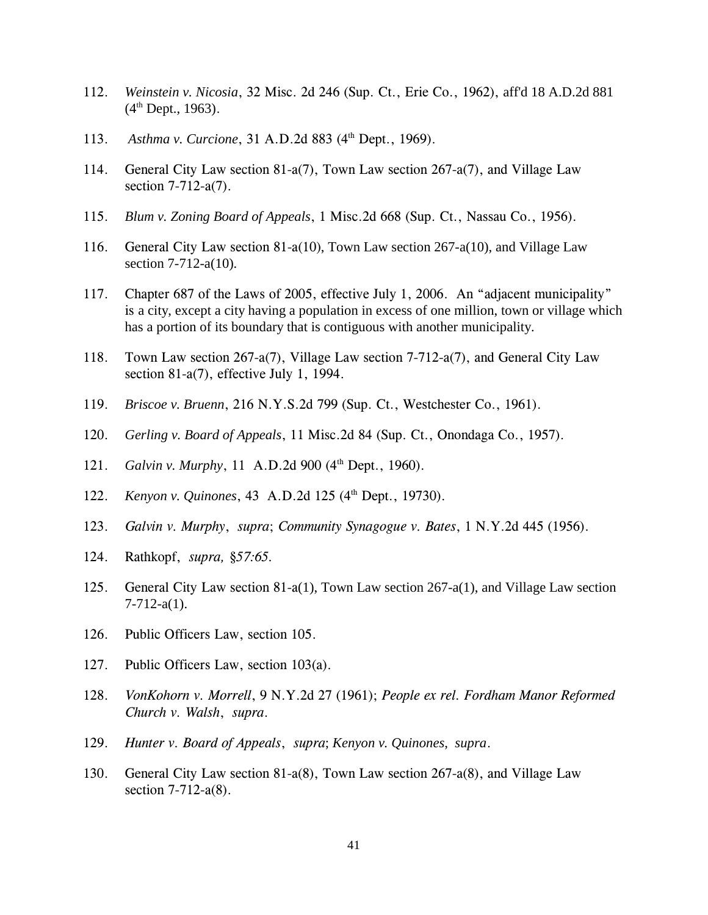112. *Weinstein v. Nicosia*, 32 Misc. 2d 246 (Sup. Ct., Erie Co., 1962), aff'd 18 A.D.2d 881 (4th Dept., 1963).

113. *Asthma v. Curcione*, 31 A.D.2d 883 (4th Dept., 1969).

114. General City Law section 81-a(7), Town Law section 267-a(7), and Village Law section 7-712-a(7).

115. *Blum v. Zoning Board of Appeals*, 1 Misc.2d 668 (Sup. Ct., Nassau Co., 1956).

116. General City Law section 81-a(10), Town Law section 267-a(10), and Village Law section 7-712-a(10).

117. Chapter 687 of the Laws of 2005, effective July 1, 2006. An "adjacent municipality" is a city, except a city having a population in excess of one million, town or village which has a portion of its boundary that is contiguous with another municipality.

118. Town Law section 267-a(7), Village Law section 7-712-a(7), and General City Law section 81-a(7), effective July 1, 1994.

119. *Briscoe v. Bruenn*, 216 N.Y.S.2d 799 (Sup. Ct., Westchester Co., 1961).

120. *Gerling v. Board of Appeals*, 11 Misc.2d 84 (Sup. Ct., Onondaga Co., 1957).

121. *Galvin v. Murphy*, 11 A.D.2d 900 (4th Dept., 1960).

122. *Kenyon v. Quinones*, 43 A.D.2d 125 (4th Dept., 19730).

123. *Galvin v. Murphy*, *supra*; *Community Synagogue v. Bates*, 1 N.Y.2d 445 (1956).

124. Rathkopf, *supra, §57:65.*

125. General City Law section 81-a(1), Town Law section 267-a(1), and Village Law section 7-712-a(1).

126. Public Officers Law, section 105.

127. Public Officers Law, section 103(a).

128. *VonKohorn v. Morrell*, 9 N.Y.2d 27 (1961); *People ex rel. Fordham Manor Reformed Church v. Walsh*, *supra*.

129. *Hunter v. Board of Appeals*, *supra*; *Kenyon v. Quinones, supra*.

130. General City Law section 81-a(8), Town Law section 267-a(8), and Village Law section 7-712-a(8).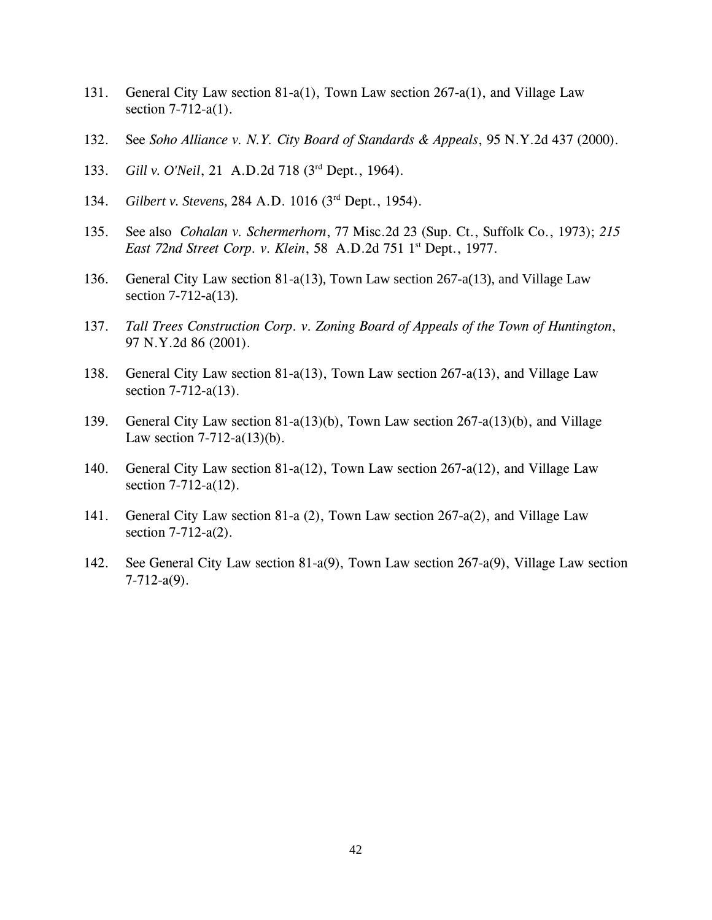131. General City Law section 81-a(1), Town Law section 267-a(1), and Village Law section 7-712-a(1).

132. See *Soho Alliance v. N.Y. City Board of Standards & Appeals*, 95 N.Y.2d 437 (2000).

133. *Gill v. O'Neil*, 21 A.D.2d 718 (3rd Dept., 1964).

134. *Gilbert v. Stevens*, 284 A.D. 1016 (3rd Dept., 1954).

135. See also *Cohalan v. Schermerhorn*, 77 Misc.2d 23 (Sup. Ct., Suffolk Co., 1973); *215 East 72nd Street Corp. v. Klein*, 58 A.D.2d 751 1st Dept., 1977.

136. General City Law section 81-a(13), Town Law section 267-a(13), and Village Law section 7-712-a(13).

137. *Tall Trees Construction Corp. v. Zoning Board of Appeals of the Town of Huntington*, 97 N.Y.2d 86 (2001).

138. General City Law section 81-a(13), Town Law section 267-a(13), and Village Law section 7-712-a(13).

139. General City Law section 81-a(13)(b), Town Law section 267-a(13)(b), and Village Law section 7-712-a(13)(b).

140. General City Law section 81-a(12), Town Law section 267-a(12), and Village Law section 7-712-a(12).

141. General City Law section 81-a (2), Town Law section 267-a(2), and Village Law section 7-712-a(2).

142. See General City Law section 81-a(9), Town Law section 267-a(9), Village Law section 7-712-a(9).